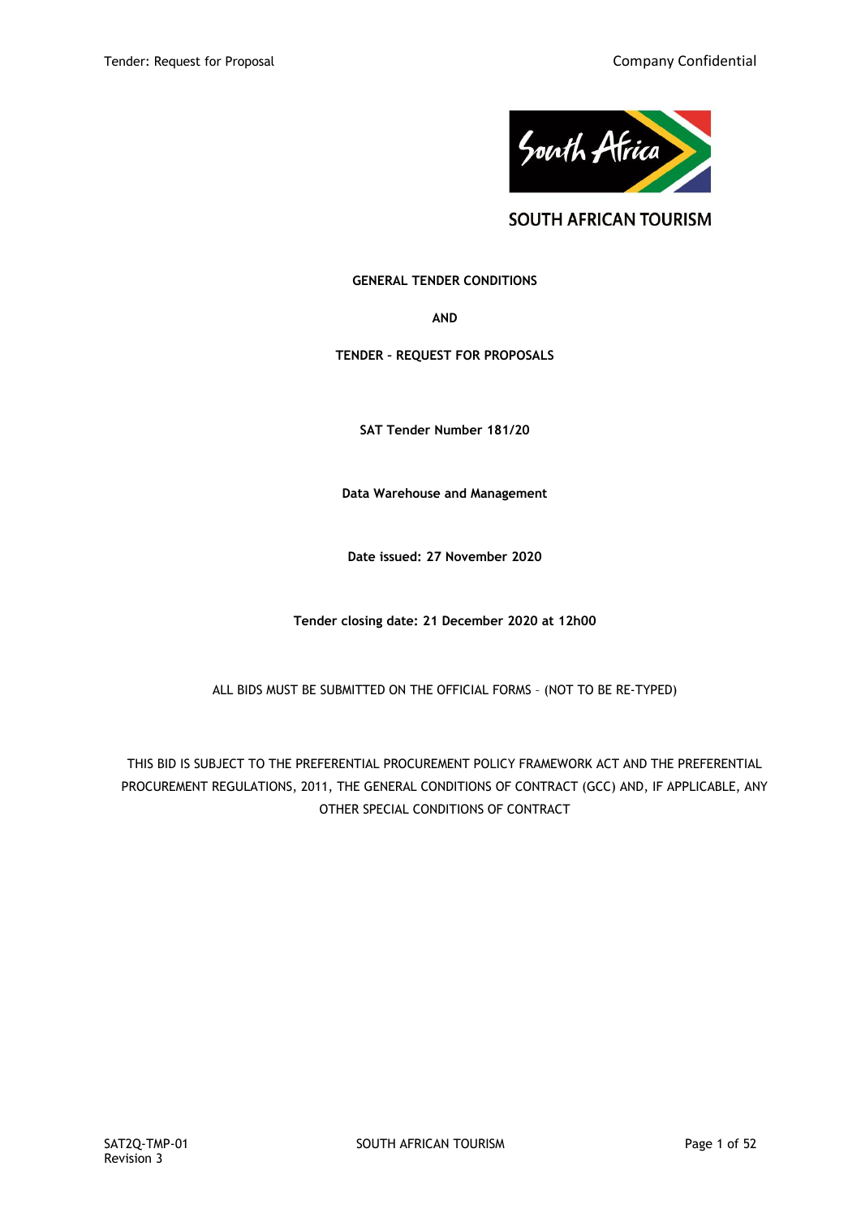SOUTH AFRICAN TOURISM

**GENERAL TENDER CONDITIONS**

**AND**

**TENDER – REQUEST FOR PROPOSALS**

**SAT Tender Number 181/20**

**Data Warehouse and Management**

**Date issued: 27 November 2020**

**Tender closing date: 21 December 2020 at 12h00**

ALL BIDS MUST BE SUBMITTED ON THE OFFICIAL FORMS – (NOT TO BE RE-TYPED)

THIS BID IS SUBJECT TO THE PREFERENTIAL PROCUREMENT POLICY FRAMEWORK ACT AND THE PREFERENTIAL PROCUREMENT REGULATIONS, 2011, THE GENERAL CONDITIONS OF CONTRACT (GCC) AND, IF APPLICABLE, ANY OTHER SPECIAL CONDITIONS OF CONTRACT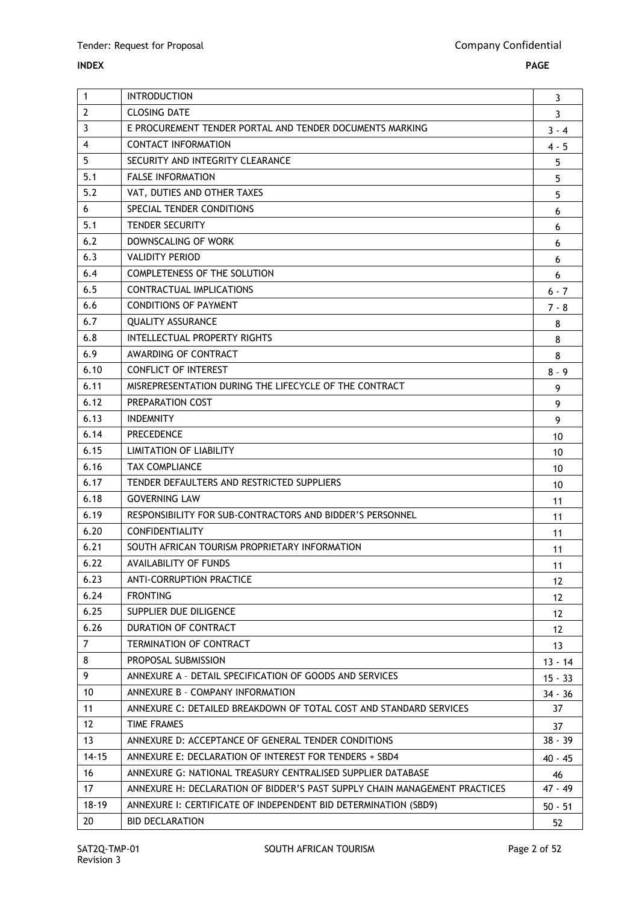**INDEX** **PAGE**

| | | |
|---|---|---|
| 1 | INTRODUCTION | 3 |
| 2 | CLOSING DATE | 3 |
| 3 | E PROCUREMENT TENDER PORTAL AND TENDER DOCUMENTS MARKING | 3 - 4 |
| 4 | CONTACT INFORMATION | 4 - 5 |
| 5 | SECURITY AND INTEGRITY CLEARANCE | 5 |
| 5.1 | FALSE INFORMATION | 5 |
| 5.2 | VAT, DUTIES AND OTHER TAXES | 5 |
| 6 | SPECIAL TENDER CONDITIONS | 6 |
| 5.1 | TENDER SECURITY | 6 |
| 6.2 | DOWNSCALING OF WORK | 6 |
| 6.3 | VALIDITY PERIOD | 6 |
| 6.4 | COMPLETENESS OF THE SOLUTION | 6 |
| 6.5 | CONTRACTUAL IMPLICATIONS | 6 - 7 |
| 6.6 | CONDITIONS OF PAYMENT | 7 - 8 |
| 6.7 | QUALITY ASSURANCE | 8 |
| 6.8 | INTELLECTUAL PROPERTY RIGHTS | 8 |
| 6.9 | AWARDING OF CONTRACT | 8 |
| 6.10 | CONFLICT OF INTEREST | 8 - 9 |
| 6.11 | MISREPRESENTATION DURING THE LIFECYCLE OF THE CONTRACT | 9 |
| 6.12 | PREPARATION COST | 9 |
| 6.13 | INDEMNITY | 9 |
| 6.14 | PRECEDENCE | 10 |
| 6.15 | LIMITATION OF LIABILITY | 10 |
| 6.16 | TAX COMPLIANCE | 10 |
| 6.17 | TENDER DEFAULTERS AND RESTRICTED SUPPLIERS | 10 |
| 6.18 | GOVERNING LAW | 11 |
| 6.19 | RESPONSIBILITY FOR SUB-CONTRACTORS AND BIDDER'S PERSONNEL | 11 |
| 6.20 | CONFIDENTIALITY | 11 |
| 6.21 | SOUTH AFRICAN TOURISM PROPRIETARY INFORMATION | 11 |
| 6.22 | AVAILABILITY OF FUNDS | 11 |
| 6.23 | ANTI-CORRUPTION PRACTICE | 12 |
| 6.24 | FRONTING | 12 |
| 6.25 | SUPPLIER DUE DILIGENCE | 12 |
| 6.26 | DURATION OF CONTRACT | 12 |
| 7 | TERMINATION OF CONTRACT | 13 |
| 8 | PROPOSAL SUBMISSION | 13 - 14 |
| 9 | ANNEXURE A – DETAIL SPECIFICATION OF GOODS AND SERVICES | 15 - 33 |
| 10 | ANNEXURE B – COMPANY INFORMATION | 34 - 36 |
| 11 | ANNEXURE C: DETAILED BREAKDOWN OF TOTAL COST AND STANDARD SERVICES | 37 |
| 12 | TIME FRAMES | 37 |
| 13 | ANNEXURE D: ACCEPTANCE OF GENERAL TENDER CONDITIONS | 38 - 39 |
| 14-15 | ANNEXURE E: DECLARATION OF INTEREST FOR TENDERS + SBD4 | 40 - 45 |
| 16 | ANNEXURE G: NATIONAL TREASURY CENTRALISED SUPPLIER DATABASE | 46 |
| 17 | ANNEXURE H: DECLARATION OF BIDDER'S PAST SUPPLY CHAIN MANAGEMENT PRACTICES | 47 - 49 |
| 18-19 | ANNEXURE I: CERTIFICATE OF INDEPENDENT BID DETERMINATION (SBD9) | 50 - 51 |
| 20 | BID DECLARATION | 52 |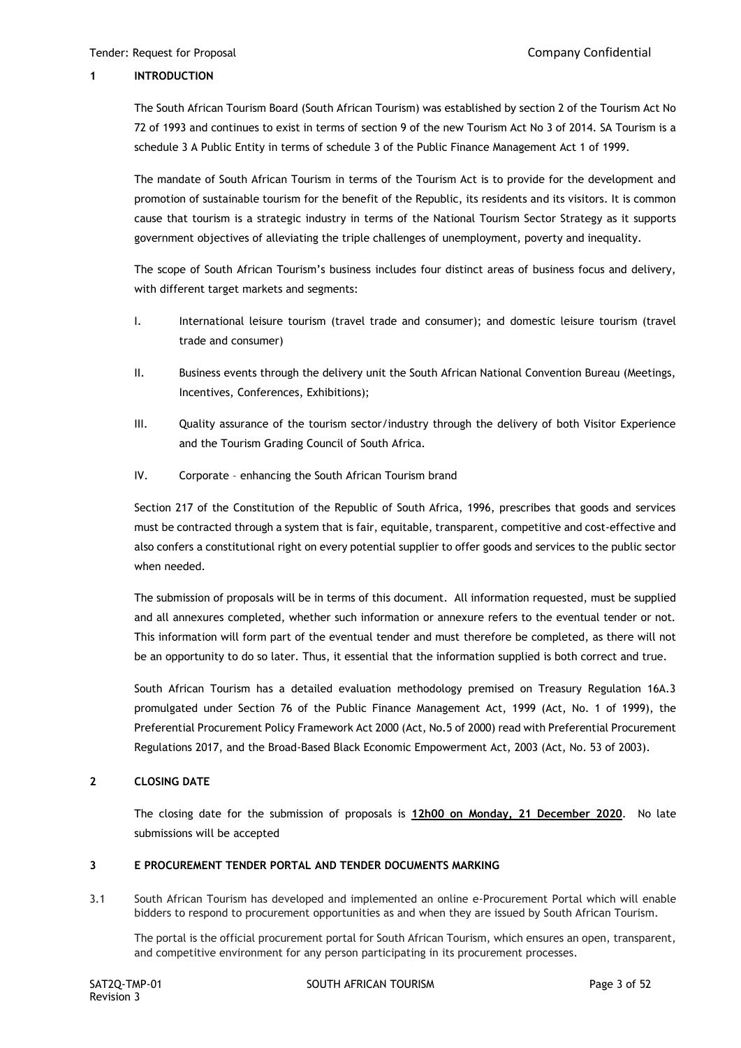## 1 INTRODUCTION

The South African Tourism Board (South African Tourism) was established by section 2 of the Tourism Act No 72 of 1993 and continues to exist in terms of section 9 of the new Tourism Act No 3 of 2014. SA Tourism is a schedule 3 A Public Entity in terms of schedule 3 of the Public Finance Management Act 1 of 1999.

The mandate of South African Tourism in terms of the Tourism Act is to provide for the development and promotion of sustainable tourism for the benefit of the Republic, its residents and its visitors. It is common cause that tourism is a strategic industry in terms of the National Tourism Sector Strategy as it supports government objectives of alleviating the triple challenges of unemployment, poverty and inequality.

The scope of South African Tourism's business includes four distinct areas of business focus and delivery, with different target markets and segments:

I. International leisure tourism (travel trade and consumer); and domestic leisure tourism (travel trade and consumer)

II. Business events through the delivery unit the South African National Convention Bureau (Meetings, Incentives, Conferences, Exhibitions);

III. Quality assurance of the tourism sector/industry through the delivery of both Visitor Experience and the Tourism Grading Council of South Africa.

IV. Corporate – enhancing the South African Tourism brand

Section 217 of the Constitution of the Republic of South Africa, 1996, prescribes that goods and services must be contracted through a system that is fair, equitable, transparent, competitive and cost-effective and also confers a constitutional right on every potential supplier to offer goods and services to the public sector when needed.

The submission of proposals will be in terms of this document. All information requested, must be supplied and all annexures completed, whether such information or annexure refers to the eventual tender or not. This information will form part of the eventual tender and must therefore be completed, as there will not be an opportunity to do so later. Thus, it essential that the information supplied is both correct and true.

South African Tourism has a detailed evaluation methodology premised on Treasury Regulation 16A.3 promulgated under Section 76 of the Public Finance Management Act, 1999 (Act, No. 1 of 1999), the Preferential Procurement Policy Framework Act 2000 (Act, No.5 of 2000) read with Preferential Procurement Regulations 2017, and the Broad-Based Black Economic Empowerment Act, 2003 (Act, No. 53 of 2003).

## 2 CLOSING DATE

The closing date for the submission of proposals is **12h00 on Monday, 21 December 2020**. No late submissions will be accepted

## 3 E PROCUREMENT TENDER PORTAL AND TENDER DOCUMENTS MARKING

3.1 South African Tourism has developed and implemented an online e-Procurement Portal which will enable bidders to respond to procurement opportunities as and when they are issued by South African Tourism.

The portal is the official procurement portal for South African Tourism, which ensures an open, transparent, and competitive environment for any person participating in its procurement processes.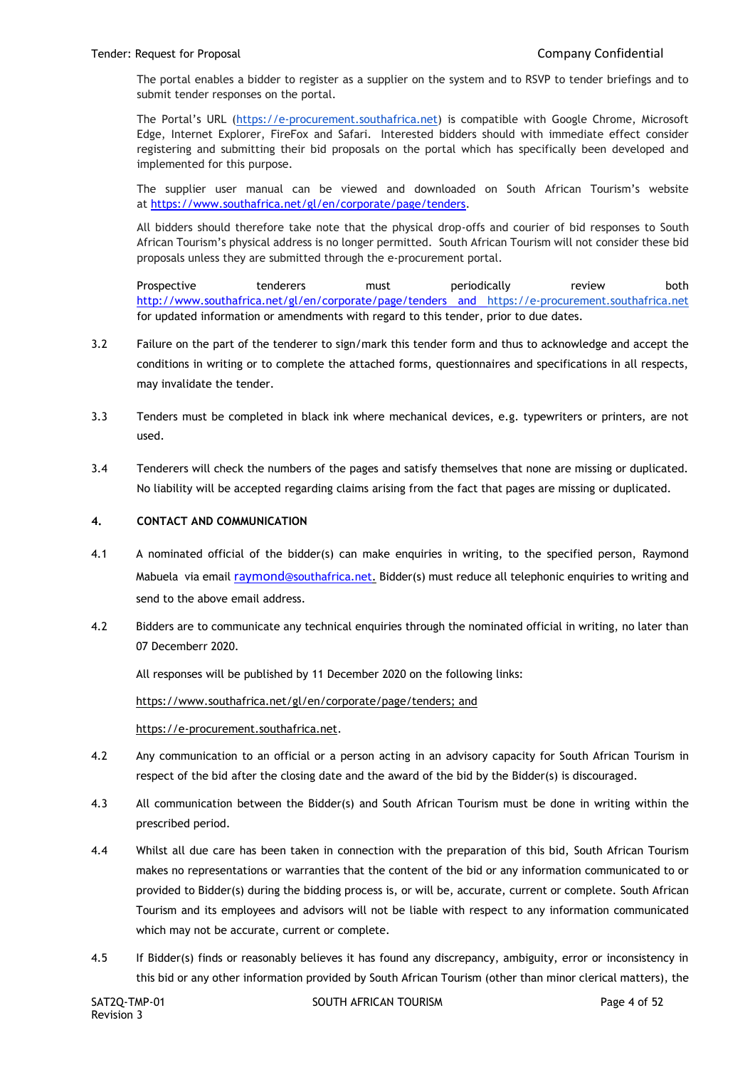The portal enables a bidder to register as a supplier on the system and to RSVP to tender briefings and to submit tender responses on the portal.

The Portal's URL (https://e-procurement.southafrica.net) is compatible with Google Chrome, Microsoft Edge, Internet Explorer, FireFox and Safari. Interested bidders should with immediate effect consider registering and submitting their bid proposals on the portal which has specifically been developed and implemented for this purpose.

The supplier user manual can be viewed and downloaded on South African Tourism's website at https://www.southafrica.net/gl/en/corporate/page/tenders.

All bidders should therefore take note that the physical drop-offs and courier of bid responses to South African Tourism's physical address is no longer permitted. South African Tourism will not consider these bid proposals unless they are submitted through the e-procurement portal.

Prospective tenderers must periodically review both http://www.southafrica.net/gl/en/corporate/page/tenders and https://e-procurement.southafrica.net for updated information or amendments with regard to this tender, prior to due dates.

3.2 Failure on the part of the tenderer to sign/mark this tender form and thus to acknowledge and accept the conditions in writing or to complete the attached forms, questionnaires and specifications in all respects, may invalidate the tender.

3.3 Tenders must be completed in black ink where mechanical devices, e.g. typewriters or printers, are not used.

3.4 Tenderers will check the numbers of the pages and satisfy themselves that none are missing or duplicated. No liability will be accepted regarding claims arising from the fact that pages are missing or duplicated.

## 4. CONTACT AND COMMUNICATION

4.1 A nominated official of the bidder(s) can make enquiries in writing, to the specified person, Raymond Mabuela via email raymond@southafrica.net. Bidder(s) must reduce all telephonic enquiries to writing and send to the above email address.

4.2 Bidders are to communicate any technical enquiries through the nominated official in writing, no later than 07 Decemberr 2020.

All responses will be published by 11 December 2020 on the following links:

https://www.southafrica.net/gl/en/corporate/page/tenders; and

https://e-procurement.southafrica.net.

4.2 Any communication to an official or a person acting in an advisory capacity for South African Tourism in respect of the bid after the closing date and the award of the bid by the Bidder(s) is discouraged.

4.3 All communication between the Bidder(s) and South African Tourism must be done in writing within the prescribed period.

4.4 Whilst all due care has been taken in connection with the preparation of this bid, South African Tourism makes no representations or warranties that the content of the bid or any information communicated to or provided to Bidder(s) during the bidding process is, or will be, accurate, current or complete. South African Tourism and its employees and advisors will not be liable with respect to any information communicated which may not be accurate, current or complete.

4.5 If Bidder(s) finds or reasonably believes it has found any discrepancy, ambiguity, error or inconsistency in this bid or any other information provided by South African Tourism (other than minor clerical matters), the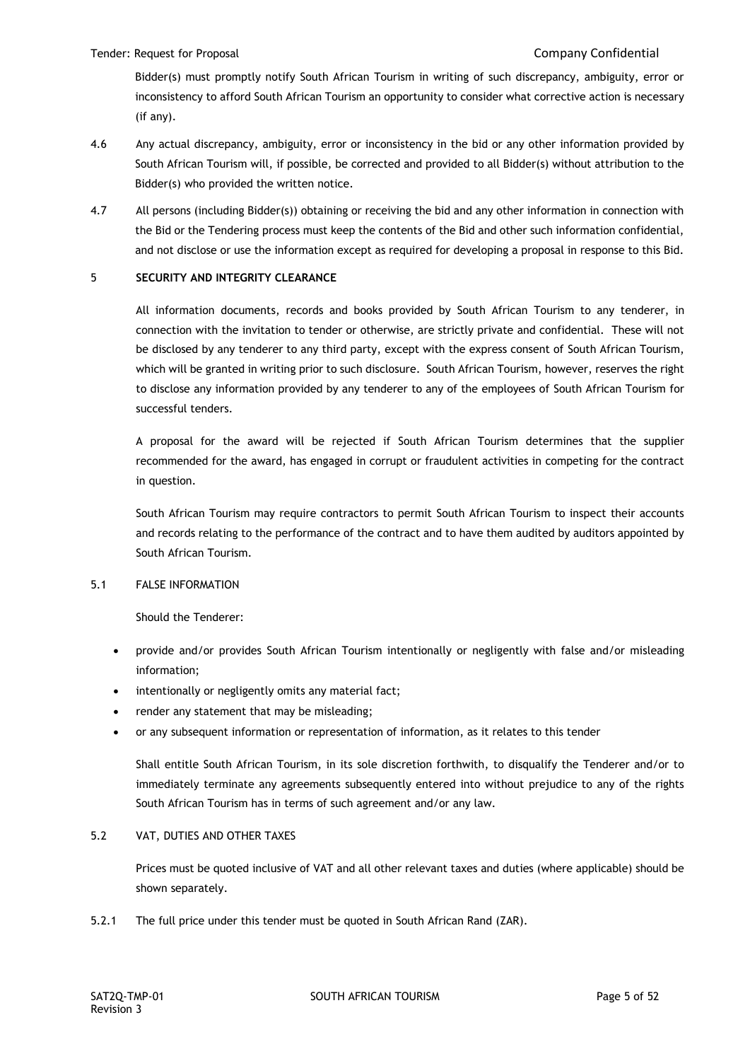Bidder(s) must promptly notify South African Tourism in writing of such discrepancy, ambiguity, error or inconsistency to afford South African Tourism an opportunity to consider what corrective action is necessary (if any).

4.6 Any actual discrepancy, ambiguity, error or inconsistency in the bid or any other information provided by South African Tourism will, if possible, be corrected and provided to all Bidder(s) without attribution to the Bidder(s) who provided the written notice.

4.7 All persons (including Bidder(s)) obtaining or receiving the bid and any other information in connection with the Bid or the Tendering process must keep the contents of the Bid and other such information confidential, and not disclose or use the information except as required for developing a proposal in response to this Bid.

## 5 SECURITY AND INTEGRITY CLEARANCE

All information documents, records and books provided by South African Tourism to any tenderer, in connection with the invitation to tender or otherwise, are strictly private and confidential. These will not be disclosed by any tenderer to any third party, except with the express consent of South African Tourism, which will be granted in writing prior to such disclosure. South African Tourism, however, reserves the right to disclose any information provided by any tenderer to any of the employees of South African Tourism for successful tenders.

A proposal for the award will be rejected if South African Tourism determines that the supplier recommended for the award, has engaged in corrupt or fraudulent activities in competing for the contract in question.

South African Tourism may require contractors to permit South African Tourism to inspect their accounts and records relating to the performance of the contract and to have them audited by auditors appointed by South African Tourism.

### 5.1 FALSE INFORMATION

Should the Tenderer:

- provide and/or provides South African Tourism intentionally or negligently with false and/or misleading information;
- intentionally or negligently omits any material fact;
- render any statement that may be misleading;
- or any subsequent information or representation of information, as it relates to this tender

Shall entitle South African Tourism, in its sole discretion forthwith, to disqualify the Tenderer and/or to immediately terminate any agreements subsequently entered into without prejudice to any of the rights South African Tourism has in terms of such agreement and/or any law.

### 5.2 VAT, DUTIES AND OTHER TAXES

Prices must be quoted inclusive of VAT and all other relevant taxes and duties (where applicable) should be shown separately.

5.2.1 The full price under this tender must be quoted in South African Rand (ZAR).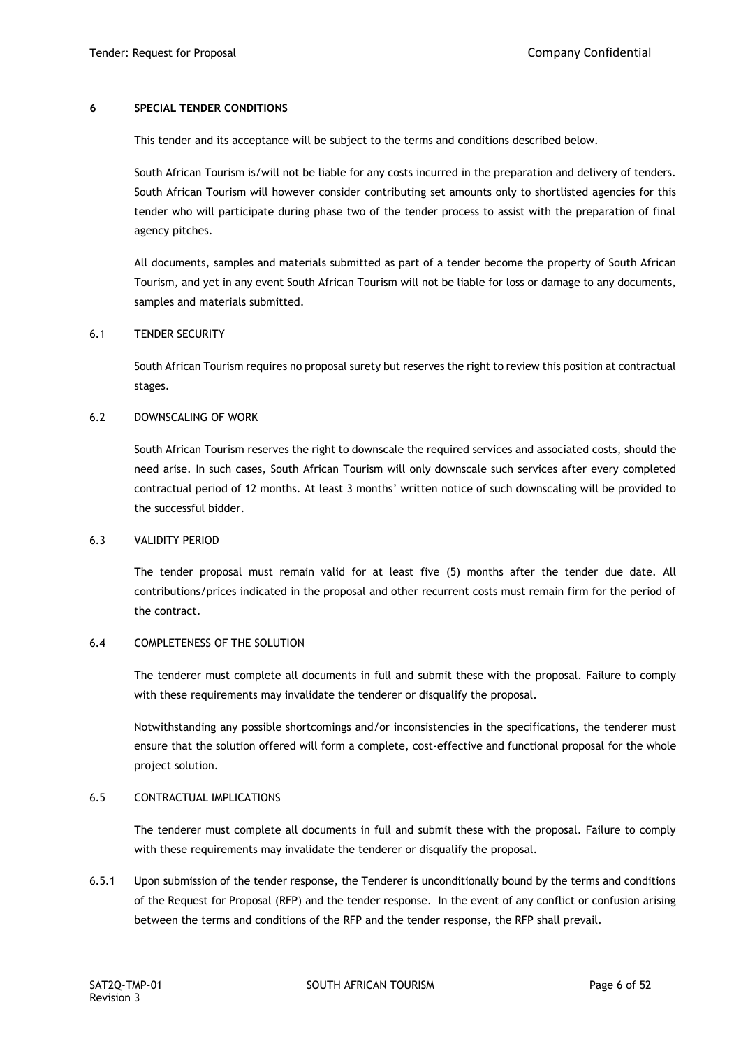## 6 SPECIAL TENDER CONDITIONS

This tender and its acceptance will be subject to the terms and conditions described below.

South African Tourism is/will not be liable for any costs incurred in the preparation and delivery of tenders. South African Tourism will however consider contributing set amounts only to shortlisted agencies for this tender who will participate during phase two of the tender process to assist with the preparation of final agency pitches.

All documents, samples and materials submitted as part of a tender become the property of South African Tourism, and yet in any event South African Tourism will not be liable for loss or damage to any documents, samples and materials submitted.

### 6.1 TENDER SECURITY

South African Tourism requires no proposal surety but reserves the right to review this position at contractual stages.

### 6.2 DOWNSCALING OF WORK

South African Tourism reserves the right to downscale the required services and associated costs, should the need arise. In such cases, South African Tourism will only downscale such services after every completed contractual period of 12 months. At least 3 months' written notice of such downscaling will be provided to the successful bidder.

### 6.3 VALIDITY PERIOD

The tender proposal must remain valid for at least five (5) months after the tender due date. All contributions/prices indicated in the proposal and other recurrent costs must remain firm for the period of the contract.

### 6.4 COMPLETENESS OF THE SOLUTION

The tenderer must complete all documents in full and submit these with the proposal. Failure to comply with these requirements may invalidate the tenderer or disqualify the proposal.

Notwithstanding any possible shortcomings and/or inconsistencies in the specifications, the tenderer must ensure that the solution offered will form a complete, cost-effective and functional proposal for the whole project solution.

### 6.5 CONTRACTUAL IMPLICATIONS

The tenderer must complete all documents in full and submit these with the proposal. Failure to comply with these requirements may invalidate the tenderer or disqualify the proposal.

6.5.1 Upon submission of the tender response, the Tenderer is unconditionally bound by the terms and conditions of the Request for Proposal (RFP) and the tender response. In the event of any conflict or confusion arising between the terms and conditions of the RFP and the tender response, the RFP shall prevail.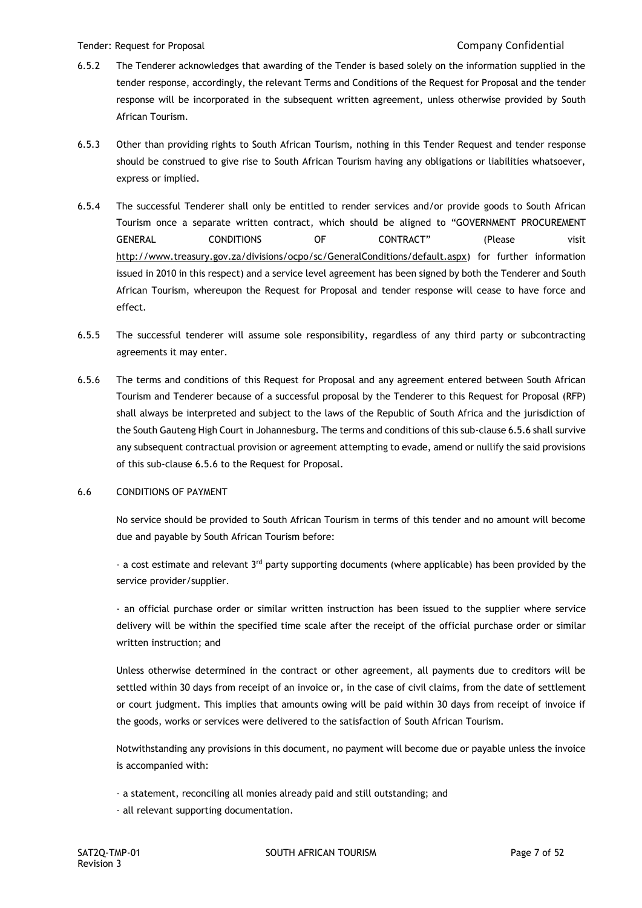6.5.2 The Tenderer acknowledges that awarding of the Tender is based solely on the information supplied in the tender response, accordingly, the relevant Terms and Conditions of the Request for Proposal and the tender response will be incorporated in the subsequent written agreement, unless otherwise provided by South African Tourism.

6.5.3 Other than providing rights to South African Tourism, nothing in this Tender Request and tender response should be construed to give rise to South African Tourism having any obligations or liabilities whatsoever, express or implied.

6.5.4 The successful Tenderer shall only be entitled to render services and/or provide goods to South African Tourism once a separate written contract, which should be aligned to "GOVERNMENT PROCUREMENT GENERAL CONDITIONS OF CONTRACT" (Please visit http://www.treasury.gov.za/divisions/ocpo/sc/GeneralConditions/default.aspx) for further information issued in 2010 in this respect) and a service level agreement has been signed by both the Tenderer and South African Tourism, whereupon the Request for Proposal and tender response will cease to have force and effect.

6.5.5 The successful tenderer will assume sole responsibility, regardless of any third party or subcontracting agreements it may enter.

6.5.6 The terms and conditions of this Request for Proposal and any agreement entered between South African Tourism and Tenderer because of a successful proposal by the Tenderer to this Request for Proposal (RFP) shall always be interpreted and subject to the laws of the Republic of South Africa and the jurisdiction of the South Gauteng High Court in Johannesburg. The terms and conditions of this sub-clause 6.5.6 shall survive any subsequent contractual provision or agreement attempting to evade, amend or nullify the said provisions of this sub-clause 6.5.6 to the Request for Proposal.

6.6 CONDITIONS OF PAYMENT

No service should be provided to South African Tourism in terms of this tender and no amount will become due and payable by South African Tourism before:

- a cost estimate and relevant 3rd party supporting documents (where applicable) has been provided by the service provider/supplier.

- an official purchase order or similar written instruction has been issued to the supplier where service delivery will be within the specified time scale after the receipt of the official purchase order or similar written instruction; and

Unless otherwise determined in the contract or other agreement, all payments due to creditors will be settled within 30 days from receipt of an invoice or, in the case of civil claims, from the date of settlement or court judgment. This implies that amounts owing will be paid within 30 days from receipt of invoice if the goods, works or services were delivered to the satisfaction of South African Tourism.

Notwithstanding any provisions in this document, no payment will become due or payable unless the invoice is accompanied with:

- a statement, reconciling all monies already paid and still outstanding; and
- all relevant supporting documentation.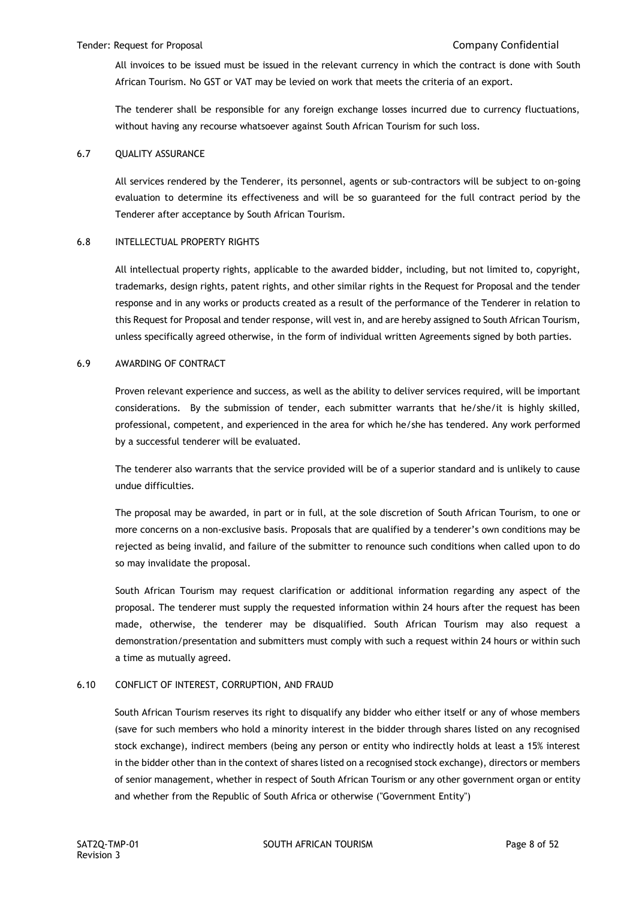All invoices to be issued must be issued in the relevant currency in which the contract is done with South African Tourism. No GST or VAT may be levied on work that meets the criteria of an export.

The tenderer shall be responsible for any foreign exchange losses incurred due to currency fluctuations, without having any recourse whatsoever against South African Tourism for such loss.

### 6.7 QUALITY ASSURANCE

All services rendered by the Tenderer, its personnel, agents or sub-contractors will be subject to on-going evaluation to determine its effectiveness and will be so guaranteed for the full contract period by the Tenderer after acceptance by South African Tourism.

### 6.8 INTELLECTUAL PROPERTY RIGHTS

All intellectual property rights, applicable to the awarded bidder, including, but not limited to, copyright, trademarks, design rights, patent rights, and other similar rights in the Request for Proposal and the tender response and in any works or products created as a result of the performance of the Tenderer in relation to this Request for Proposal and tender response, will vest in, and are hereby assigned to South African Tourism, unless specifically agreed otherwise, in the form of individual written Agreements signed by both parties.

### 6.9 AWARDING OF CONTRACT

Proven relevant experience and success, as well as the ability to deliver services required, will be important considerations. By the submission of tender, each submitter warrants that he/she/it is highly skilled, professional, competent, and experienced in the area for which he/she has tendered. Any work performed by a successful tenderer will be evaluated.

The tenderer also warrants that the service provided will be of a superior standard and is unlikely to cause undue difficulties.

The proposal may be awarded, in part or in full, at the sole discretion of South African Tourism, to one or more concerns on a non-exclusive basis. Proposals that are qualified by a tenderer's own conditions may be rejected as being invalid, and failure of the submitter to renounce such conditions when called upon to do so may invalidate the proposal.

South African Tourism may request clarification or additional information regarding any aspect of the proposal. The tenderer must supply the requested information within 24 hours after the request has been made, otherwise, the tenderer may be disqualified. South African Tourism may also request a demonstration/presentation and submitters must comply with such a request within 24 hours or within such a time as mutually agreed.

### 6.10 CONFLICT OF INTEREST, CORRUPTION, AND FRAUD

South African Tourism reserves its right to disqualify any bidder who either itself or any of whose members (save for such members who hold a minority interest in the bidder through shares listed on any recognised stock exchange), indirect members (being any person or entity who indirectly holds at least a 15% interest in the bidder other than in the context of shares listed on a recognised stock exchange), directors or members of senior management, whether in respect of South African Tourism or any other government organ or entity and whether from the Republic of South Africa or otherwise ("Government Entity")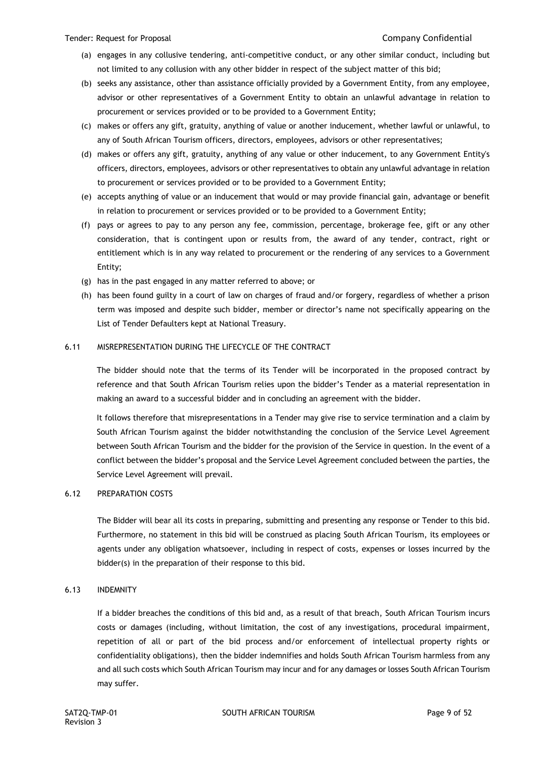(a) engages in any collusive tendering, anti-competitive conduct, or any other similar conduct, including but not limited to any collusion with any other bidder in respect of the subject matter of this bid;

(b) seeks any assistance, other than assistance officially provided by a Government Entity, from any employee, advisor or other representatives of a Government Entity to obtain an unlawful advantage in relation to procurement or services provided or to be provided to a Government Entity;

(c) makes or offers any gift, gratuity, anything of value or another inducement, whether lawful or unlawful, to any of South African Tourism officers, directors, employees, advisors or other representatives;

(d) makes or offers any gift, gratuity, anything of any value or other inducement, to any Government Entity's officers, directors, employees, advisors or other representatives to obtain any unlawful advantage in relation to procurement or services provided or to be provided to a Government Entity;

(e) accepts anything of value or an inducement that would or may provide financial gain, advantage or benefit in relation to procurement or services provided or to be provided to a Government Entity;

(f) pays or agrees to pay to any person any fee, commission, percentage, brokerage fee, gift or any other consideration, that is contingent upon or results from, the award of any tender, contract, right or entitlement which is in any way related to procurement or the rendering of any services to a Government Entity;

(g) has in the past engaged in any matter referred to above; or

(h) has been found guilty in a court of law on charges of fraud and/or forgery, regardless of whether a prison term was imposed and despite such bidder, member or director's name not specifically appearing on the List of Tender Defaulters kept at National Treasury.

## 6.11 MISREPRESENTATION DURING THE LIFECYCLE OF THE CONTRACT

The bidder should note that the terms of its Tender will be incorporated in the proposed contract by reference and that South African Tourism relies upon the bidder's Tender as a material representation in making an award to a successful bidder and in concluding an agreement with the bidder.

It follows therefore that misrepresentations in a Tender may give rise to service termination and a claim by South African Tourism against the bidder notwithstanding the conclusion of the Service Level Agreement between South African Tourism and the bidder for the provision of the Service in question. In the event of a conflict between the bidder's proposal and the Service Level Agreement concluded between the parties, the Service Level Agreement will prevail.

## 6.12 PREPARATION COSTS

The Bidder will bear all its costs in preparing, submitting and presenting any response or Tender to this bid. Furthermore, no statement in this bid will be construed as placing South African Tourism, its employees or agents under any obligation whatsoever, including in respect of costs, expenses or losses incurred by the bidder(s) in the preparation of their response to this bid.

## 6.13 INDEMNITY

If a bidder breaches the conditions of this bid and, as a result of that breach, South African Tourism incurs costs or damages (including, without limitation, the cost of any investigations, procedural impairment, repetition of all or part of the bid process and/or enforcement of intellectual property rights or confidentiality obligations), then the bidder indemnifies and holds South African Tourism harmless from any and all such costs which South African Tourism may incur and for any damages or losses South African Tourism may suffer.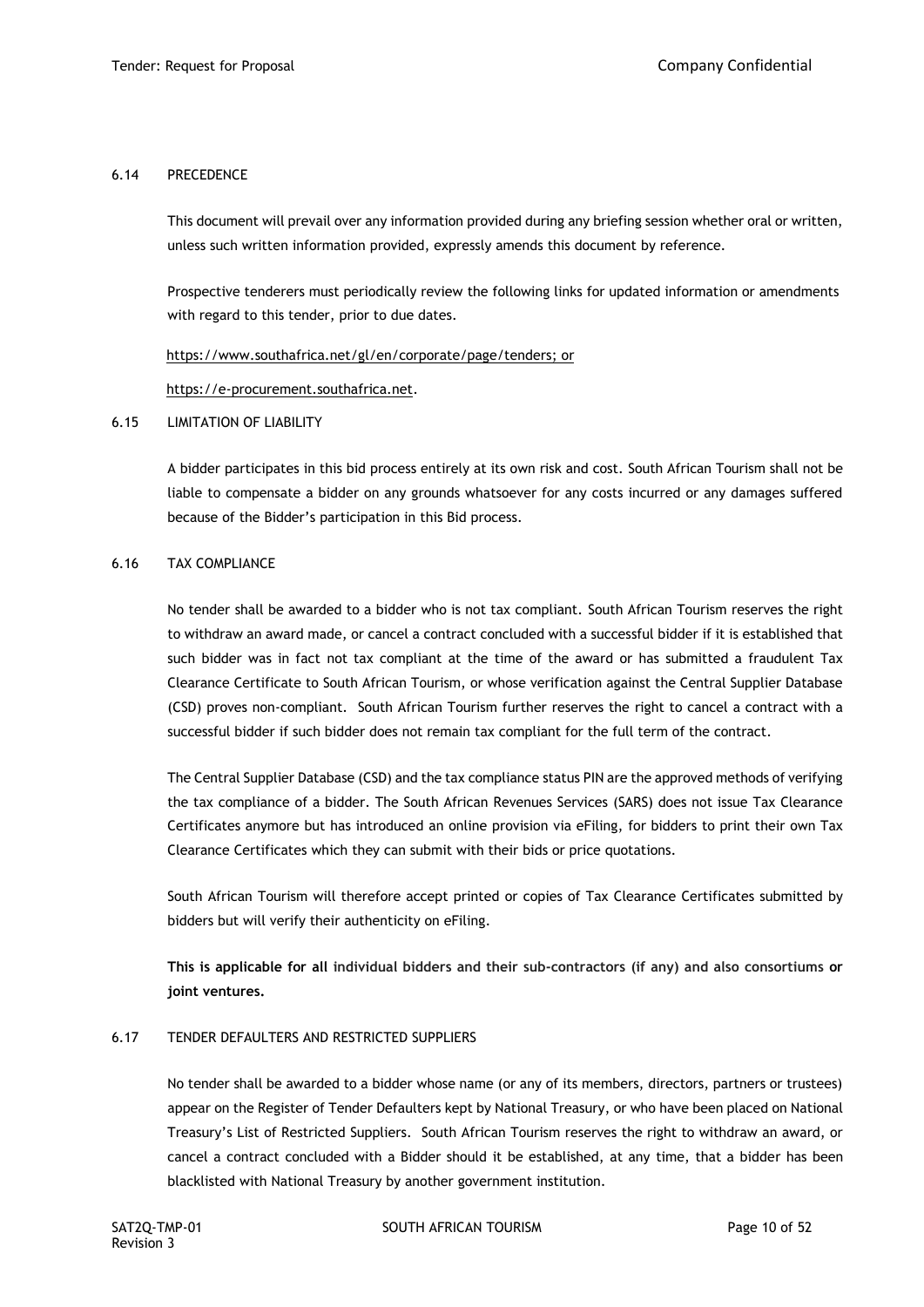### 6.14 PRECEDENCE

This document will prevail over any information provided during any briefing session whether oral or written, unless such written information provided, expressly amends this document by reference.

Prospective tenderers must periodically review the following links for updated information or amendments with regard to this tender, prior to due dates.

https://www.southafrica.net/gl/en/corporate/page/tenders; or

https://e-procurement.southafrica.net.

### 6.15 LIMITATION OF LIABILITY

A bidder participates in this bid process entirely at its own risk and cost. South African Tourism shall not be liable to compensate a bidder on any grounds whatsoever for any costs incurred or any damages suffered because of the Bidder's participation in this Bid process.

### 6.16 TAX COMPLIANCE

No tender shall be awarded to a bidder who is not tax compliant. South African Tourism reserves the right to withdraw an award made, or cancel a contract concluded with a successful bidder if it is established that such bidder was in fact not tax compliant at the time of the award or has submitted a fraudulent Tax Clearance Certificate to South African Tourism, or whose verification against the Central Supplier Database (CSD) proves non-compliant. South African Tourism further reserves the right to cancel a contract with a successful bidder if such bidder does not remain tax compliant for the full term of the contract.

The Central Supplier Database (CSD) and the tax compliance status PIN are the approved methods of verifying the tax compliance of a bidder. The South African Revenues Services (SARS) does not issue Tax Clearance Certificates anymore but has introduced an online provision via eFiling, for bidders to print their own Tax Clearance Certificates which they can submit with their bids or price quotations.

South African Tourism will therefore accept printed or copies of Tax Clearance Certificates submitted by bidders but will verify their authenticity on eFiling.

**This is applicable for all individual bidders and their sub-contractors (if any) and also consortiums or joint ventures.**

### 6.17 TENDER DEFAULTERS AND RESTRICTED SUPPLIERS

No tender shall be awarded to a bidder whose name (or any of its members, directors, partners or trustees) appear on the Register of Tender Defaulters kept by National Treasury, or who have been placed on National Treasury's List of Restricted Suppliers. South African Tourism reserves the right to withdraw an award, or cancel a contract concluded with a Bidder should it be established, at any time, that a bidder has been blacklisted with National Treasury by another government institution.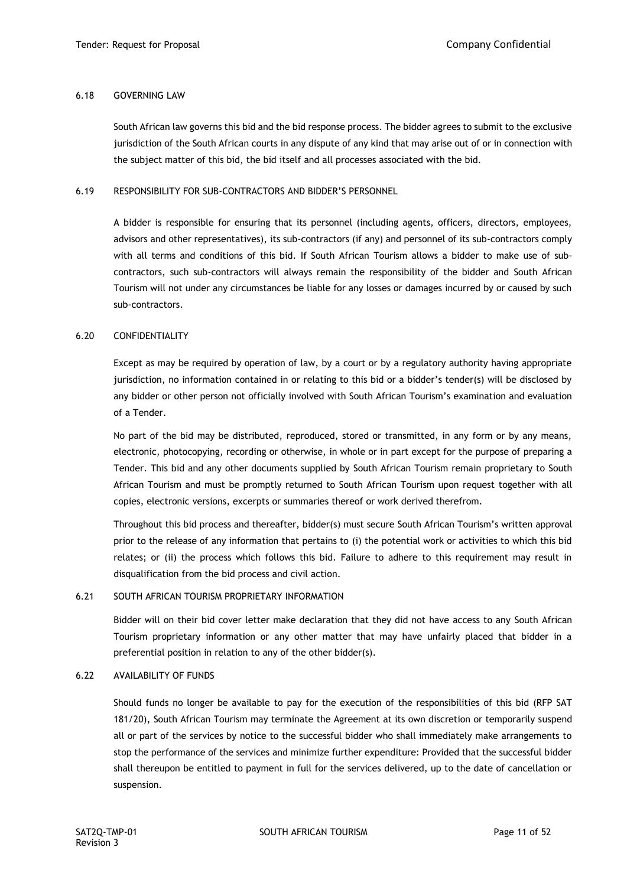### 6.18 GOVERNING LAW

South African law governs this bid and the bid response process. The bidder agrees to submit to the exclusive jurisdiction of the South African courts in any dispute of any kind that may arise out of or in connection with the subject matter of this bid, the bid itself and all processes associated with the bid.

### 6.19 RESPONSIBILITY FOR SUB-CONTRACTORS AND BIDDER'S PERSONNEL

A bidder is responsible for ensuring that its personnel (including agents, officers, directors, employees, advisors and other representatives), its sub-contractors (if any) and personnel of its sub-contractors comply with all terms and conditions of this bid. If South African Tourism allows a bidder to make use of sub-contractors, such sub-contractors will always remain the responsibility of the bidder and South African Tourism will not under any circumstances be liable for any losses or damages incurred by or caused by such sub-contractors.

### 6.20 CONFIDENTIALITY

Except as may be required by operation of law, by a court or by a regulatory authority having appropriate jurisdiction, no information contained in or relating to this bid or a bidder's tender(s) will be disclosed by any bidder or other person not officially involved with South African Tourism's examination and evaluation of a Tender.

No part of the bid may be distributed, reproduced, stored or transmitted, in any form or by any means, electronic, photocopying, recording or otherwise, in whole or in part except for the purpose of preparing a Tender. This bid and any other documents supplied by South African Tourism remain proprietary to South African Tourism and must be promptly returned to South African Tourism upon request together with all copies, electronic versions, excerpts or summaries thereof or work derived therefrom.

Throughout this bid process and thereafter, bidder(s) must secure South African Tourism's written approval prior to the release of any information that pertains to (i) the potential work or activities to which this bid relates; or (ii) the process which follows this bid. Failure to adhere to this requirement may result in disqualification from the bid process and civil action.

### 6.21 SOUTH AFRICAN TOURISM PROPRIETARY INFORMATION

Bidder will on their bid cover letter make declaration that they did not have access to any South African Tourism proprietary information or any other matter that may have unfairly placed that bidder in a preferential position in relation to any of the other bidder(s).

### 6.22 AVAILABILITY OF FUNDS

Should funds no longer be available to pay for the execution of the responsibilities of this bid (RFP SAT 181/20), South African Tourism may terminate the Agreement at its own discretion or temporarily suspend all or part of the services by notice to the successful bidder who shall immediately make arrangements to stop the performance of the services and minimize further expenditure: Provided that the successful bidder shall thereupon be entitled to payment in full for the services delivered, up to the date of cancellation or suspension.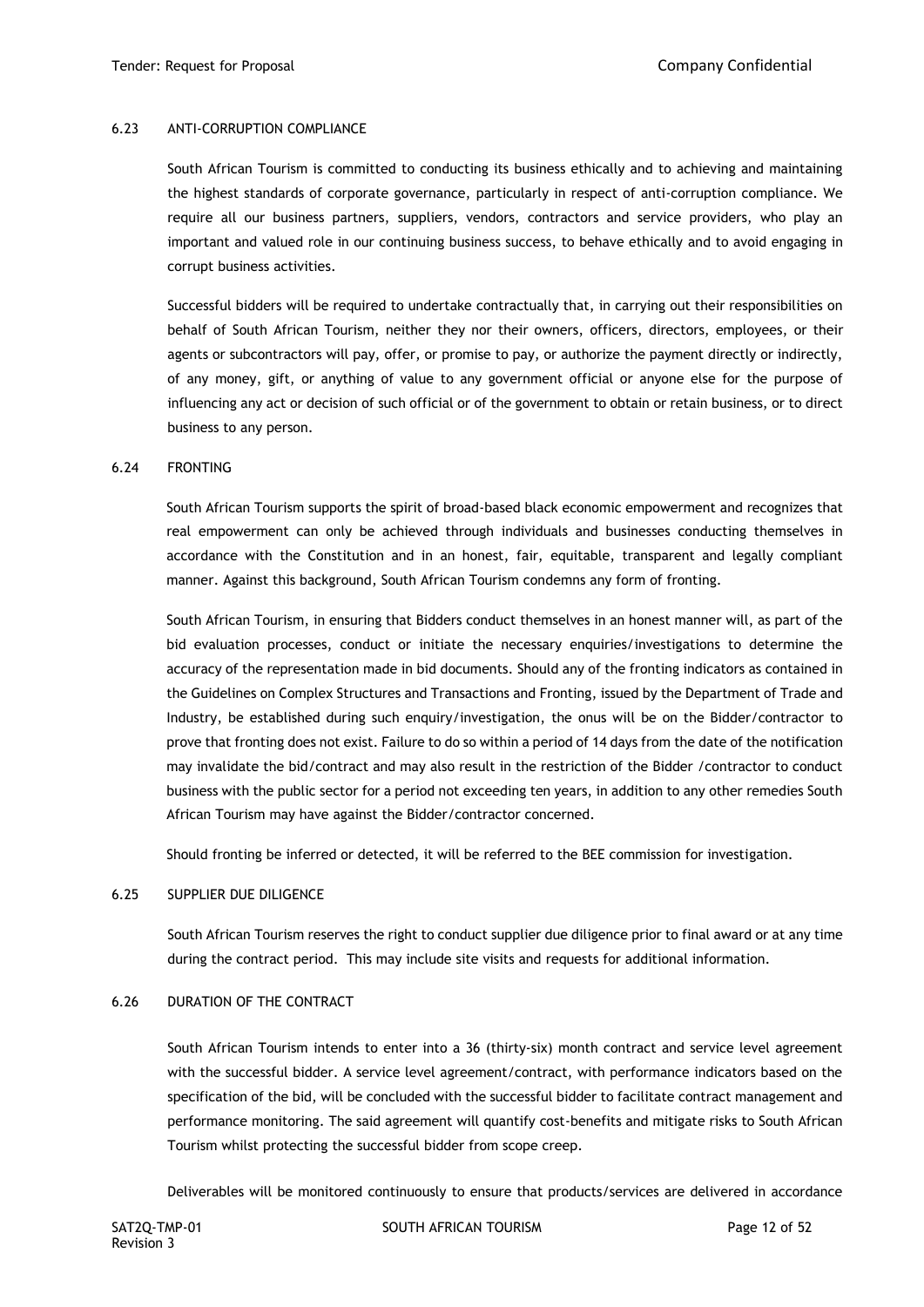### 6.23 ANTI-CORRUPTION COMPLIANCE

South African Tourism is committed to conducting its business ethically and to achieving and maintaining the highest standards of corporate governance, particularly in respect of anti-corruption compliance. We require all our business partners, suppliers, vendors, contractors and service providers, who play an important and valued role in our continuing business success, to behave ethically and to avoid engaging in corrupt business activities.

Successful bidders will be required to undertake contractually that, in carrying out their responsibilities on behalf of South African Tourism, neither they nor their owners, officers, directors, employees, or their agents or subcontractors will pay, offer, or promise to pay, or authorize the payment directly or indirectly, of any money, gift, or anything of value to any government official or anyone else for the purpose of influencing any act or decision of such official or of the government to obtain or retain business, or to direct business to any person.

### 6.24 FRONTING

South African Tourism supports the spirit of broad-based black economic empowerment and recognizes that real empowerment can only be achieved through individuals and businesses conducting themselves in accordance with the Constitution and in an honest, fair, equitable, transparent and legally compliant manner. Against this background, South African Tourism condemns any form of fronting.

South African Tourism, in ensuring that Bidders conduct themselves in an honest manner will, as part of the bid evaluation processes, conduct or initiate the necessary enquiries/investigations to determine the accuracy of the representation made in bid documents. Should any of the fronting indicators as contained in the Guidelines on Complex Structures and Transactions and Fronting, issued by the Department of Trade and Industry, be established during such enquiry/investigation, the onus will be on the Bidder/contractor to prove that fronting does not exist. Failure to do so within a period of 14 days from the date of the notification may invalidate the bid/contract and may also result in the restriction of the Bidder /contractor to conduct business with the public sector for a period not exceeding ten years, in addition to any other remedies South African Tourism may have against the Bidder/contractor concerned.

Should fronting be inferred or detected, it will be referred to the BEE commission for investigation.

### 6.25 SUPPLIER DUE DILIGENCE

South African Tourism reserves the right to conduct supplier due diligence prior to final award or at any time during the contract period. This may include site visits and requests for additional information.

### 6.26 DURATION OF THE CONTRACT

South African Tourism intends to enter into a 36 (thirty-six) month contract and service level agreement with the successful bidder. A service level agreement/contract, with performance indicators based on the specification of the bid, will be concluded with the successful bidder to facilitate contract management and performance monitoring. The said agreement will quantify cost-benefits and mitigate risks to South African Tourism whilst protecting the successful bidder from scope creep.

Deliverables will be monitored continuously to ensure that products/services are delivered in accordance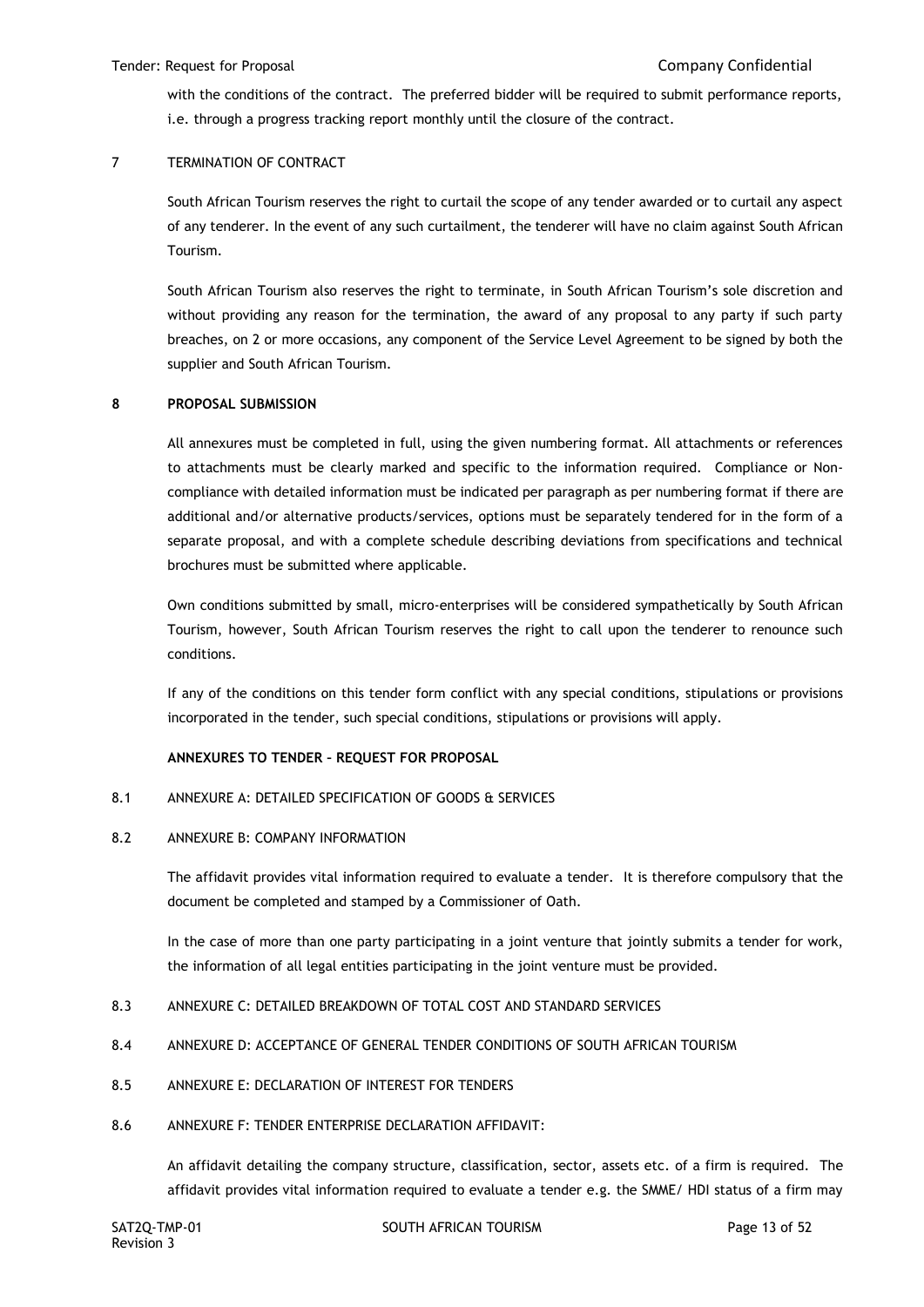with the conditions of the contract. The preferred bidder will be required to submit performance reports, i.e. through a progress tracking report monthly until the closure of the contract.

## 7 TERMINATION OF CONTRACT

South African Tourism reserves the right to curtail the scope of any tender awarded or to curtail any aspect of any tenderer. In the event of any such curtailment, the tenderer will have no claim against South African Tourism.

South African Tourism also reserves the right to terminate, in South African Tourism's sole discretion and without providing any reason for the termination, the award of any proposal to any party if such party breaches, on 2 or more occasions, any component of the Service Level Agreement to be signed by both the supplier and South African Tourism.

## 8 PROPOSAL SUBMISSION

All annexures must be completed in full, using the given numbering format. All attachments or references to attachments must be clearly marked and specific to the information required. Compliance or Non-compliance with detailed information must be indicated per paragraph as per numbering format if there are additional and/or alternative products/services, options must be separately tendered for in the form of a separate proposal, and with a complete schedule describing deviations from specifications and technical brochures must be submitted where applicable.

Own conditions submitted by small, micro-enterprises will be considered sympathetically by South African Tourism, however, South African Tourism reserves the right to call upon the tenderer to renounce such conditions.

If any of the conditions on this tender form conflict with any special conditions, stipulations or provisions incorporated in the tender, such special conditions, stipulations or provisions will apply.

**ANNEXURES TO TENDER – REQUEST FOR PROPOSAL**

### 8.1 ANNEXURE A: DETAILED SPECIFICATION OF GOODS & SERVICES

### 8.2 ANNEXURE B: COMPANY INFORMATION

The affidavit provides vital information required to evaluate a tender. It is therefore compulsory that the document be completed and stamped by a Commissioner of Oath.

In the case of more than one party participating in a joint venture that jointly submits a tender for work, the information of all legal entities participating in the joint venture must be provided.

### 8.3 ANNEXURE C: DETAILED BREAKDOWN OF TOTAL COST AND STANDARD SERVICES

### 8.4 ANNEXURE D: ACCEPTANCE OF GENERAL TENDER CONDITIONS OF SOUTH AFRICAN TOURISM

### 8.5 ANNEXURE E: DECLARATION OF INTEREST FOR TENDERS

### 8.6 ANNEXURE F: TENDER ENTERPRISE DECLARATION AFFIDAVIT:

An affidavit detailing the company structure, classification, sector, assets etc. of a firm is required. The affidavit provides vital information required to evaluate a tender e.g. the SMME/ HDI status of a firm may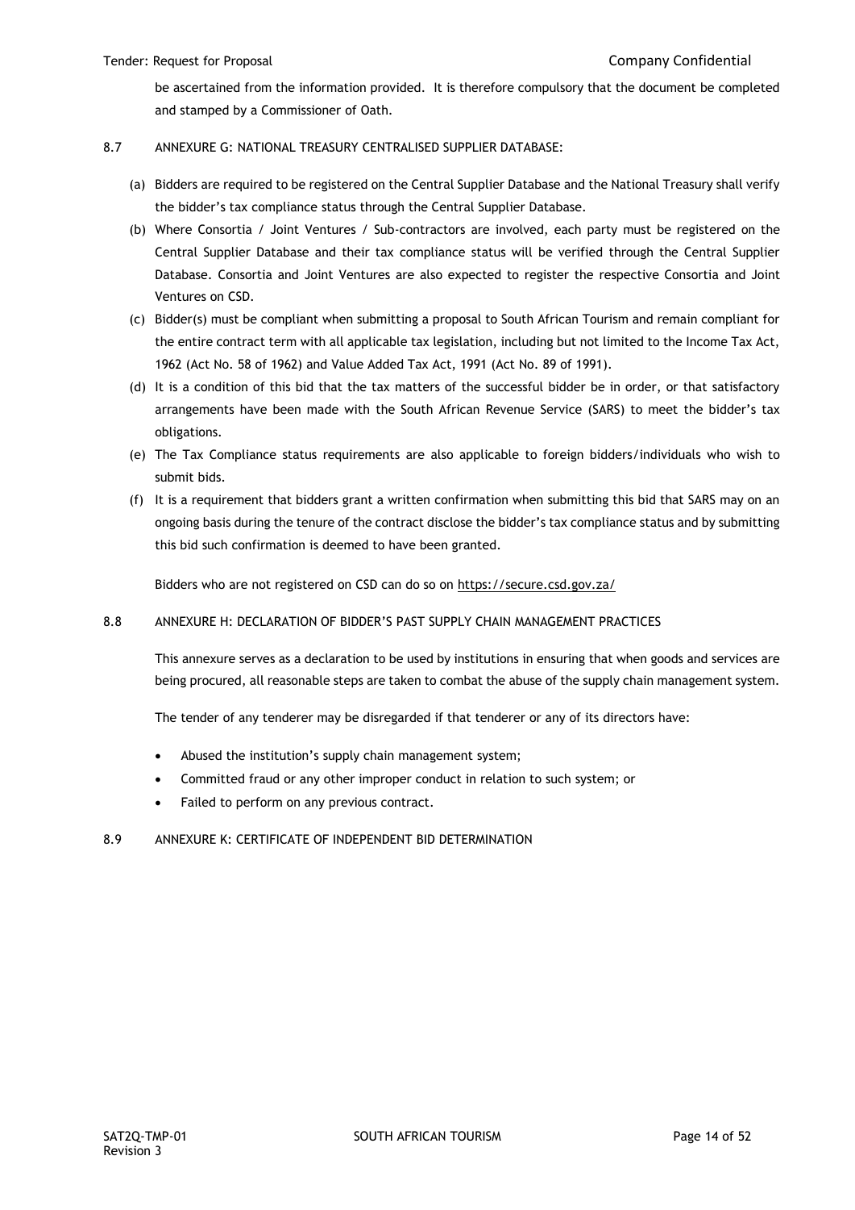be ascertained from the information provided. It is therefore compulsory that the document be completed and stamped by a Commissioner of Oath.

### 8.7 ANNEXURE G: NATIONAL TREASURY CENTRALISED SUPPLIER DATABASE:

(a) Bidders are required to be registered on the Central Supplier Database and the National Treasury shall verify the bidder's tax compliance status through the Central Supplier Database.

(b) Where Consortia / Joint Ventures / Sub-contractors are involved, each party must be registered on the Central Supplier Database and their tax compliance status will be verified through the Central Supplier Database. Consortia and Joint Ventures are also expected to register the respective Consortia and Joint Ventures on CSD.

(c) Bidder(s) must be compliant when submitting a proposal to South African Tourism and remain compliant for the entire contract term with all applicable tax legislation, including but not limited to the Income Tax Act, 1962 (Act No. 58 of 1962) and Value Added Tax Act, 1991 (Act No. 89 of 1991).

(d) It is a condition of this bid that the tax matters of the successful bidder be in order, or that satisfactory arrangements have been made with the South African Revenue Service (SARS) to meet the bidder's tax obligations.

(e) The Tax Compliance status requirements are also applicable to foreign bidders/individuals who wish to submit bids.

(f) It is a requirement that bidders grant a written confirmation when submitting this bid that SARS may on an ongoing basis during the tenure of the contract disclose the bidder's tax compliance status and by submitting this bid such confirmation is deemed to have been granted.

Bidders who are not registered on CSD can do so on https://secure.csd.gov.za/

### 8.8 ANNEXURE H: DECLARATION OF BIDDER'S PAST SUPPLY CHAIN MANAGEMENT PRACTICES

This annexure serves as a declaration to be used by institutions in ensuring that when goods and services are being procured, all reasonable steps are taken to combat the abuse of the supply chain management system.

The tender of any tenderer may be disregarded if that tenderer or any of its directors have:

- Abused the institution's supply chain management system;
- Committed fraud or any other improper conduct in relation to such system; or
- Failed to perform on any previous contract.

### 8.9 ANNEXURE K: CERTIFICATE OF INDEPENDENT BID DETERMINATION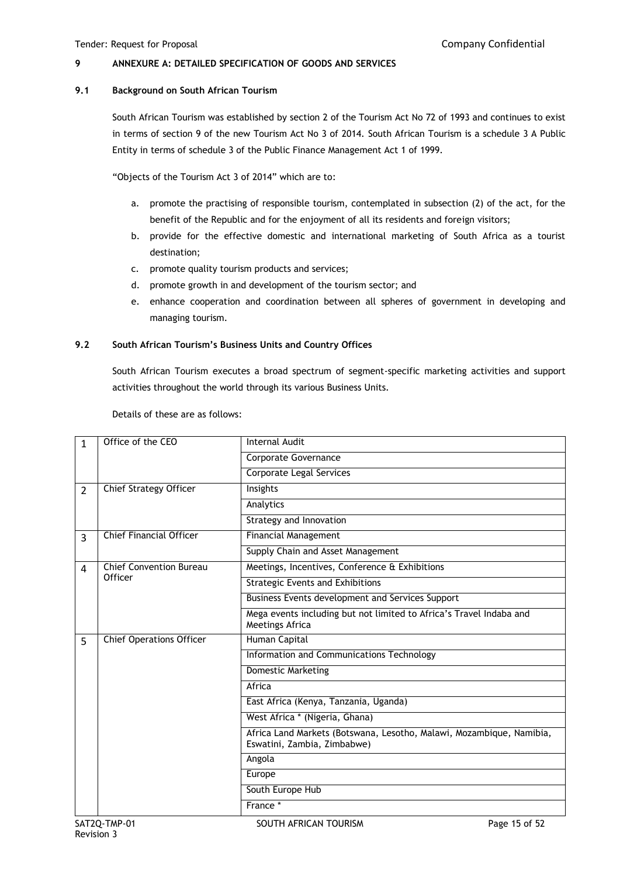## 9 ANNEXURE A: DETAILED SPECIFICATION OF GOODS AND SERVICES

### 9.1 Background on South African Tourism

South African Tourism was established by section 2 of the Tourism Act No 72 of 1993 and continues to exist in terms of section 9 of the new Tourism Act No 3 of 2014. South African Tourism is a schedule 3 A Public Entity in terms of schedule 3 of the Public Finance Management Act 1 of 1999.

"Objects of the Tourism Act 3 of 2014" which are to:

a. promote the practising of responsible tourism, contemplated in subsection (2) of the act, for the benefit of the Republic and for the enjoyment of all its residents and foreign visitors;
b. provide for the effective domestic and international marketing of South Africa as a tourist destination;
c. promote quality tourism products and services;
d. promote growth in and development of the tourism sector; and
e. enhance cooperation and coordination between all spheres of government in developing and managing tourism.

### 9.2 South African Tourism's Business Units and Country Offices

South African Tourism executes a broad spectrum of segment-specific marketing activities and support activities throughout the world through its various Business Units.

Details of these are as follows:

| | | |
|---|---|---|
| 1 | Office of the CEO | Internal Audit |
| | | Corporate Governance |
| | | Corporate Legal Services |
| 2 | Chief Strategy Officer | Insights |
| | | Analytics |
| | | Strategy and Innovation |
| 3 | Chief Financial Officer | Financial Management |
| | | Supply Chain and Asset Management |
| 4 | Chief Convention Bureau Officer | Meetings, Incentives, Conference & Exhibitions |
| | | Strategic Events and Exhibitions |
| | | Business Events development and Services Support |
| | | Mega events including but not limited to Africa's Travel Indaba and Meetings Africa |
| 5 | Chief Operations Officer | Human Capital |
| | | Information and Communications Technology |
| | | Domestic Marketing |
| | | Africa |
| | | East Africa (Kenya, Tanzania, Uganda) |
| | | West Africa * (Nigeria, Ghana) |
| | | Africa Land Markets (Botswana, Lesotho, Malawi, Mozambique, Namibia, Eswatini, Zambia, Zimbabwe) |
| | | Angola |
| | | Europe |
| | | South Europe Hub |
| | | France * |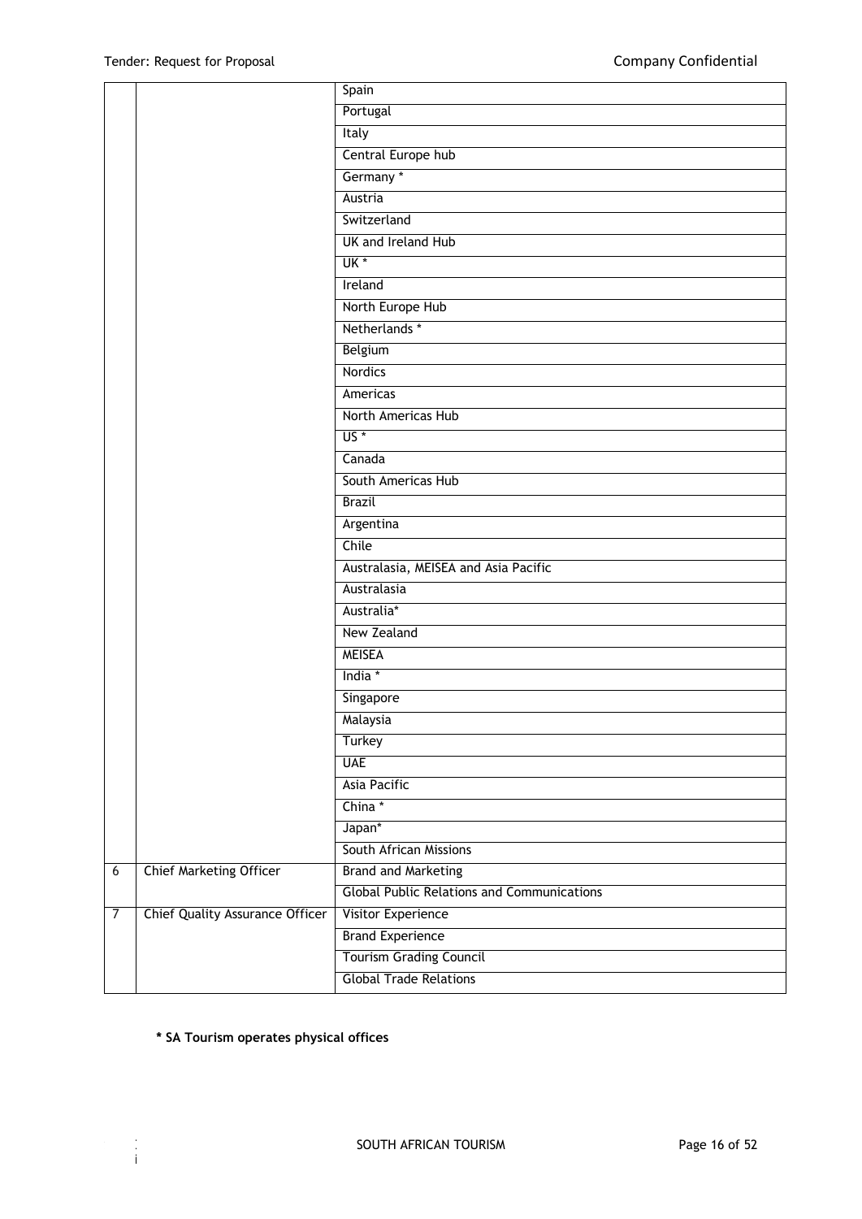| | | |
|---|---|---|
| | | Spain |
| | | Portugal |
| | | Italy |
| | | Central Europe hub |
| | | Germany * |
| | | Austria |
| | | Switzerland |
| | | UK and Ireland Hub |
| | | UK * |
| | | Ireland |
| | | North Europe Hub |
| | | Netherlands * |
| | | Belgium |
| | | Nordics |
| | | Americas |
| | | North Americas Hub |
| | | US * |
| | | Canada |
| | | South Americas Hub |
| | | Brazil |
| | | Argentina |
| | | Chile |
| | | Australasia, MEISEA and Asia Pacific |
| | | Australasia |
| | | Australia* |
| | | New Zealand |
| | | MEISEA |
| | | India * |
| | | Singapore |
| | | Malaysia |
| | | Turkey |
| | | UAE |
| | | Asia Pacific |
| | | China * |
| | | Japan* |
| | | South African Missions |
| 6 | Chief Marketing Officer | Brand and Marketing |
| | | Global Public Relations and Communications |
| 7 | Chief Quality Assurance Officer | Visitor Experience |
| | | Brand Experience |
| | | Tourism Grading Council |
| | | Global Trade Relations |

**\* SA Tourism operates physical offices**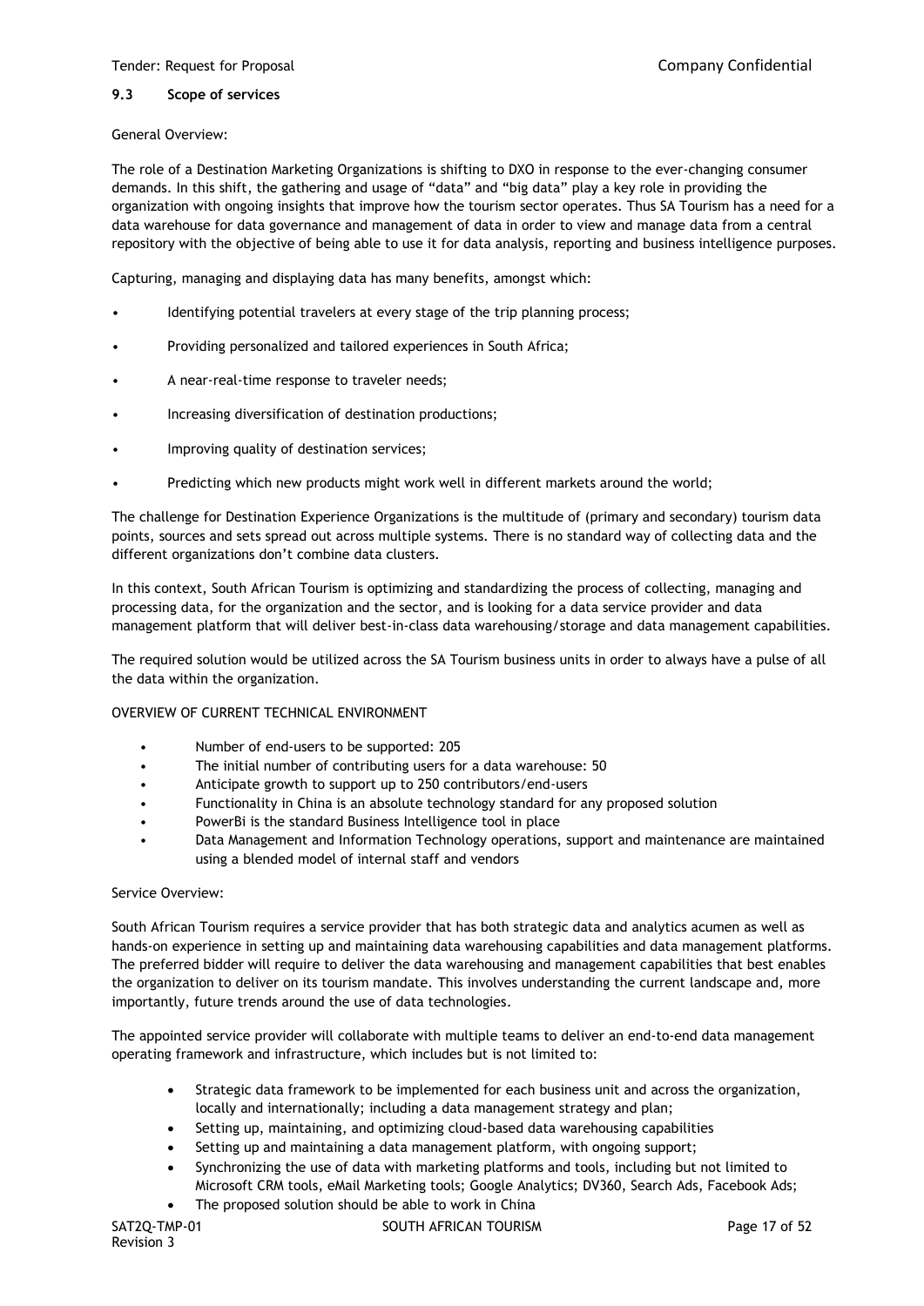### 9.3 Scope of services

General Overview:

The role of a Destination Marketing Organizations is shifting to DXO in response to the ever-changing consumer demands. In this shift, the gathering and usage of "data" and "big data" play a key role in providing the organization with ongoing insights that improve how the tourism sector operates. Thus SA Tourism has a need for a data warehouse for data governance and management of data in order to view and manage data from a central repository with the objective of being able to use it for data analysis, reporting and business intelligence purposes.

Capturing, managing and displaying data has many benefits, amongst which:

- Identifying potential travelers at every stage of the trip planning process;
- Providing personalized and tailored experiences in South Africa;
- A near-real-time response to traveler needs;
- Increasing diversification of destination productions;
- Improving quality of destination services;
- Predicting which new products might work well in different markets around the world;

The challenge for Destination Experience Organizations is the multitude of (primary and secondary) tourism data points, sources and sets spread out across multiple systems. There is no standard way of collecting data and the different organizations don't combine data clusters.

In this context, South African Tourism is optimizing and standardizing the process of collecting, managing and processing data, for the organization and the sector, and is looking for a data service provider and data management platform that will deliver best-in-class data warehousing/storage and data management capabilities.

The required solution would be utilized across the SA Tourism business units in order to always have a pulse of all the data within the organization.

OVERVIEW OF CURRENT TECHNICAL ENVIRONMENT

- Number of end-users to be supported: 205
- The initial number of contributing users for a data warehouse: 50
- Anticipate growth to support up to 250 contributors/end-users
- Functionality in China is an absolute technology standard for any proposed solution
- PowerBi is the standard Business Intelligence tool in place
- Data Management and Information Technology operations, support and maintenance are maintained using a blended model of internal staff and vendors

Service Overview:

South African Tourism requires a service provider that has both strategic data and analytics acumen as well as hands-on experience in setting up and maintaining data warehousing capabilities and data management platforms. The preferred bidder will require to deliver the data warehousing and management capabilities that best enables the organization to deliver on its tourism mandate. This involves understanding the current landscape and, more importantly, future trends around the use of data technologies.

The appointed service provider will collaborate with multiple teams to deliver an end-to-end data management operating framework and infrastructure, which includes but is not limited to:

- Strategic data framework to be implemented for each business unit and across the organization, locally and internationally; including a data management strategy and plan;
- Setting up, maintaining, and optimizing cloud-based data warehousing capabilities
- Setting up and maintaining a data management platform, with ongoing support;
- Synchronizing the use of data with marketing platforms and tools, including but not limited to Microsoft CRM tools, eMail Marketing tools; Google Analytics; DV360, Search Ads, Facebook Ads;
- The proposed solution should be able to work in China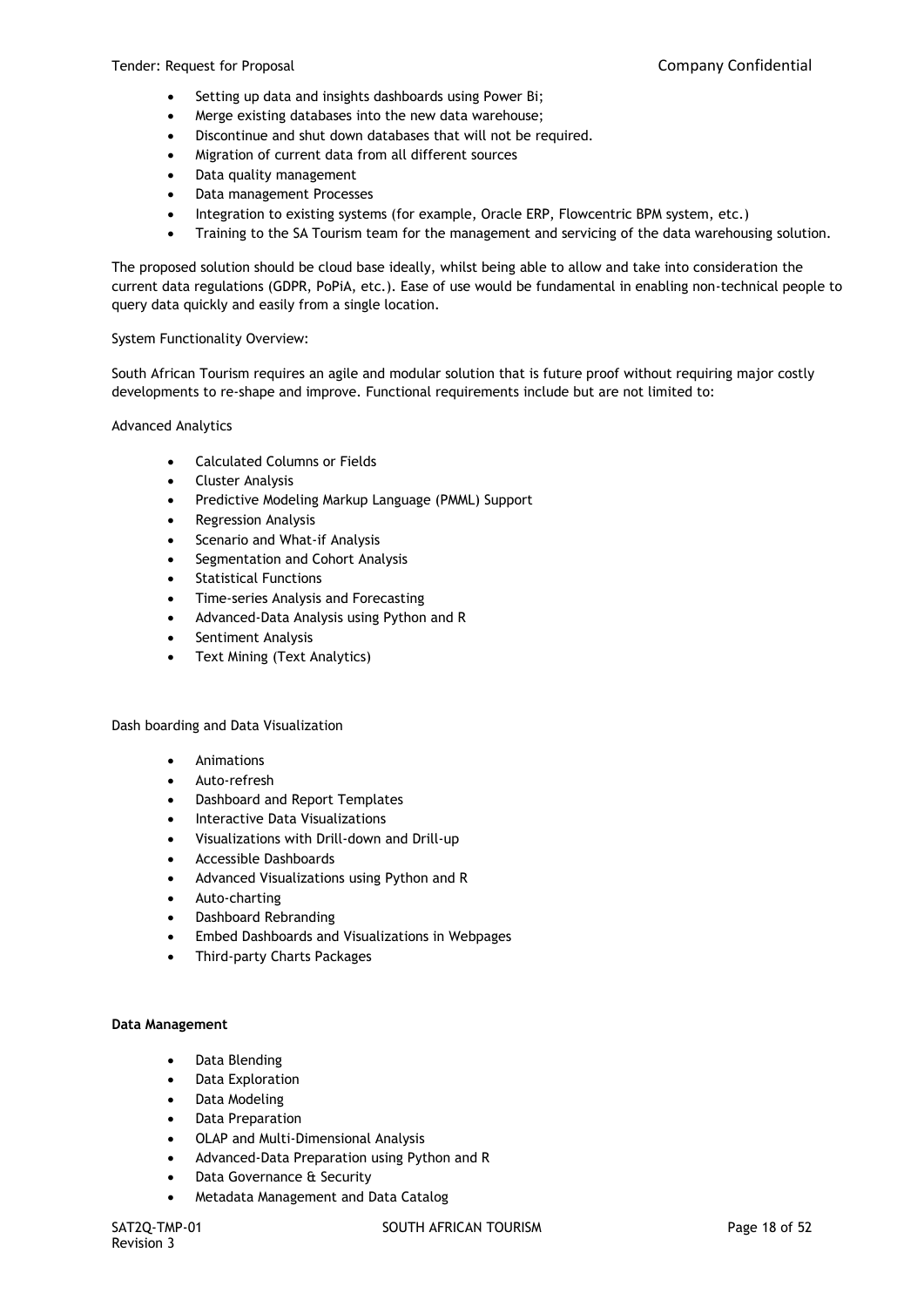- Setting up data and insights dashboards using Power Bi;
- Merge existing databases into the new data warehouse;
- Discontinue and shut down databases that will not be required.
- Migration of current data from all different sources
- Data quality management
- Data management Processes
- Integration to existing systems (for example, Oracle ERP, Flowcentric BPM system, etc.)
- Training to the SA Tourism team for the management and servicing of the data warehousing solution.

The proposed solution should be cloud base ideally, whilst being able to allow and take into consideration the current data regulations (GDPR, PoPiA, etc.). Ease of use would be fundamental in enabling non-technical people to query data quickly and easily from a single location.

System Functionality Overview:

South African Tourism requires an agile and modular solution that is future proof without requiring major costly developments to re-shape and improve. Functional requirements include but are not limited to:

Advanced Analytics

- Calculated Columns or Fields
- Cluster Analysis
- Predictive Modeling Markup Language (PMML) Support
- Regression Analysis
- Scenario and What-if Analysis
- Segmentation and Cohort Analysis
- Statistical Functions
- Time-series Analysis and Forecasting
- Advanced-Data Analysis using Python and R
- Sentiment Analysis
- Text Mining (Text Analytics)

Dash boarding and Data Visualization

- Animations
- Auto-refresh
- Dashboard and Report Templates
- Interactive Data Visualizations
- Visualizations with Drill-down and Drill-up
- Accessible Dashboards
- Advanced Visualizations using Python and R
- Auto-charting
- Dashboard Rebranding
- Embed Dashboards and Visualizations in Webpages
- Third-party Charts Packages

**Data Management**

- Data Blending
- Data Exploration
- Data Modeling
- Data Preparation
- OLAP and Multi-Dimensional Analysis
- Advanced-Data Preparation using Python and R
- Data Governance & Security
- Metadata Management and Data Catalog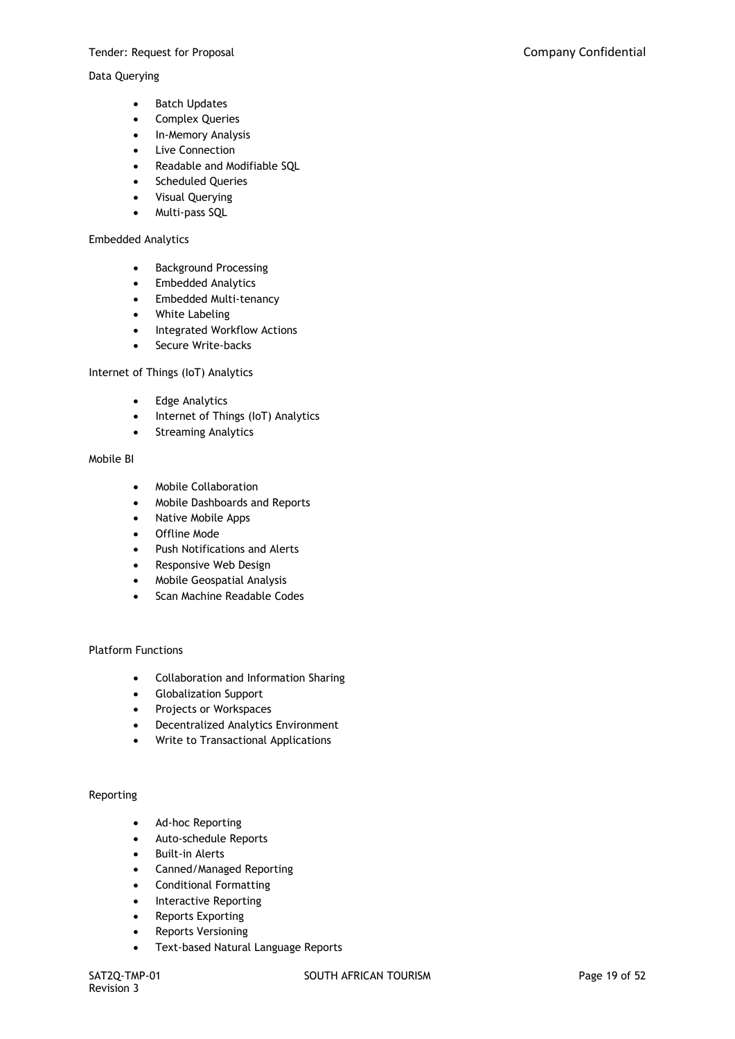Data Querying

- Batch Updates
- Complex Queries
- In-Memory Analysis
- Live Connection
- Readable and Modifiable SQL
- Scheduled Queries
- Visual Querying
- Multi-pass SQL

Embedded Analytics

- Background Processing
- Embedded Analytics
- Embedded Multi-tenancy
- White Labeling
- Integrated Workflow Actions
- Secure Write-backs

Internet of Things (IoT) Analytics

- Edge Analytics
- Internet of Things (IoT) Analytics
- Streaming Analytics

Mobile BI

- Mobile Collaboration
- Mobile Dashboards and Reports
- Native Mobile Apps
- Offline Mode
- Push Notifications and Alerts
- Responsive Web Design
- Mobile Geospatial Analysis
- Scan Machine Readable Codes

Platform Functions

- Collaboration and Information Sharing
- Globalization Support
- Projects or Workspaces
- Decentralized Analytics Environment
- Write to Transactional Applications

Reporting

- Ad-hoc Reporting
- Auto-schedule Reports
- Built-in Alerts
- Canned/Managed Reporting
- Conditional Formatting
- Interactive Reporting
- Reports Exporting
- Reports Versioning
- Text-based Natural Language Reports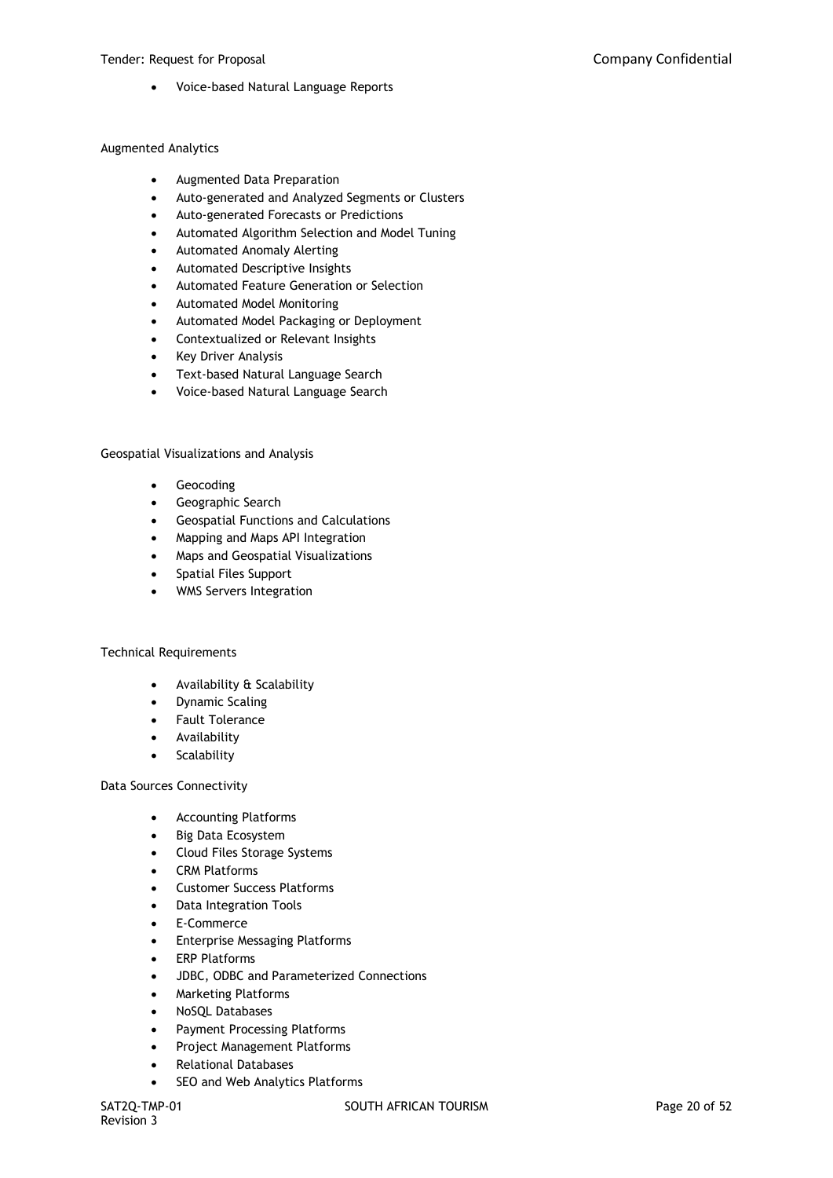- Voice-based Natural Language Reports

Augmented Analytics

- Augmented Data Preparation
- Auto-generated and Analyzed Segments or Clusters
- Auto-generated Forecasts or Predictions
- Automated Algorithm Selection and Model Tuning
- Automated Anomaly Alerting
- Automated Descriptive Insights
- Automated Feature Generation or Selection
- Automated Model Monitoring
- Automated Model Packaging or Deployment
- Contextualized or Relevant Insights
- Key Driver Analysis
- Text-based Natural Language Search
- Voice-based Natural Language Search

Geospatial Visualizations and Analysis

- Geocoding
- Geographic Search
- Geospatial Functions and Calculations
- Mapping and Maps API Integration
- Maps and Geospatial Visualizations
- Spatial Files Support
- WMS Servers Integration

Technical Requirements

- Availability & Scalability
- Dynamic Scaling
- Fault Tolerance
- Availability
- Scalability

Data Sources Connectivity

- Accounting Platforms
- Big Data Ecosystem
- Cloud Files Storage Systems
- CRM Platforms
- Customer Success Platforms
- Data Integration Tools
- E-Commerce
- Enterprise Messaging Platforms
- ERP Platforms
- JDBC, ODBC and Parameterized Connections
- Marketing Platforms
- NoSQL Databases
- Payment Processing Platforms
- Project Management Platforms
- Relational Databases
- SEO and Web Analytics Platforms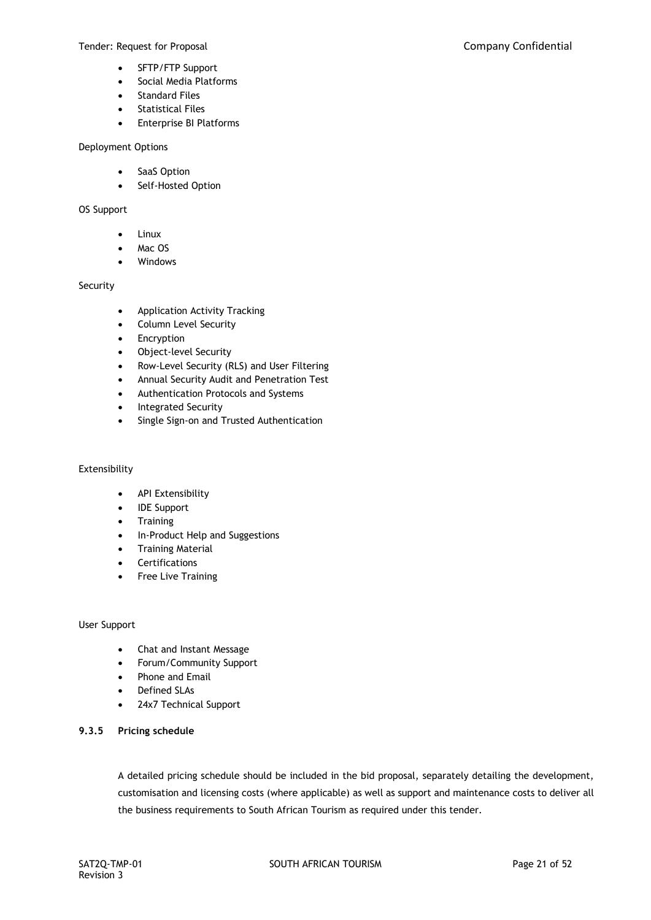- SFTP/FTP Support
- Social Media Platforms
- Standard Files
- Statistical Files
- Enterprise BI Platforms

Deployment Options

- SaaS Option
- Self-Hosted Option

OS Support

- Linux
- Mac OS
- Windows

Security

- Application Activity Tracking
- Column Level Security
- Encryption
- Object-level Security
- Row-Level Security (RLS) and User Filtering
- Annual Security Audit and Penetration Test
- Authentication Protocols and Systems
- Integrated Security
- Single Sign-on and Trusted Authentication

Extensibility

- API Extensibility
- IDE Support
- Training
- In-Product Help and Suggestions
- Training Material
- Certifications
- Free Live Training

User Support

- Chat and Instant Message
- Forum/Community Support
- Phone and Email
- Defined SLAs
- 24x7 Technical Support

#### 9.3.5 Pricing schedule

A detailed pricing schedule should be included in the bid proposal, separately detailing the development, customisation and licensing costs (where applicable) as well as support and maintenance costs to deliver all the business requirements to South African Tourism as required under this tender.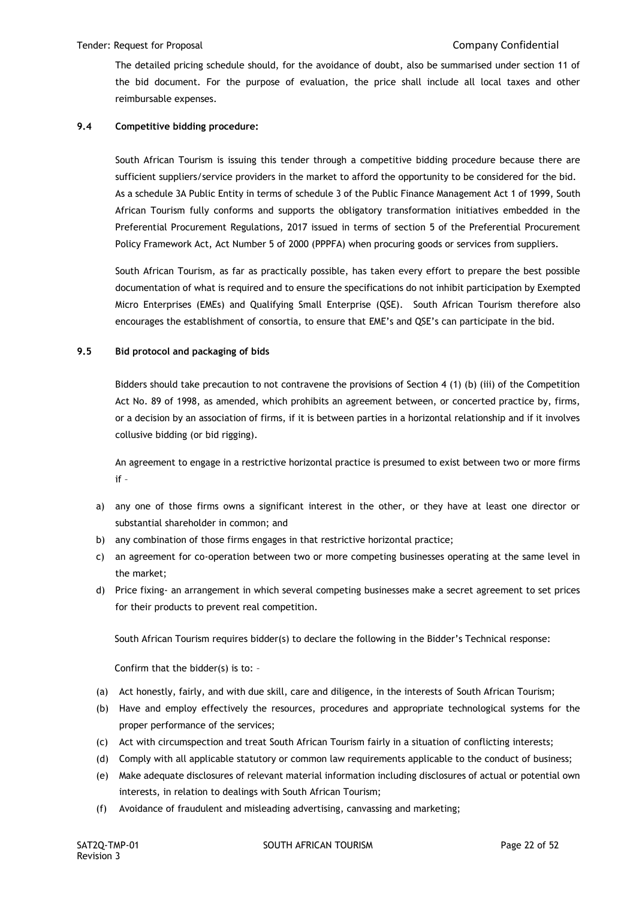The detailed pricing schedule should, for the avoidance of doubt, also be summarised under section 11 of the bid document. For the purpose of evaluation, the price shall include all local taxes and other reimbursable expenses.

### 9.4 Competitive bidding procedure:

South African Tourism is issuing this tender through a competitive bidding procedure because there are sufficient suppliers/service providers in the market to afford the opportunity to be considered for the bid. As a schedule 3A Public Entity in terms of schedule 3 of the Public Finance Management Act 1 of 1999, South African Tourism fully conforms and supports the obligatory transformation initiatives embedded in the Preferential Procurement Regulations, 2017 issued in terms of section 5 of the Preferential Procurement Policy Framework Act, Act Number 5 of 2000 (PPPFA) when procuring goods or services from suppliers.

South African Tourism, as far as practically possible, has taken every effort to prepare the best possible documentation of what is required and to ensure the specifications do not inhibit participation by Exempted Micro Enterprises (EMEs) and Qualifying Small Enterprise (QSE). South African Tourism therefore also encourages the establishment of consortia, to ensure that EME's and QSE's can participate in the bid.

### 9.5 Bid protocol and packaging of bids

Bidders should take precaution to not contravene the provisions of Section 4 (1) (b) (iii) of the Competition Act No. 89 of 1998, as amended, which prohibits an agreement between, or concerted practice by, firms, or a decision by an association of firms, if it is between parties in a horizontal relationship and if it involves collusive bidding (or bid rigging).

An agreement to engage in a restrictive horizontal practice is presumed to exist between two or more firms if –

a) any one of those firms owns a significant interest in the other, or they have at least one director or substantial shareholder in common; and
b) any combination of those firms engages in that restrictive horizontal practice;
c) an agreement for co-operation between two or more competing businesses operating at the same level in the market;
d) Price fixing- an arrangement in which several competing businesses make a secret agreement to set prices for their products to prevent real competition.

South African Tourism requires bidder(s) to declare the following in the Bidder's Technical response:

Confirm that the bidder(s) is to: –

(a) Act honestly, fairly, and with due skill, care and diligence, in the interests of South African Tourism;
(b) Have and employ effectively the resources, procedures and appropriate technological systems for the proper performance of the services;
(c) Act with circumspection and treat South African Tourism fairly in a situation of conflicting interests;
(d) Comply with all applicable statutory or common law requirements applicable to the conduct of business;
(e) Make adequate disclosures of relevant material information including disclosures of actual or potential own interests, in relation to dealings with South African Tourism;
(f) Avoidance of fraudulent and misleading advertising, canvassing and marketing;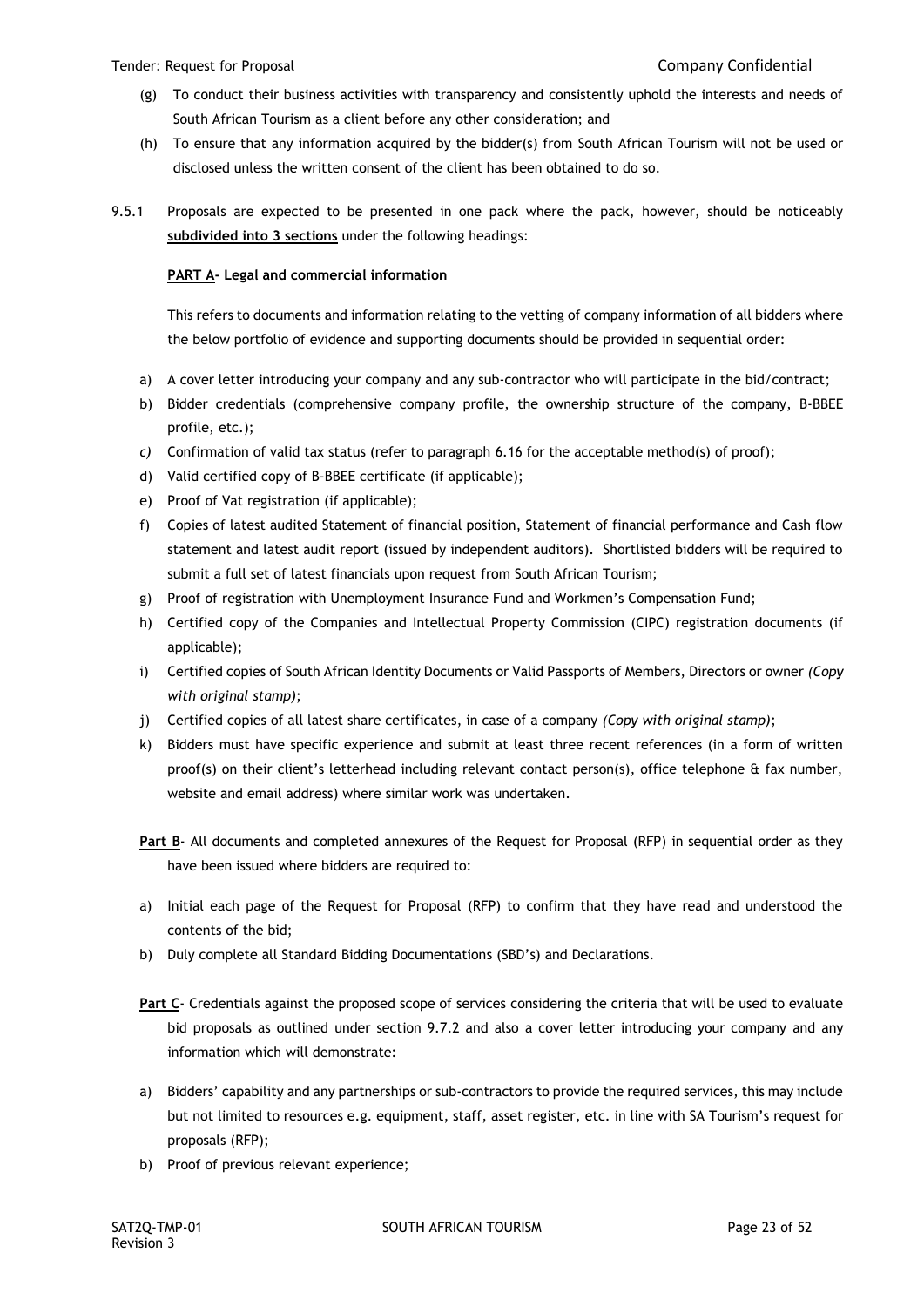(g) To conduct their business activities with transparency and consistently uphold the interests and needs of South African Tourism as a client before any other consideration; and

(h) To ensure that any information acquired by the bidder(s) from South African Tourism will not be used or disclosed unless the written consent of the client has been obtained to do so.

9.5.1 Proposals are expected to be presented in one pack where the pack, however, should be noticeably **subdivided into 3 sections** under the following headings:

**PART A- Legal and commercial information**

This refers to documents and information relating to the vetting of company information of all bidders where the below portfolio of evidence and supporting documents should be provided in sequential order:

a) A cover letter introducing your company and any sub-contractor who will participate in the bid/contract;

b) Bidder credentials (comprehensive company profile, the ownership structure of the company, B-BBEE profile, etc.);

*c)* Confirmation of valid tax status (refer to paragraph 6.16 for the acceptable method(s) of proof);

d) Valid certified copy of B-BBEE certificate (if applicable);

e) Proof of Vat registration (if applicable);

f) Copies of latest audited Statement of financial position, Statement of financial performance and Cash flow statement and latest audit report (issued by independent auditors). Shortlisted bidders will be required to submit a full set of latest financials upon request from South African Tourism;

g) Proof of registration with Unemployment Insurance Fund and Workmen's Compensation Fund;

h) Certified copy of the Companies and Intellectual Property Commission (CIPC) registration documents (if applicable);

i) Certified copies of South African Identity Documents or Valid Passports of Members, Directors or owner *(Copy with original stamp)*;

j) Certified copies of all latest share certificates, in case of a company *(Copy with original stamp)*;

k) Bidders must have specific experience and submit at least three recent references (in a form of written proof(s) on their client's letterhead including relevant contact person(s), office telephone & fax number, website and email address) where similar work was undertaken.

**Part B**- All documents and completed annexures of the Request for Proposal (RFP) in sequential order as they have been issued where bidders are required to:

a) Initial each page of the Request for Proposal (RFP) to confirm that they have read and understood the contents of the bid;

b) Duly complete all Standard Bidding Documentations (SBD's) and Declarations.

**Part C**- Credentials against the proposed scope of services considering the criteria that will be used to evaluate bid proposals as outlined under section 9.7.2 and also a cover letter introducing your company and any information which will demonstrate:

a) Bidders' capability and any partnerships or sub-contractors to provide the required services, this may include but not limited to resources e.g. equipment, staff, asset register, etc. in line with SA Tourism's request for proposals (RFP);

b) Proof of previous relevant experience;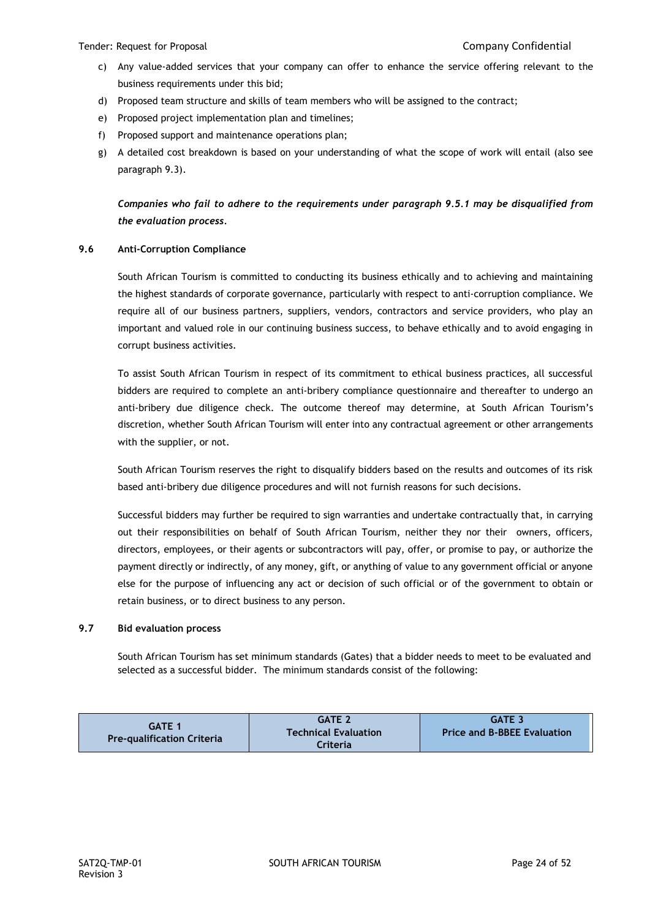c) Any value-added services that your company can offer to enhance the service offering relevant to the business requirements under this bid;

d) Proposed team structure and skills of team members who will be assigned to the contract;

e) Proposed project implementation plan and timelines;

f) Proposed support and maintenance operations plan;

g) A detailed cost breakdown is based on your understanding of what the scope of work will entail (also see paragraph 9.3).

***Companies who fail to adhere to the requirements under paragraph 9.5.1 may be disqualified from the evaluation process.***

### 9.6 Anti-Corruption Compliance

South African Tourism is committed to conducting its business ethically and to achieving and maintaining the highest standards of corporate governance, particularly with respect to anti-corruption compliance. We require all of our business partners, suppliers, vendors, contractors and service providers, who play an important and valued role in our continuing business success, to behave ethically and to avoid engaging in corrupt business activities.

To assist South African Tourism in respect of its commitment to ethical business practices, all successful bidders are required to complete an anti-bribery compliance questionnaire and thereafter to undergo an anti-bribery due diligence check. The outcome thereof may determine, at South African Tourism's discretion, whether South African Tourism will enter into any contractual agreement or other arrangements with the supplier, or not.

South African Tourism reserves the right to disqualify bidders based on the results and outcomes of its risk based anti-bribery due diligence procedures and will not furnish reasons for such decisions.

Successful bidders may further be required to sign warranties and undertake contractually that, in carrying out their responsibilities on behalf of South African Tourism, neither they nor their owners, officers, directors, employees, or their agents or subcontractors will pay, offer, or promise to pay, or authorize the payment directly or indirectly, of any money, gift, or anything of value to any government official or anyone else for the purpose of influencing any act or decision of such official or of the government to obtain or retain business, or to direct business to any person.

### 9.7 Bid evaluation process

South African Tourism has set minimum standards (Gates) that a bidder needs to meet to be evaluated and selected as a successful bidder. The minimum standards consist of the following:

| GATE 1 Pre-qualification Criteria | GATE 2 Technical Evaluation Criteria | GATE 3 Price and B-BBEE Evaluation |
|---|---|---|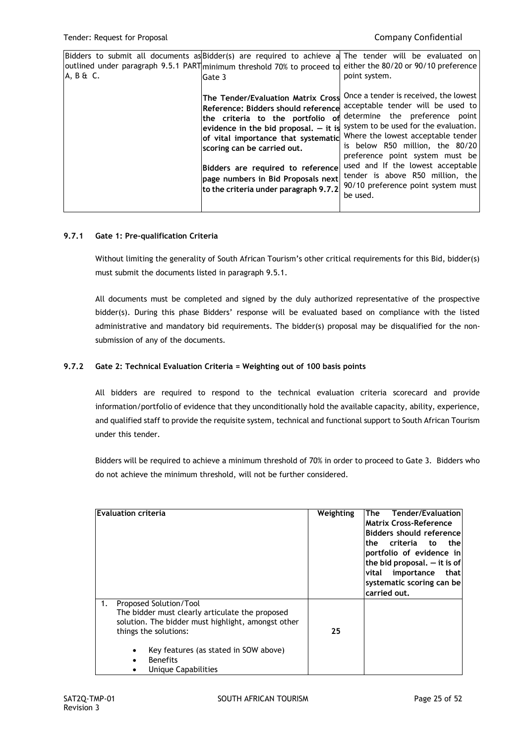| Bidders to submit all documents as outlined under paragraph 9.5.1 PART A, B & C. | Bidder(s) are required to achieve a minimum threshold 70% to proceed to Gate 3<br><br>**The Tender/Evaluation Matrix Cross Reference: Bidders should reference the criteria to the portfolio of evidence in the bid proposal. — it is of vital importance that systematic scoring can be carried out.**<br><br>**Bidders are required to reference page numbers in Bid Proposals next to the criteria under paragraph 9.7.2** | The tender will be evaluated on either the 80/20 or 90/10 preference point system.<br><br>Once a tender is received, the lowest acceptable tender will be used to determine the preference point system to be used for the evaluation. Where the lowest acceptable tender is below R50 million, the 80/20 preference point system must be used and If the lowest acceptable tender is above R50 million, the 90/10 preference point system must be used. |
|---|---|---|

### 9.7.1 Gate 1: Pre-qualification Criteria

Without limiting the generality of South African Tourism's other critical requirements for this Bid, bidder(s) must submit the documents listed in paragraph 9.5.1.

All documents must be completed and signed by the duly authorized representative of the prospective bidder(s). During this phase Bidders' response will be evaluated based on compliance with the listed administrative and mandatory bid requirements. The bidder(s) proposal may be disqualified for the non-submission of any of the documents.

### 9.7.2 Gate 2: Technical Evaluation Criteria = Weighting out of 100 basis points

All bidders are required to respond to the technical evaluation criteria scorecard and provide information/portfolio of evidence that they unconditionally hold the available capacity, ability, experience, and qualified staff to provide the requisite system, technical and functional support to South African Tourism under this tender.

Bidders will be required to achieve a minimum threshold of 70% in order to proceed to Gate 3. Bidders who do not achieve the minimum threshold, will not be further considered.

| Evaluation criteria | Weighting | The Tender/Evaluation Matrix Cross-Reference Bidders should reference the criteria to the portfolio of evidence in the bid proposal. — it is of vital importance that systematic scoring can be carried out. |
|---|---|---|
| 1. Proposed Solution/Tool<br>The bidder must clearly articulate the proposed solution. The bidder must highlight, amongst other things the solutions:<br>• Key features (as stated in SOW above)<br>• Benefits<br>• Unique Capabilities | 25 | |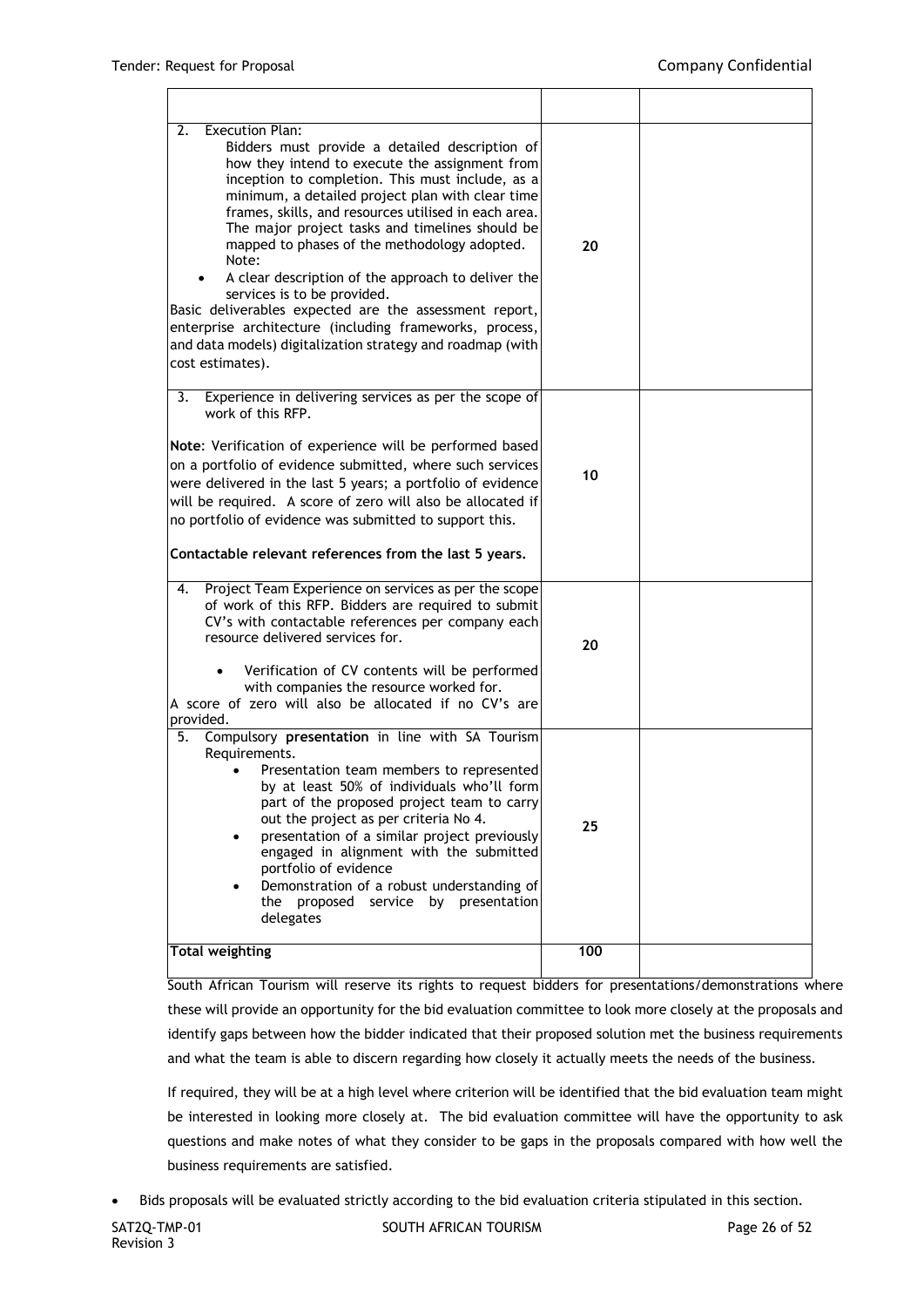| | | |
|---|---|---|
| 2. Execution Plan: Bidders must provide a detailed description of how they intend to execute the assignment from inception to completion. This must include, as a minimum, a detailed project plan with clear time frames, skills, and resources utilised in each area. The major project tasks and timelines should be mapped to phases of the methodology adopted. Note: <br>• A clear description of the approach to deliver the services is to be provided. <br>Basic deliverables expected are the assessment report, enterprise architecture (including frameworks, process, and data models) digitalization strategy and roadmap (with cost estimates). | 20 | |
| 3. Experience in delivering services as per the scope of work of this RFP. <br><br>**Note**: Verification of experience will be performed based on a portfolio of evidence submitted, where such services were delivered in the last 5 years; a portfolio of evidence will be required. A score of zero will also be allocated if no portfolio of evidence was submitted to support this. <br><br>**Contactable relevant references from the last 5 years.** | 10 | |
| 4. Project Team Experience on services as per the scope of work of this RFP. Bidders are required to submit CV's with contactable references per company each resource delivered services for. <br>• Verification of CV contents will be performed with companies the resource worked for. <br>A score of zero will also be allocated if no CV's are provided. | 20 | |
| 5. Compulsory **presentation** in line with SA Tourism Requirements. <br>• Presentation team members to represented by at least 50% of individuals who'll form part of the proposed project team to carry out the project as per criteria No 4. <br>• presentation of a similar project previously engaged in alignment with the submitted portfolio of evidence <br>• Demonstration of a robust understanding of the proposed service by presentation delegates | 25 | |
| **Total weighting** | 100 | |

South African Tourism will reserve its rights to request bidders for presentations/demonstrations where these will provide an opportunity for the bid evaluation committee to look more closely at the proposals and identify gaps between how the bidder indicated that their proposed solution met the business requirements and what the team is able to discern regarding how closely it actually meets the needs of the business.

If required, they will be at a high level where criterion will be identified that the bid evaluation team might be interested in looking more closely at. The bid evaluation committee will have the opportunity to ask questions and make notes of what they consider to be gaps in the proposals compared with how well the business requirements are satisfied.

- Bids proposals will be evaluated strictly according to the bid evaluation criteria stipulated in this section.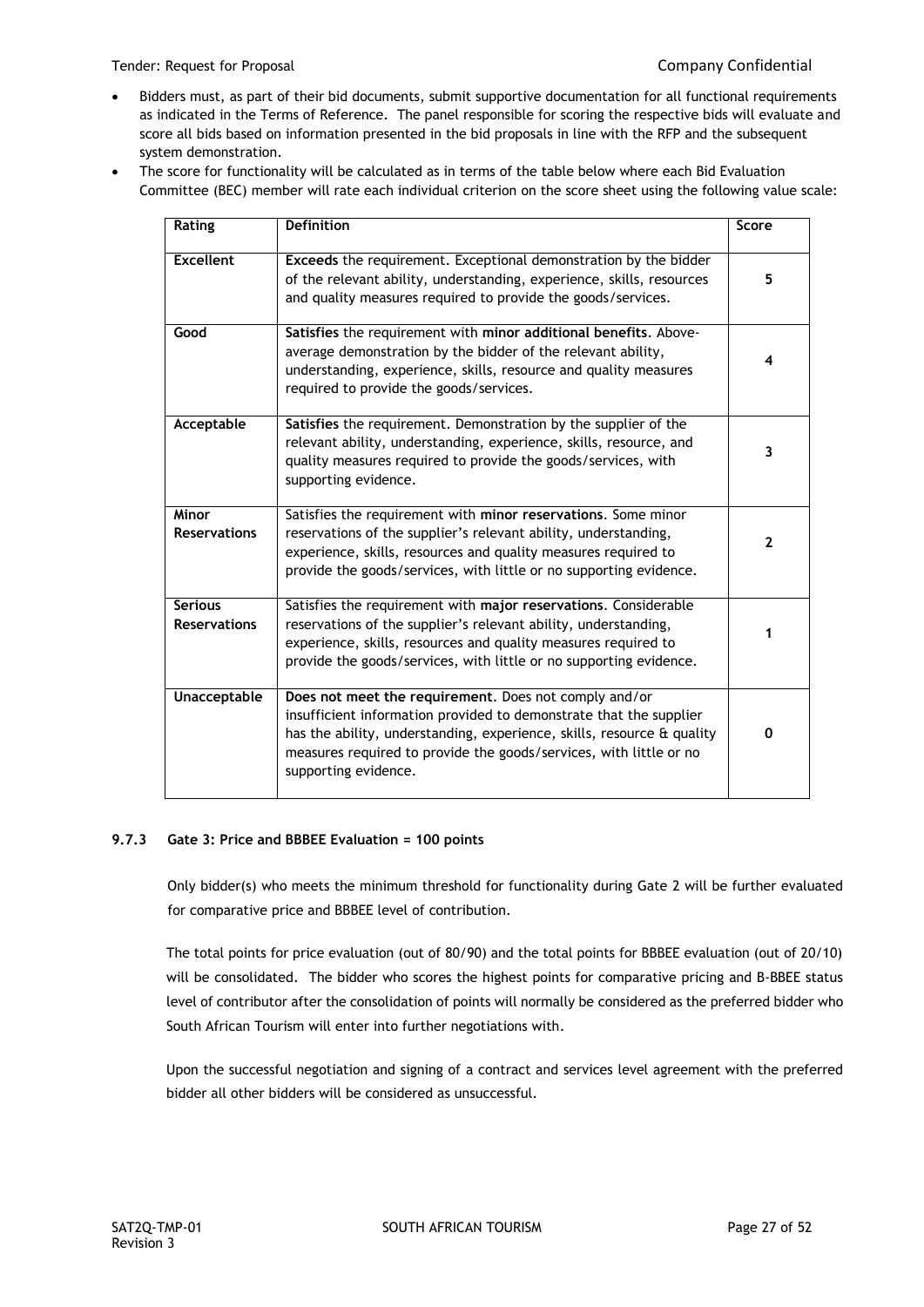- Bidders must, as part of their bid documents, submit supportive documentation for all functional requirements as indicated in the Terms of Reference. The panel responsible for scoring the respective bids will evaluate and score all bids based on information presented in the bid proposals in line with the RFP and the subsequent system demonstration.
- The score for functionality will be calculated as in terms of the table below where each Bid Evaluation Committee (BEC) member will rate each individual criterion on the score sheet using the following value scale:

| Rating | Definition | Score |
|---|---|---|
| **Excellent** | **Exceeds** the requirement. Exceptional demonstration by the bidder of the relevant ability, understanding, experience, skills, resources and quality measures required to provide the goods/services. | 5 |
| **Good** | **Satisfies** the requirement with **minor additional benefits**. Above-average demonstration by the bidder of the relevant ability, understanding, experience, skills, resource and quality measures required to provide the goods/services. | 4 |
| **Acceptable** | **Satisfies** the requirement. Demonstration by the supplier of the relevant ability, understanding, experience, skills, resource, and quality measures required to provide the goods/services, with supporting evidence. | 3 |
| **Minor Reservations** | Satisfies the requirement with **minor reservations**. Some minor reservations of the supplier's relevant ability, understanding, experience, skills, resources and quality measures required to provide the goods/services, with little or no supporting evidence. | 2 |
| **Serious Reservations** | Satisfies the requirement with **major reservations**. Considerable reservations of the supplier's relevant ability, understanding, experience, skills, resources and quality measures required to provide the goods/services, with little or no supporting evidence. | 1 |
| **Unacceptable** | **Does not meet the requirement**. Does not comply and/or insufficient information provided to demonstrate that the supplier has the ability, understanding, experience, skills, resource & quality measures required to provide the goods/services, with little or no supporting evidence. | 0 |

#### 9.7.3 Gate 3: Price and BBBEE Evaluation = 100 points

Only bidder(s) who meets the minimum threshold for functionality during Gate 2 will be further evaluated for comparative price and BBBEE level of contribution.

The total points for price evaluation (out of 80/90) and the total points for BBBEE evaluation (out of 20/10) will be consolidated. The bidder who scores the highest points for comparative pricing and B-BBEE status level of contributor after the consolidation of points will normally be considered as the preferred bidder who South African Tourism will enter into further negotiations with.

Upon the successful negotiation and signing of a contract and services level agreement with the preferred bidder all other bidders will be considered as unsuccessful.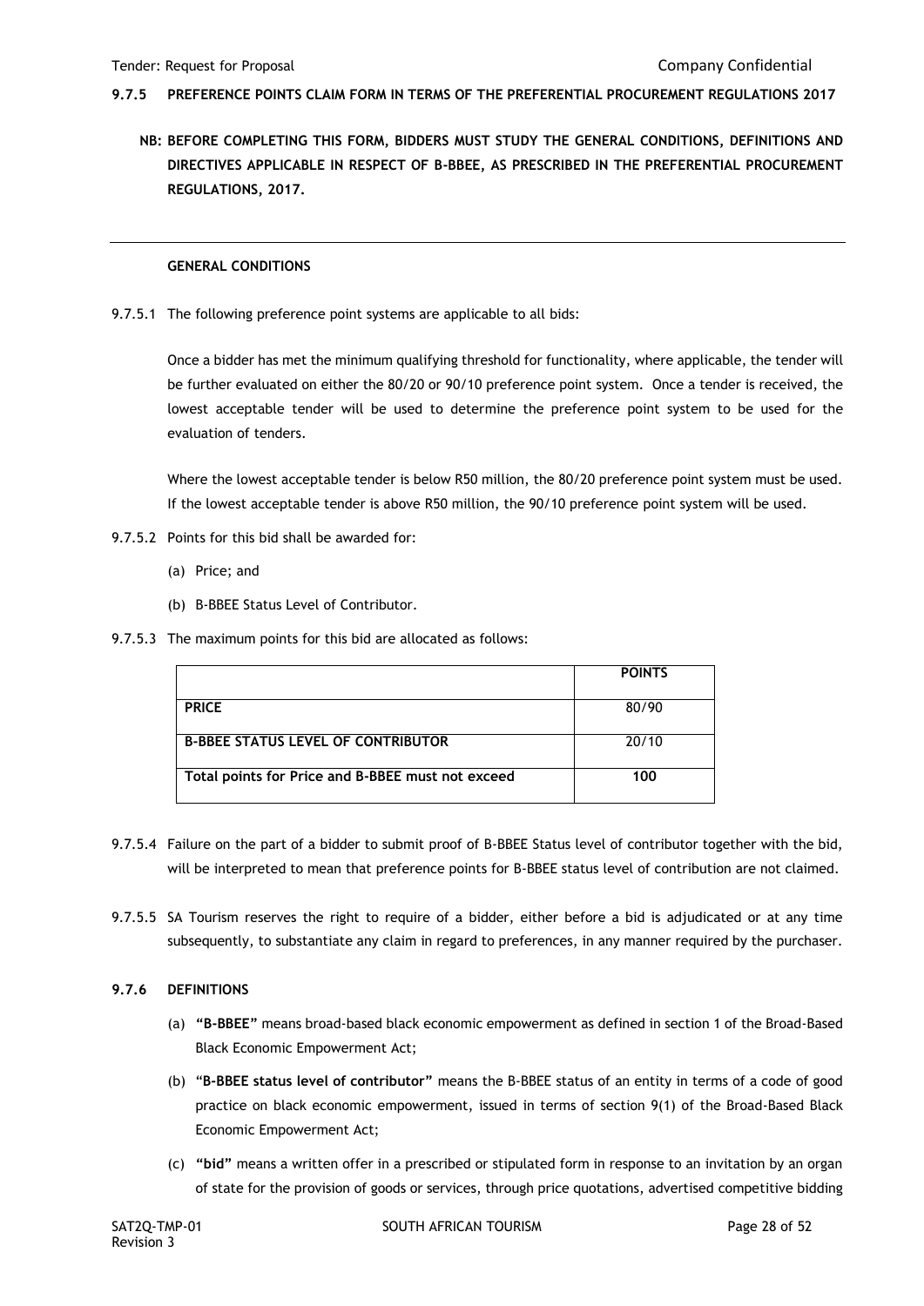### 9.7.5 PREFERENCE POINTS CLAIM FORM IN TERMS OF THE PREFERENTIAL PROCUREMENT REGULATIONS 2017

**NB: BEFORE COMPLETING THIS FORM, BIDDERS MUST STUDY THE GENERAL CONDITIONS, DEFINITIONS AND DIRECTIVES APPLICABLE IN RESPECT OF B-BBEE, AS PRESCRIBED IN THE PREFERENTIAL PROCUREMENT REGULATIONS, 2017.**

---

**GENERAL CONDITIONS**

9.7.5.1 The following preference point systems are applicable to all bids:

Once a bidder has met the minimum qualifying threshold for functionality, where applicable, the tender will be further evaluated on either the 80/20 or 90/10 preference point system. Once a tender is received, the lowest acceptable tender will be used to determine the preference point system to be used for the evaluation of tenders.

Where the lowest acceptable tender is below R50 million, the 80/20 preference point system must be used. If the lowest acceptable tender is above R50 million, the 90/10 preference point system will be used.

9.7.5.2 Points for this bid shall be awarded for:

(a) Price; and

(b) B-BBEE Status Level of Contributor.

9.7.5.3 The maximum points for this bid are allocated as follows:

| | **POINTS** |
|---|---|
| **PRICE** | 80/90 |
| **B-BBEE STATUS LEVEL OF CONTRIBUTOR** | 20/10 |
| **Total points for Price and B-BBEE must not exceed** | **100** |

9.7.5.4 Failure on the part of a bidder to submit proof of B-BBEE Status level of contributor together with the bid, will be interpreted to mean that preference points for B-BBEE status level of contribution are not claimed.

9.7.5.5 SA Tourism reserves the right to require of a bidder, either before a bid is adjudicated or at any time subsequently, to substantiate any claim in regard to preferences, in any manner required by the purchaser.

### 9.7.6 DEFINITIONS

(a) **"B-BBEE"** means broad-based black economic empowerment as defined in section 1 of the Broad-Based Black Economic Empowerment Act;

(b) "**B-BBEE status level of contributor"** means the B-BBEE status of an entity in terms of a code of good practice on black economic empowerment, issued in terms of section 9(1) of the Broad-Based Black Economic Empowerment Act;

(c) **"bid"** means a written offer in a prescribed or stipulated form in response to an invitation by an organ of state for the provision of goods or services, through price quotations, advertised competitive bidding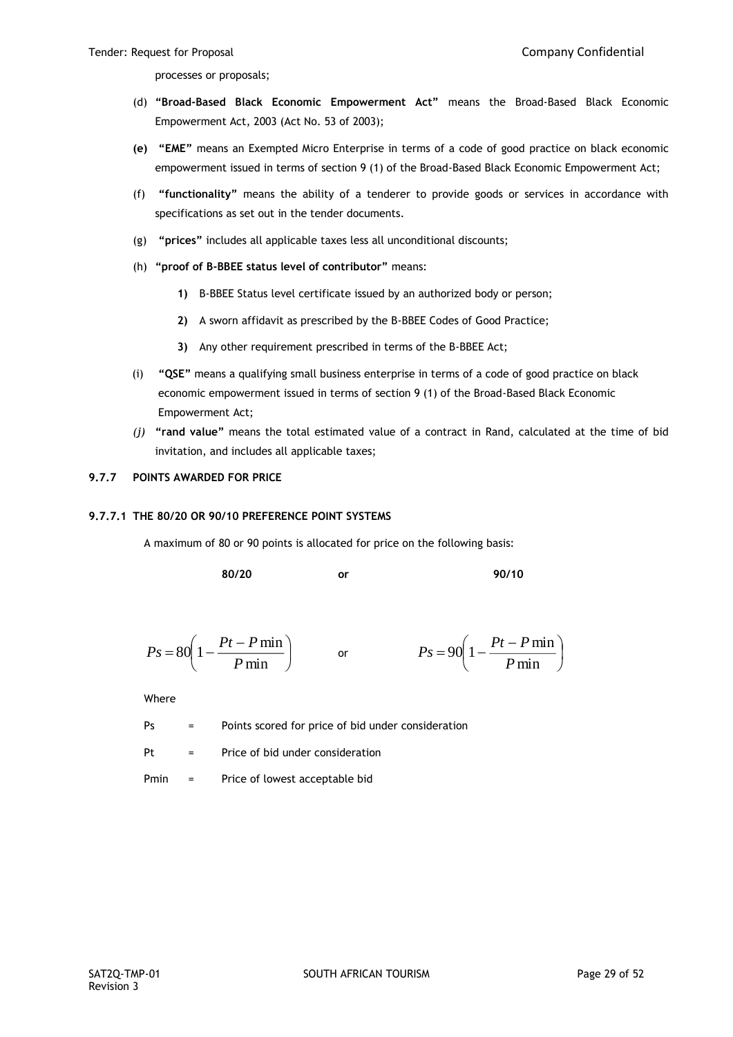processes or proposals;

(d) **"Broad-Based Black Economic Empowerment Act"** means the Broad-Based Black Economic Empowerment Act, 2003 (Act No. 53 of 2003);

**(e)** **"EME"** means an Exempted Micro Enterprise in terms of a code of good practice on black economic empowerment issued in terms of section 9 (1) of the Broad-Based Black Economic Empowerment Act;

(f) **"functionality"** means the ability of a tenderer to provide goods or services in accordance with specifications as set out in the tender documents.

(g) **"prices"** includes all applicable taxes less all unconditional discounts;

(h) **"proof of B-BBEE status level of contributor"** means:

**1)** B-BBEE Status level certificate issued by an authorized body or person;

**2)** A sworn affidavit as prescribed by the B-BBEE Codes of Good Practice;

**3)** Any other requirement prescribed in terms of the B-BBEE Act;

(i) **"QSE"** means a qualifying small business enterprise in terms of a code of good practice on black economic empowerment issued in terms of section 9 (1) of the Broad-Based Black Economic Empowerment Act;

*(j)* **"rand value"** means the total estimated value of a contract in Rand, calculated at the time of bid invitation, and includes all applicable taxes;

### 9.7.7 POINTS AWARDED FOR PRICE

#### 9.7.7.1 THE 80/20 OR 90/10 PREFERENCE POINT SYSTEMS

A maximum of 80 or 90 points is allocated for price on the following basis:

**80/20** **or** **90/10**

$$Ps = 80\left(1 - \frac{Pt - P\min}{P\min}\right) \quad \text{or} \quad Ps = 90\left(1 - \frac{Pt - P\min}{P\min}\right)$$

Where

Ps = Points scored for price of bid under consideration

Pt = Price of bid under consideration

Pmin = Price of lowest acceptable bid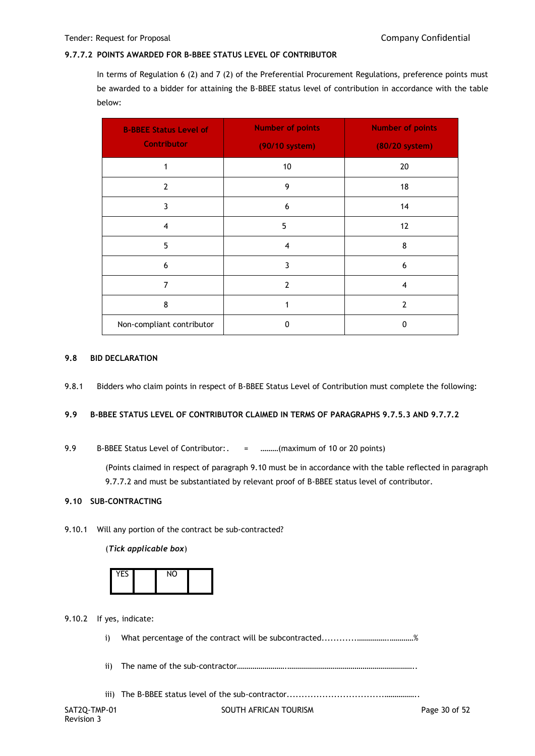### 9.7.7.2 POINTS AWARDED FOR B-BBEE STATUS LEVEL OF CONTRIBUTOR

In terms of Regulation 6 (2) and 7 (2) of the Preferential Procurement Regulations, preference points must be awarded to a bidder for attaining the B-BBEE status level of contribution in accordance with the table below:

| B-BBEE Status Level of Contributor | Number of points (90/10 system) | Number of points (80/20 system) |
|---|---|---|
| 1 | 10 | 20 |
| 2 | 9 | 18 |
| 3 | 6 | 14 |
| 4 | 5 | 12 |
| 5 | 4 | 8 |
| 6 | 3 | 6 |
| 7 | 2 | 4 |
| 8 | 1 | 2 |
| Non-compliant contributor | 0 | 0 |

### 9.8 BID DECLARATION

9.8.1 Bidders who claim points in respect of B-BBEE Status Level of Contribution must complete the following:

### 9.9 B-BBEE STATUS LEVEL OF CONTRIBUTOR CLAIMED IN TERMS OF PARAGRAPHS 9.7.5.3 AND 9.7.7.2

9.9 B-BBEE Status Level of Contributor:. = ………(maximum of 10 or 20 points)

(Points claimed in respect of paragraph 9.10 must be in accordance with the table reflected in paragraph 9.7.7.2 and must be substantiated by relevant proof of B-BBEE status level of contributor.

### 9.10 SUB-CONTRACTING

9.10.1 Will any portion of the contract be sub-contracted?

(***Tick applicable box***)

| YES | | NO | |
|---|---|---|---|

9.10.2 If yes, indicate:

i) What percentage of the contract will be subcontracted............…………….…………%

ii) The name of the sub-contractor…………………..………………………………………………………..

iii) The B-BBEE status level of the sub-contractor................................……………..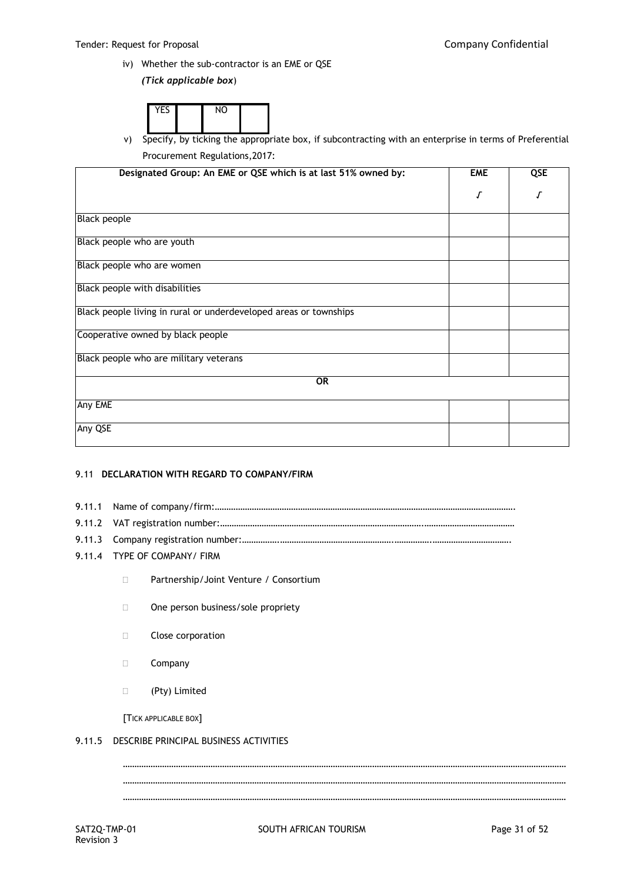iv) Whether the sub-contractor is an EME or QSE

*(Tick applicable box)*

| YES | | NO | |
|---|---|---|---|

v) Specify, by ticking the appropriate box, if subcontracting with an enterprise in terms of Preferential Procurement Regulations,2017:

| Designated Group: An EME or QSE which is at last 51% owned by: | EME<br>√ | QSE<br>√ |
|---|---|---|
| Black people | | |
| Black people who are youth | | |
| Black people who are women | | |
| Black people with disabilities | | |
| Black people living in rural or underdeveloped areas or townships | | |
| Cooperative owned by black people | | |
| Black people who are military veterans | | |
| **OR** | | |
| Any EME | | |
| Any QSE | | |

### 9.11 DECLARATION WITH REGARD TO COMPANY/FIRM

9.11.1 Name of company/firm:……………………………………………………………………………………………………………………….

9.11.2 VAT registration number:…………………………………………………………………………………………………………………

9.11.3 Company registration number:……………..……………………………………………..……………..…………………………….

9.11.4 TYPE OF COMPANY/ FIRM

- ☐ Partnership/Joint Venture / Consortium
- ☐ One person business/sole propriety
- ☐ Close corporation
- ☐ Company
- ☐ (Pty) Limited

[TICK APPLICABLE BOX]

9.11.5 DESCRIBE PRINCIPAL BUSINESS ACTIVITIES

………………………………………………………………………………………………………………………………………………………

………………………………………………………………………………………………………………………………………………………

………………………………………………………………………………………………………………………………………………………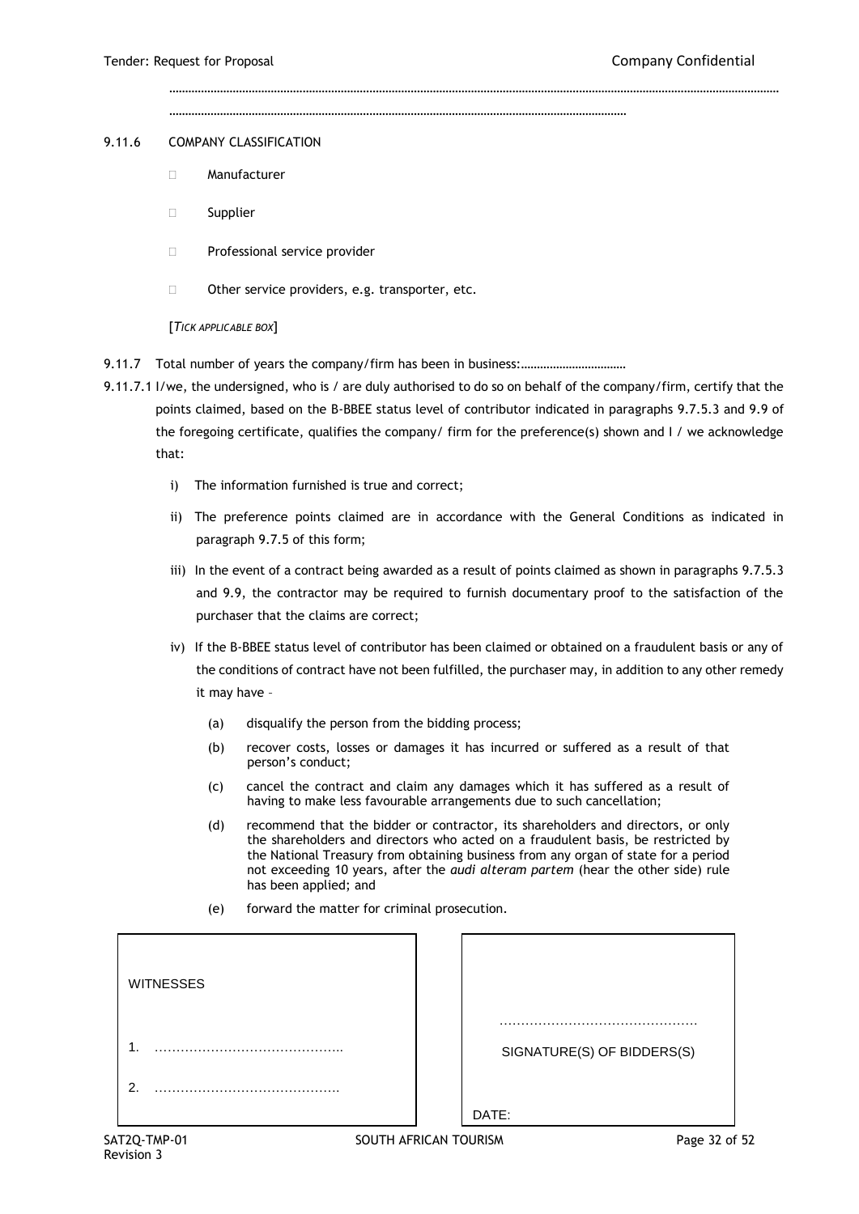……………………………………………………………………………………………………………………………………………………………………

……………………………………………………………………………………………………………………

9.11.6 COMPANY CLASSIFICATION

- ☐ Manufacturer
- ☐ Supplier
- ☐ Professional service provider
- ☐ Other service providers, e.g. transporter, etc.

[*TICK APPLICABLE BOX*]

9.11.7 Total number of years the company/firm has been in business:……………………………

9.11.7.1 I/we, the undersigned, who is / are duly authorised to do so on behalf of the company/firm, certify that the points claimed, based on the B-BBEE status level of contributor indicated in paragraphs 9.7.5.3 and 9.9 of the foregoing certificate, qualifies the company/ firm for the preference(s) shown and I / we acknowledge that:

i) The information furnished is true and correct;

ii) The preference points claimed are in accordance with the General Conditions as indicated in paragraph 9.7.5 of this form;

iii) In the event of a contract being awarded as a result of points claimed as shown in paragraphs 9.7.5.3 and 9.9, the contractor may be required to furnish documentary proof to the satisfaction of the purchaser that the claims are correct;

iv) If the B-BBEE status level of contributor has been claimed or obtained on a fraudulent basis or any of the conditions of contract have not been fulfilled, the purchaser may, in addition to any other remedy it may have –

(a) disqualify the person from the bidding process;

(b) recover costs, losses or damages it has incurred or suffered as a result of that person's conduct;

(c) cancel the contract and claim any damages which it has suffered as a result of having to make less favourable arrangements due to such cancellation;

(d) recommend that the bidder or contractor, its shareholders and directors, or only the shareholders and directors who acted on a fraudulent basis, be restricted by the National Treasury from obtaining business from any organ of state for a period not exceeding 10 years, after the *audi alteram partem* (hear the other side) rule has been applied; and

(e) forward the matter for criminal prosecution.

| WITNESSES | |
|---|---|
| 1. ……………………………………. | ………………………………………. SIGNATURE(S) OF BIDDERS(S) |
| 2. ……………………………………. | DATE: |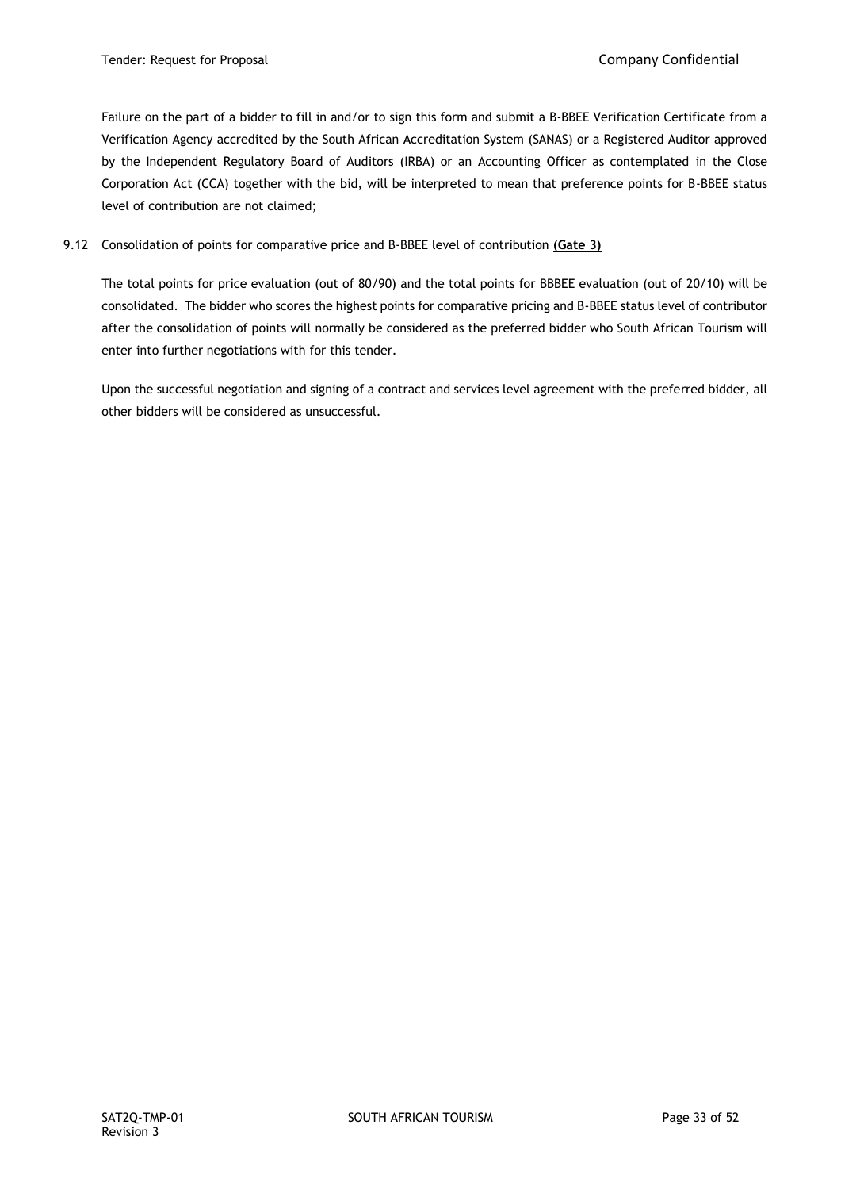Failure on the part of a bidder to fill in and/or to sign this form and submit a B-BBEE Verification Certificate from a Verification Agency accredited by the South African Accreditation System (SANAS) or a Registered Auditor approved by the Independent Regulatory Board of Auditors (IRBA) or an Accounting Officer as contemplated in the Close Corporation Act (CCA) together with the bid, will be interpreted to mean that preference points for B-BBEE status level of contribution are not claimed;

9.12 Consolidation of points for comparative price and B-BBEE level of contribution **(Gate 3)**

The total points for price evaluation (out of 80/90) and the total points for BBBEE evaluation (out of 20/10) will be consolidated. The bidder who scores the highest points for comparative pricing and B-BBEE status level of contributor after the consolidation of points will normally be considered as the preferred bidder who South African Tourism will enter into further negotiations with for this tender.

Upon the successful negotiation and signing of a contract and services level agreement with the preferred bidder, all other bidders will be considered as unsuccessful.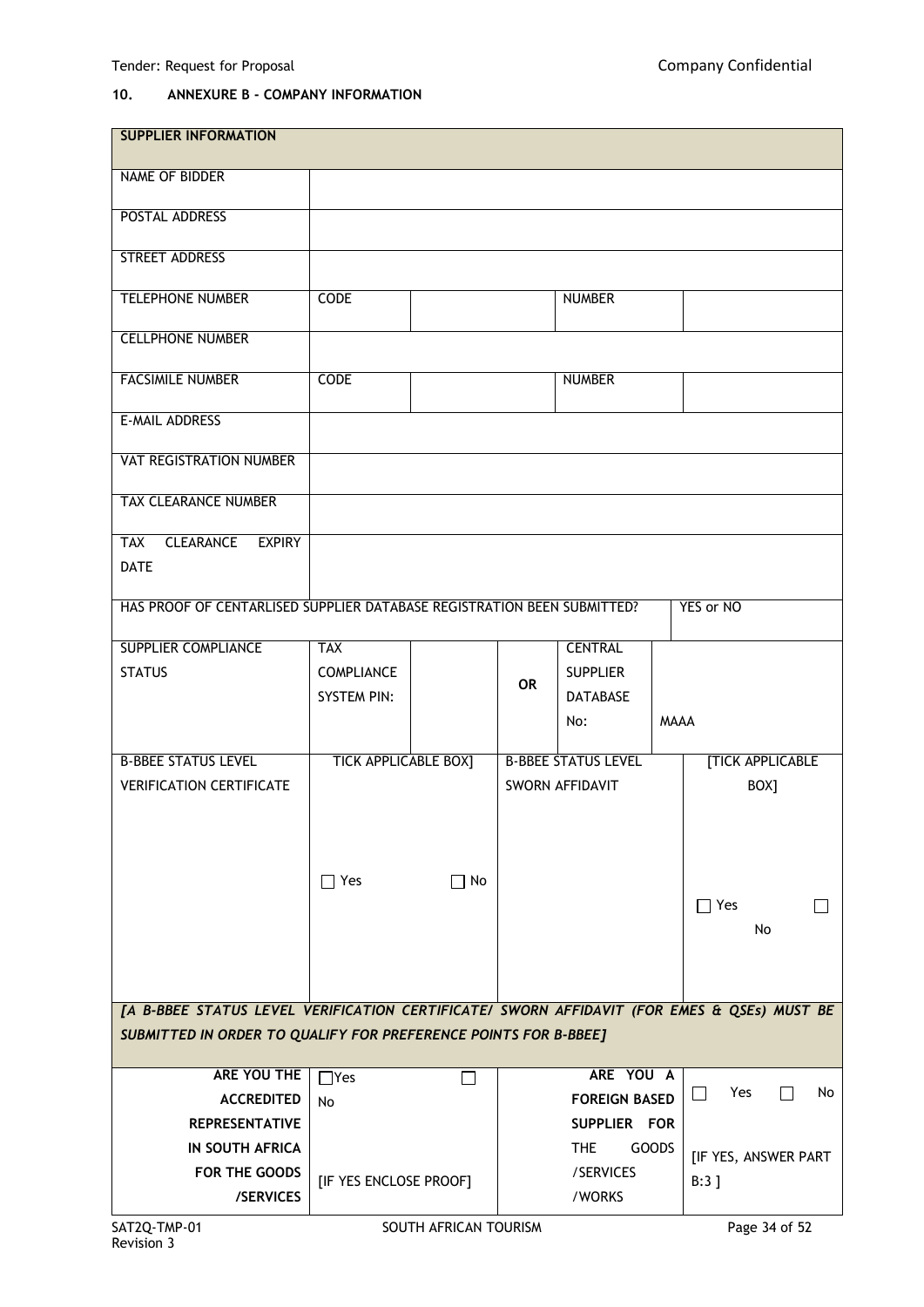## 10. ANNEXURE B - COMPANY INFORMATION

| SUPPLIER INFORMATION | | | | | |
|---|---|---|---|---|---|
| NAME OF BIDDER | | | | | |
| POSTAL ADDRESS | | | | | |
| STREET ADDRESS | | | | | |
| TELEPHONE NUMBER | CODE | | | NUMBER | |
| CELLPHONE NUMBER | | | | | |
| FACSIMILE NUMBER | CODE | | | NUMBER | |
| E-MAIL ADDRESS | | | | | |
| VAT REGISTRATION NUMBER | | | | | |
| TAX CLEARANCE NUMBER | | | | | |
| TAX CLEARANCE EXPIRY DATE | | | | | |
| HAS PROOF OF CENTARLISED SUPPLIER DATABASE REGISTRATION BEEN SUBMITTED? | | | | | YES or NO |
| SUPPLIER COMPLIANCE STATUS | TAX COMPLIANCE SYSTEM PIN: | | OR | CENTRAL SUPPLIER DATABASE No: | MAAA |
| B-BBEE STATUS LEVEL VERIFICATION CERTIFICATE | TICK APPLICABLE BOX] ☐ Yes | ☐ No | B-BBEE STATUS LEVEL SWORN AFFIDAVIT | | [TICK APPLICABLE BOX] ☐ Yes ☐ No |
| *[A B-BBEE STATUS LEVEL VERIFICATION CERTIFICATE/ SWORN AFFIDAVIT (FOR EMES & QSEs) MUST BE SUBMITTED IN ORDER TO QUALIFY FOR PREFERENCE POINTS FOR B-BBEE]* | | | | | |
| **ARE YOU THE ACCREDITED REPRESENTATIVE IN SOUTH AFRICA FOR THE GOODS /SERVICES** | ☐Yes ☐ No [IF YES ENCLOSE PROOF] | | **ARE YOU A FOREIGN BASED SUPPLIER FOR THE GOODS /SERVICES /WORKS** | | ☐ Yes ☐ No [IF YES, ANSWER PART B:3 ] |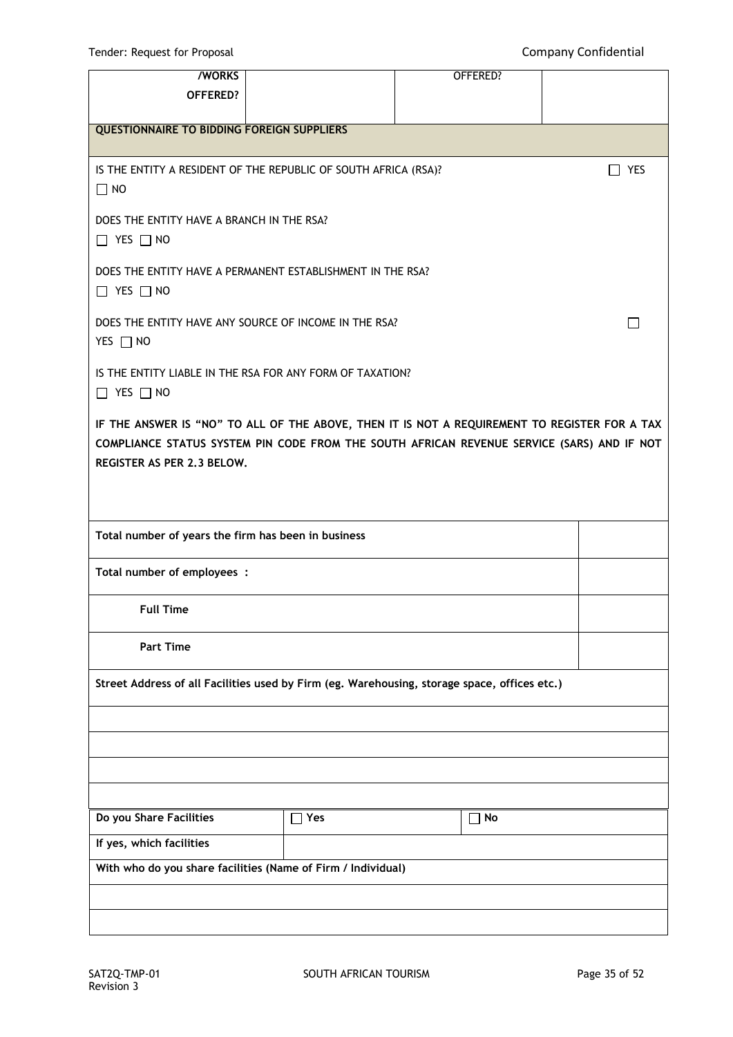| /WORKS OFFERED? | | OFFERED? | |
|---|---|---|---|

**QUESTIONNAIRE TO BIDDING FOREIGN SUPPLIERS**

IS THE ENTITY A RESIDENT OF THE REPUBLIC OF SOUTH AFRICA (RSA)? ☐ YES ☐ NO

DOES THE ENTITY HAVE A BRANCH IN THE RSA? ☐ YES ☐ NO

DOES THE ENTITY HAVE A PERMANENT ESTABLISHMENT IN THE RSA? ☐ YES ☐ NO

DOES THE ENTITY HAVE ANY SOURCE OF INCOME IN THE RSA? ☐ YES ☐ NO

IS THE ENTITY LIABLE IN THE RSA FOR ANY FORM OF TAXATION? ☐ YES ☐ NO

**IF THE ANSWER IS "NO" TO ALL OF THE ABOVE, THEN IT IS NOT A REQUIREMENT TO REGISTER FOR A TAX COMPLIANCE STATUS SYSTEM PIN CODE FROM THE SOUTH AFRICAN REVENUE SERVICE (SARS) AND IF NOT REGISTER AS PER 2.3 BELOW.**

| | |
|---|---|
| **Total number of years the firm has been in business** | |
| **Total number of employees :** | |
| **Full Time** | |
| **Part Time** | |

| **Street Address of all Facilities used by Firm (eg. Warehousing, storage space, offices etc.)** |
|---|
| |
| |
| |
| |

| | | |
|---|---|---|
| **Do you Share Facilities** | ☐ **Yes** | ☐ **No** |
| **If yes, which facilities** | | |

| **With who do you share facilities (Name of Firm / Individual)** |
|---|
| |
| |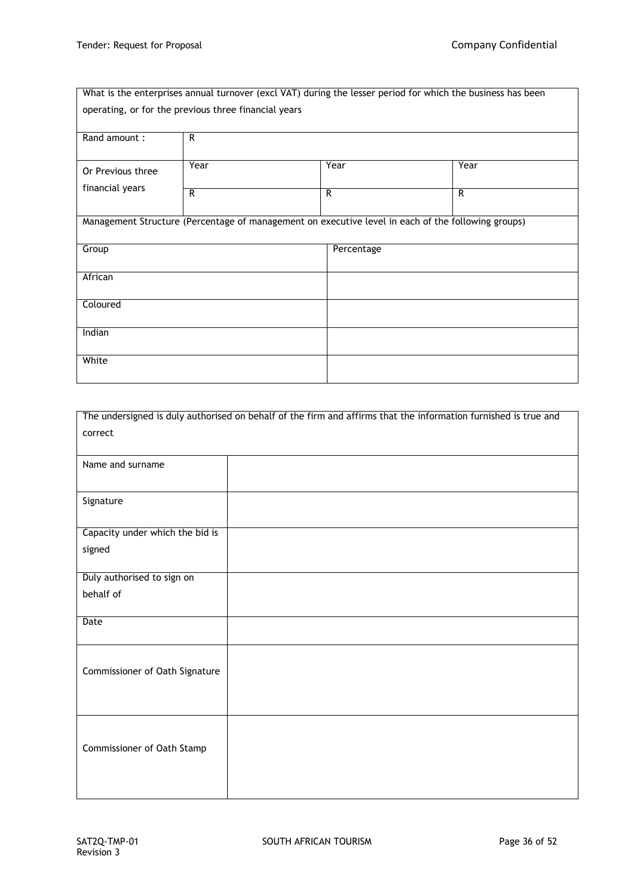| What is the enterprises annual turnover (excl VAT) during the lesser period for which the business has been operating, or for the previous three financial years | | | |
|---|---|---|---|
| Rand amount : | R | | |
| Or Previous three financial years | Year | Year | Year |
| | R | R | R |

| Management Structure (Percentage of management on executive level in each of the following groups) | |
|---|---|
| Group | Percentage |
| African | |
| Coloured | |
| Indian | |
| White | |

| The undersigned is duly authorised on behalf of the firm and affirms that the information furnished is true and correct | |
|---|---|
| Name and surname | |
| Signature | |
| Capacity under which the bid is signed | |
| Duly authorised to sign on behalf of | |
| Date | |
| Commissioner of Oath Signature | |
| Commissioner of Oath Stamp | |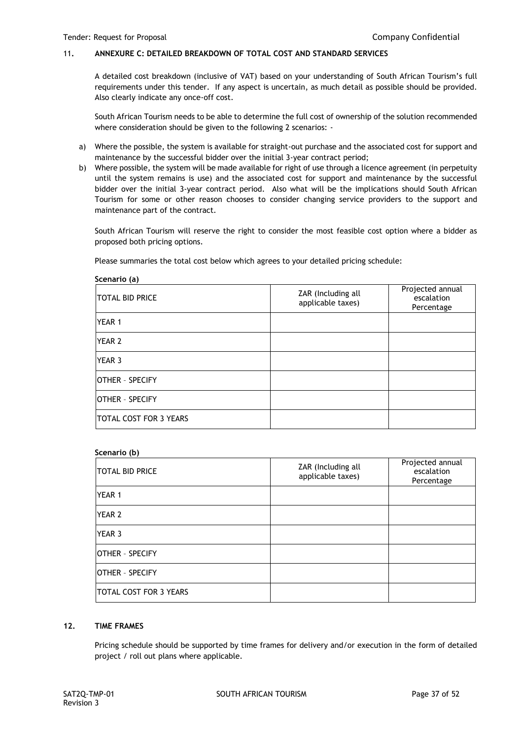## 11. ANNEXURE C: DETAILED BREAKDOWN OF TOTAL COST AND STANDARD SERVICES

A detailed cost breakdown (inclusive of VAT) based on your understanding of South African Tourism's full requirements under this tender. If any aspect is uncertain, as much detail as possible should be provided. Also clearly indicate any once-off cost.

South African Tourism needs to be able to determine the full cost of ownership of the solution recommended where consideration should be given to the following 2 scenarios: -

a) Where the possible, the system is available for straight-out purchase and the associated cost for support and maintenance by the successful bidder over the initial 3-year contract period;
b) Where possible, the system will be made available for right of use through a licence agreement (in perpetuity until the system remains is use) and the associated cost for support and maintenance by the successful bidder over the initial 3-year contract period. Also what will be the implications should South African Tourism for some or other reason chooses to consider changing service providers to the support and maintenance part of the contract.

South African Tourism will reserve the right to consider the most feasible cost option where a bidder as proposed both pricing options.

Please summaries the total cost below which agrees to your detailed pricing schedule:

**Scenario (a)**

| TOTAL BID PRICE | ZAR (Including all applicable taxes) | Projected annual escalation Percentage |
|---|---|---|
| YEAR 1 | | |
| YEAR 2 | | |
| YEAR 3 | | |
| OTHER – SPECIFY | | |
| OTHER – SPECIFY | | |
| TOTAL COST FOR 3 YEARS | | |

**Scenario (b)**

| TOTAL BID PRICE | ZAR (Including all applicable taxes) | Projected annual escalation Percentage |
|---|---|---|
| YEAR 1 | | |
| YEAR 2 | | |
| YEAR 3 | | |
| OTHER – SPECIFY | | |
| OTHER – SPECIFY | | |
| TOTAL COST FOR 3 YEARS | | |

## 12. TIME FRAMES

Pricing schedule should be supported by time frames for delivery and/or execution in the form of detailed project / roll out plans where applicable.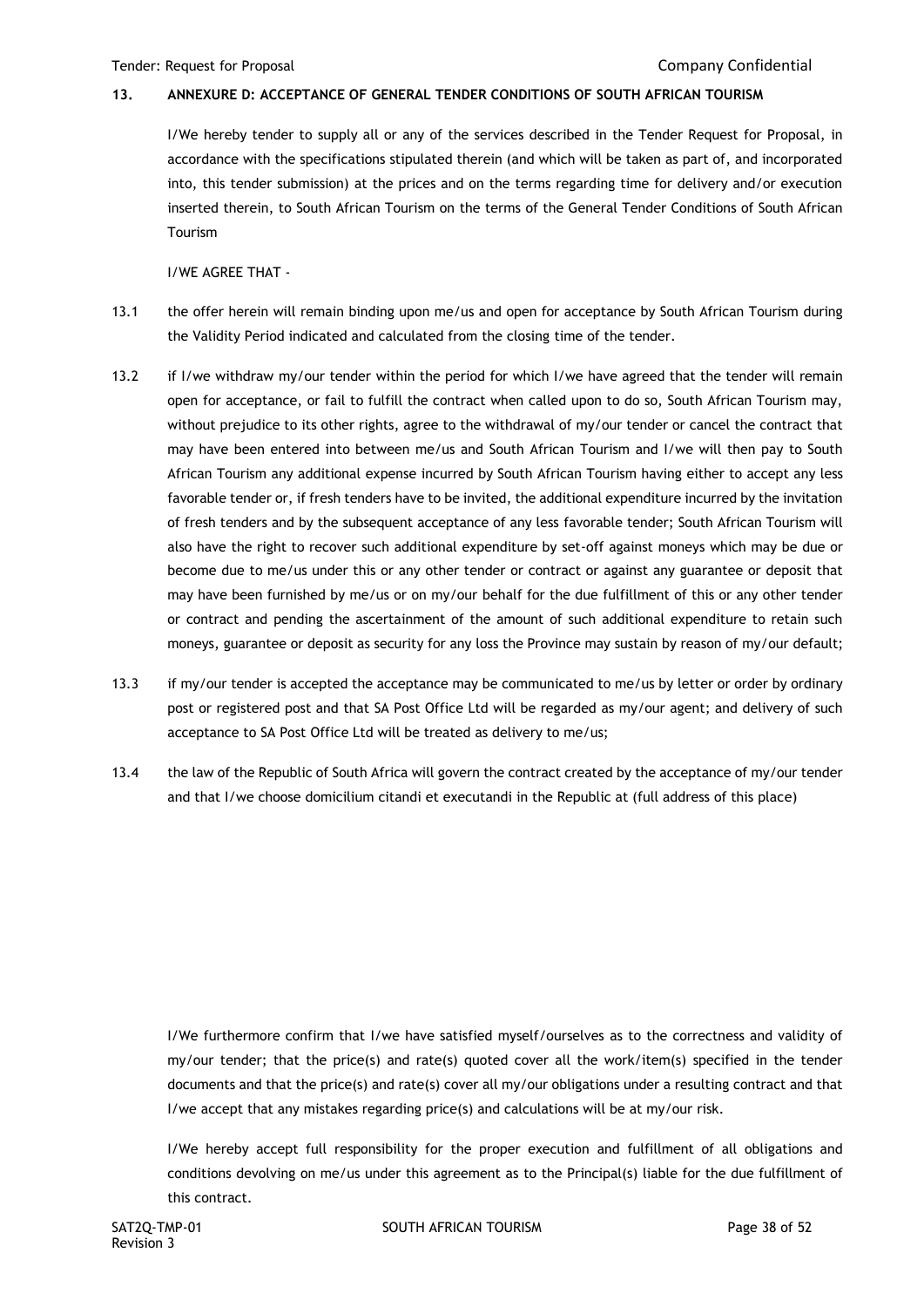## 13. ANNEXURE D: ACCEPTANCE OF GENERAL TENDER CONDITIONS OF SOUTH AFRICAN TOURISM

I/We hereby tender to supply all or any of the services described in the Tender Request for Proposal, in accordance with the specifications stipulated therein (and which will be taken as part of, and incorporated into, this tender submission) at the prices and on the terms regarding time for delivery and/or execution inserted therein, to South African Tourism on the terms of the General Tender Conditions of South African Tourism

I/WE AGREE THAT -

13.1 the offer herein will remain binding upon me/us and open for acceptance by South African Tourism during the Validity Period indicated and calculated from the closing time of the tender.

13.2 if I/we withdraw my/our tender within the period for which I/we have agreed that the tender will remain open for acceptance, or fail to fulfill the contract when called upon to do so, South African Tourism may, without prejudice to its other rights, agree to the withdrawal of my/our tender or cancel the contract that may have been entered into between me/us and South African Tourism and I/we will then pay to South African Tourism any additional expense incurred by South African Tourism having either to accept any less favorable tender or, if fresh tenders have to be invited, the additional expenditure incurred by the invitation of fresh tenders and by the subsequent acceptance of any less favorable tender; South African Tourism will also have the right to recover such additional expenditure by set-off against moneys which may be due or become due to me/us under this or any other tender or contract or against any guarantee or deposit that may have been furnished by me/us or on my/our behalf for the due fulfillment of this or any other tender or contract and pending the ascertainment of the amount of such additional expenditure to retain such moneys, guarantee or deposit as security for any loss the Province may sustain by reason of my/our default;

13.3 if my/our tender is accepted the acceptance may be communicated to me/us by letter or order by ordinary post or registered post and that SA Post Office Ltd will be regarded as my/our agent; and delivery of such acceptance to SA Post Office Ltd will be treated as delivery to me/us;

13.4 the law of the Republic of South Africa will govern the contract created by the acceptance of my/our tender and that I/we choose domicilium citandi et executandi in the Republic at (full address of this place)

I/We furthermore confirm that I/we have satisfied myself/ourselves as to the correctness and validity of my/our tender; that the price(s) and rate(s) quoted cover all the work/item(s) specified in the tender documents and that the price(s) and rate(s) cover all my/our obligations under a resulting contract and that I/we accept that any mistakes regarding price(s) and calculations will be at my/our risk.

I/We hereby accept full responsibility for the proper execution and fulfillment of all obligations and conditions devolving on me/us under this agreement as to the Principal(s) liable for the due fulfillment of this contract.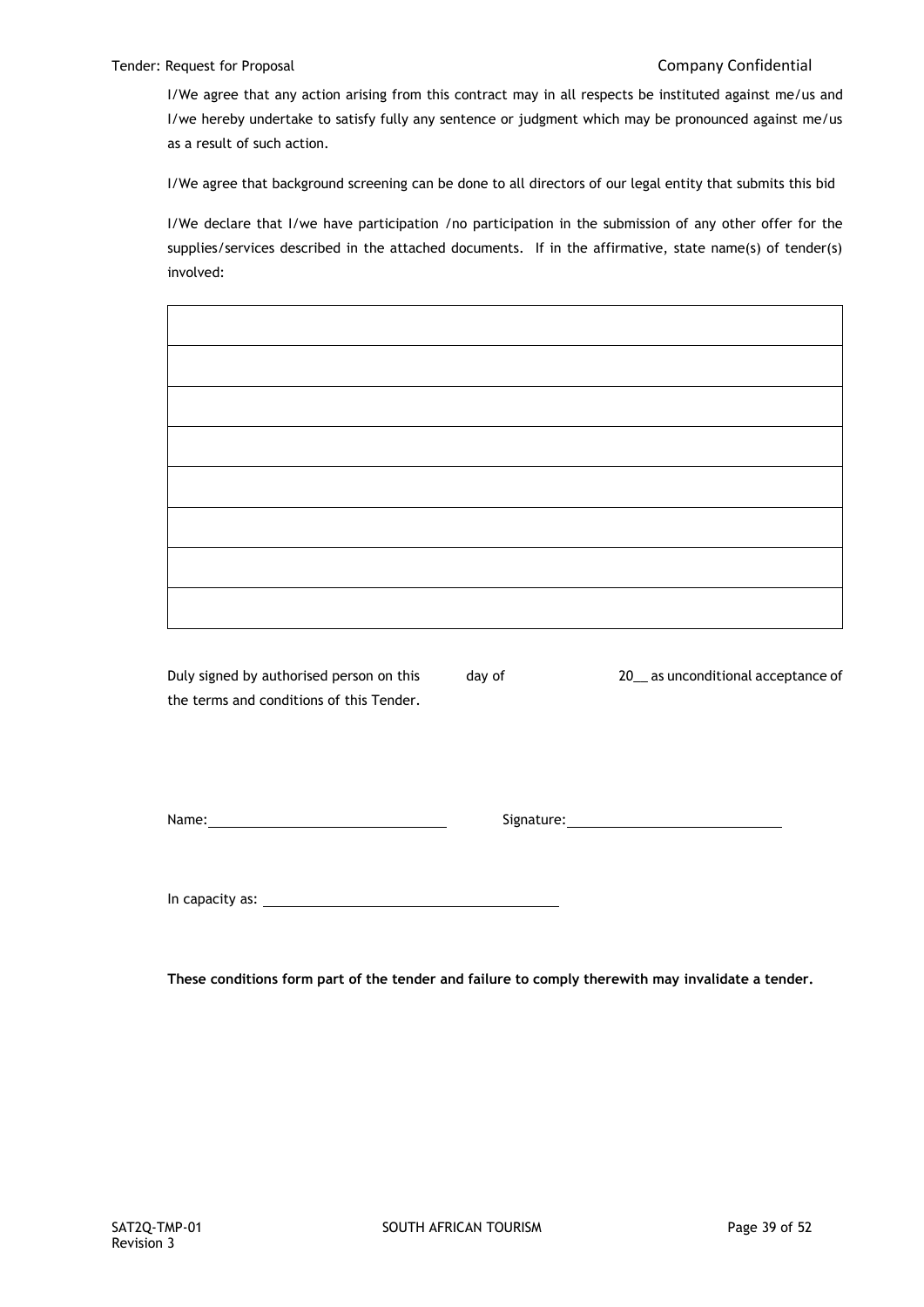I/We agree that any action arising from this contract may in all respects be instituted against me/us and I/we hereby undertake to satisfy fully any sentence or judgment which may be pronounced against me/us as a result of such action.

I/We agree that background screening can be done to all directors of our legal entity that submits this bid

I/We declare that I/we have participation /no participation in the submission of any other offer for the supplies/services described in the attached documents. If in the affirmative, state name(s) of tender(s) involved:

| |
|---|
| |
| |
| |
| |
| |
| |
| |

Duly signed by authorised person on this ______ day of ______________ 20__ as unconditional acceptance of the terms and conditions of this Tender.

Name: ______________________________ Signature: ______________________________

In capacity as: ______________________________

**These conditions form part of the tender and failure to comply therewith may invalidate a tender.**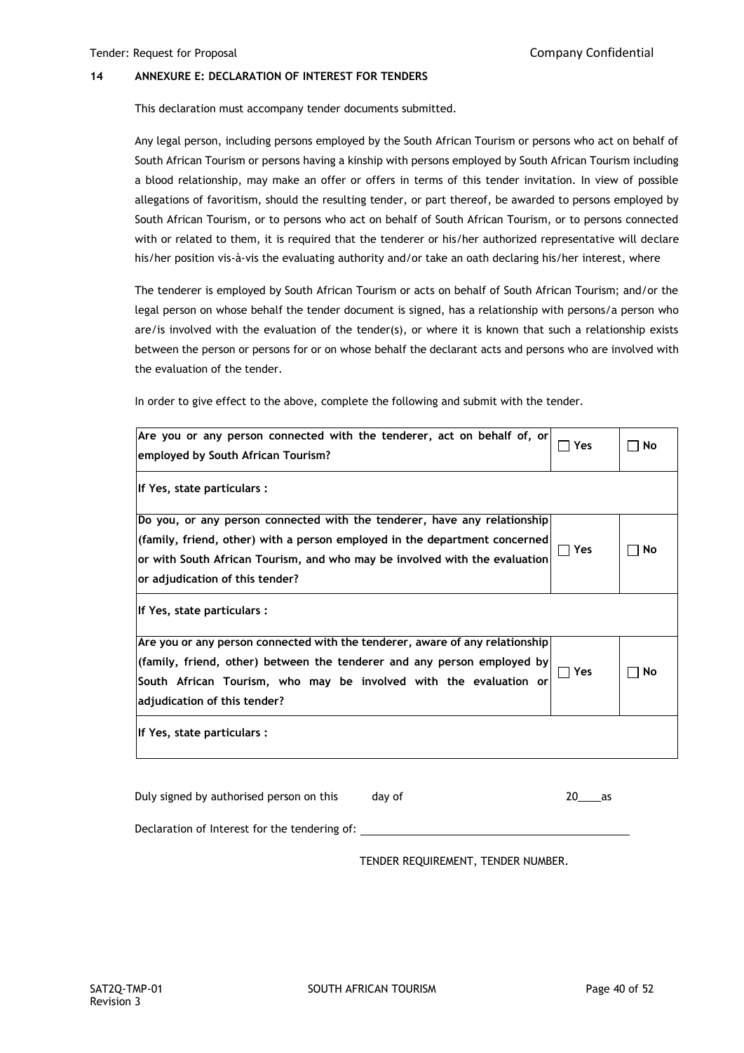## 14 ANNEXURE E: DECLARATION OF INTEREST FOR TENDERS

This declaration must accompany tender documents submitted.

Any legal person, including persons employed by the South African Tourism or persons who act on behalf of South African Tourism or persons having a kinship with persons employed by South African Tourism including a blood relationship, may make an offer or offers in terms of this tender invitation. In view of possible allegations of favoritism, should the resulting tender, or part thereof, be awarded to persons employed by South African Tourism, or to persons who act on behalf of South African Tourism, or to persons connected with or related to them, it is required that the tenderer or his/her authorized representative will declare his/her position vis-à-vis the evaluating authority and/or take an oath declaring his/her interest, where

The tenderer is employed by South African Tourism or acts on behalf of South African Tourism; and/or the legal person on whose behalf the tender document is signed, has a relationship with persons/a person who are/is involved with the evaluation of the tender(s), or where it is known that such a relationship exists between the person or persons for or on whose behalf the declarant acts and persons who are involved with the evaluation of the tender.

In order to give effect to the above, complete the following and submit with the tender.

| | | |
|---|---|---|
| **Are you or any person connected with the tenderer, act on behalf of, or employed by South African Tourism?** | ☐ Yes | ☐ No |
| **If Yes, state particulars :** | | |
| **Do you, or any person connected with the tenderer, have any relationship (family, friend, other) with a person employed in the department concerned or with South African Tourism, and who may be involved with the evaluation or adjudication of this tender?** | ☐ Yes | ☐ No |
| **If Yes, state particulars :** | | |
| **Are you or any person connected with the tenderer, aware of any relationship (family, friend, other) between the tenderer and any person employed by South African Tourism, who may be involved with the evaluation or adjudication of this tender?** | ☐ Yes | ☐ No |
| **If Yes, state particulars :** | | |

Duly signed by authorised person on this day of 20____as

Declaration of Interest for the tendering of: ____________________________________________

TENDER REQUIREMENT, TENDER NUMBER.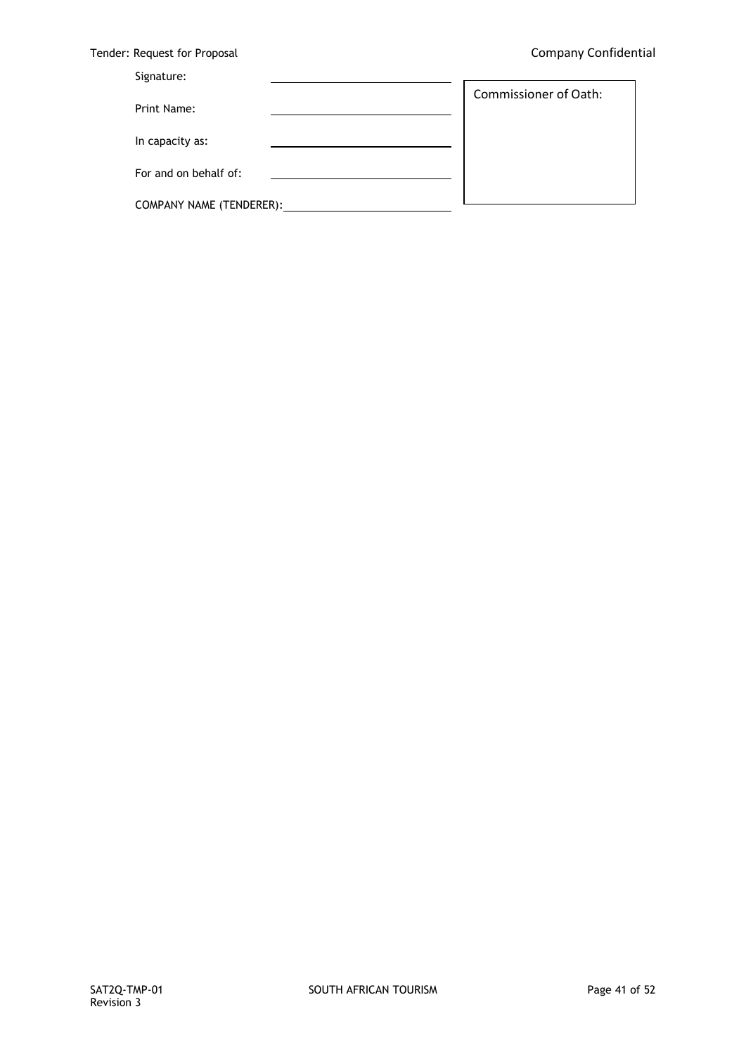Signature: \_\_\_\_\_\_\_\_\_\_\_\_\_\_\_\_\_\_\_\_\_\_\_\_

Print Name: \_\_\_\_\_\_\_\_\_\_\_\_\_\_\_\_\_\_\_\_\_\_\_\_

In capacity as: \_\_\_\_\_\_\_\_\_\_\_\_\_\_\_\_\_\_\_\_\_\_\_\_

For and on behalf of: \_\_\_\_\_\_\_\_\_\_\_\_\_\_\_\_\_\_\_\_\_\_\_\_

COMPANY NAME (TENDERER): \_\_\_\_\_\_\_\_\_\_\_\_\_\_\_\_\_\_\_\_\_\_\_\_

| Commissioner of Oath: |
|---|
| |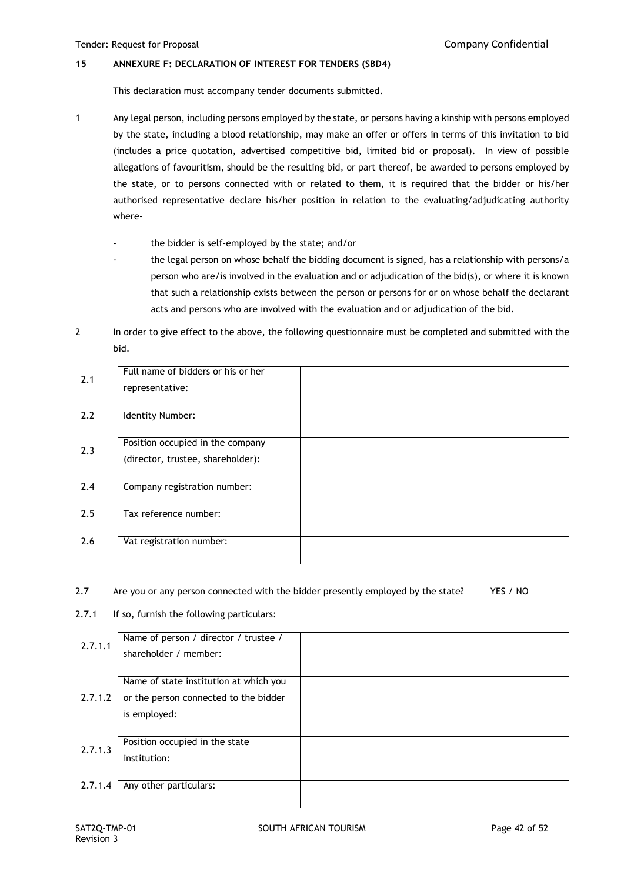## 15 ANNEXURE F: DECLARATION OF INTEREST FOR TENDERS (SBD4)

This declaration must accompany tender documents submitted.

1. Any legal person, including persons employed by the state, or persons having a kinship with persons employed by the state, including a blood relationship, may make an offer or offers in terms of this invitation to bid (includes a price quotation, advertised competitive bid, limited bid or proposal). In view of possible allegations of favouritism, should be the resulting bid, or part thereof, be awarded to persons employed by the state, or to persons connected with or related to them, it is required that the bidder or his/her authorised representative declare his/her position in relation to the evaluating/adjudicating authority where-

   - the bidder is self-employed by the state; and/or
   - the legal person on whose behalf the bidding document is signed, has a relationship with persons/a person who are/is involved in the evaluation and or adjudication of the bid(s), or where it is known that such a relationship exists between the person or persons for or on whose behalf the declarant acts and persons who are involved with the evaluation and or adjudication of the bid.

2. In order to give effect to the above, the following questionnaire must be completed and submitted with the bid.

| | | |
|---|---|---|
| 2.1 | Full name of bidders or his or her representative: | |
| 2.2 | Identity Number: | |
| 2.3 | Position occupied in the company (director, trustee, shareholder): | |
| 2.4 | Company registration number: | |
| 2.5 | Tax reference number: | |
| 2.6 | Vat registration number: | |

2.7 Are you or any person connected with the bidder presently employed by the state? YES / NO

2.7.1 If so, furnish the following particulars:

| | | |
|---|---|---|
| 2.7.1.1 | Name of person / director / trustee / shareholder / member: | |
| 2.7.1.2 | Name of state institution at which you or the person connected to the bidder is employed: | |
| 2.7.1.3 | Position occupied in the state institution: | |
| 2.7.1.4 | Any other particulars: | |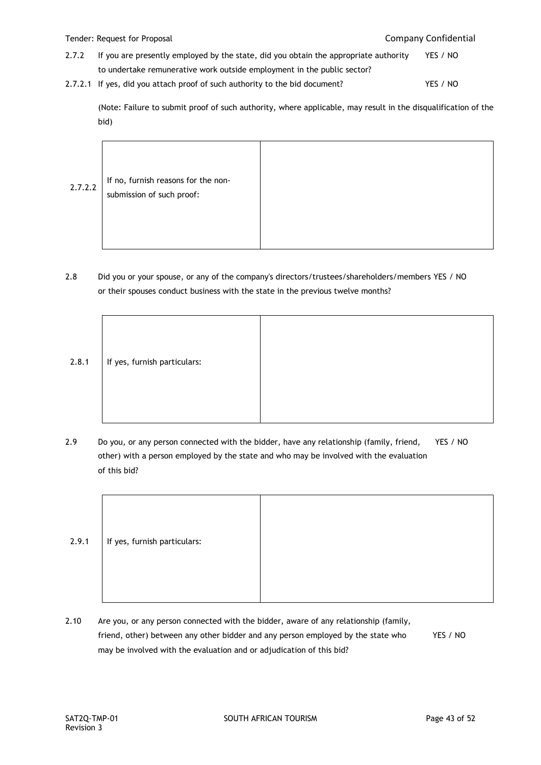2.7.2 If you are presently employed by the state, did you obtain the appropriate authority to undertake remunerative work outside employment in the public sector? YES / NO

2.7.2.1 If yes, did you attach proof of such authority to the bid document? YES / NO

(Note: Failure to submit proof of such authority, where applicable, may result in the disqualification of the bid)

| 2.7.2.2 | If no, furnish reasons for the non-submission of such proof: | |
|---|---|---|

2.8 Did you or your spouse, or any of the company's directors/trustees/shareholders/members or their spouses conduct business with the state in the previous twelve months? YES / NO

| 2.8.1 | If yes, furnish particulars: | |
|---|---|---|

2.9 Do you, or any person connected with the bidder, have any relationship (family, friend, other) with a person employed by the state and who may be involved with the evaluation of this bid? YES / NO

| 2.9.1 | If yes, furnish particulars: | |
|---|---|---|

2.10 Are you, or any person connected with the bidder, aware of any relationship (family, friend, other) between any other bidder and any person employed by the state who may be involved with the evaluation and or adjudication of this bid? YES / NO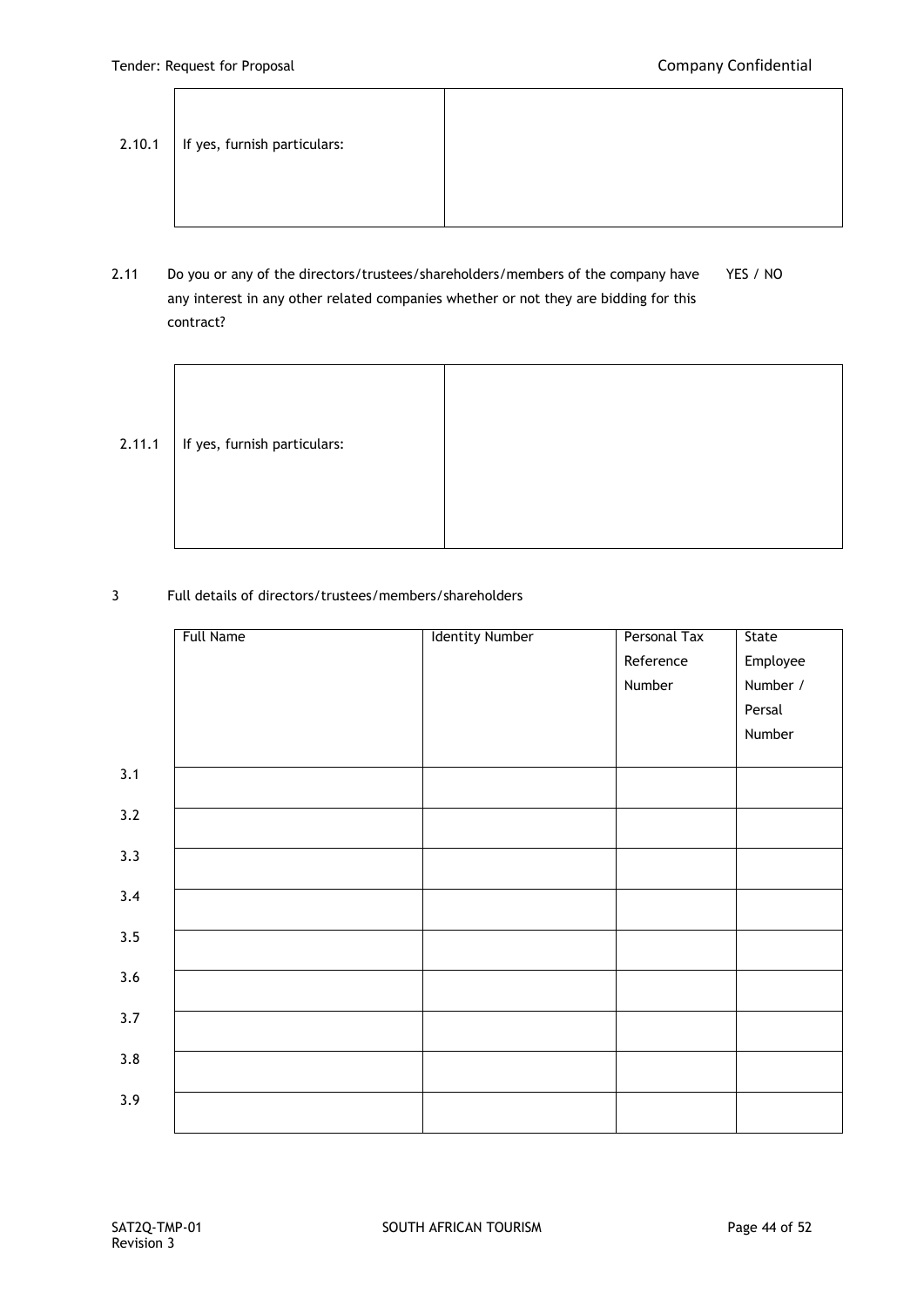| 2.10.1 | If yes, furnish particulars: | |
|---|---|---|

2.11 Do you or any of the directors/trustees/shareholders/members of the company have any interest in any other related companies whether or not they are bidding for this contract? YES / NO

| 2.11.1 | If yes, furnish particulars: | |
|---|---|---|

3 Full details of directors/trustees/members/shareholders

| | Full Name | Identity Number | Personal Tax Reference Number | State Employee Number / Persal Number |
|---|---|---|---|---|
| 3.1 | | | | |
| 3.2 | | | | |
| 3.3 | | | | |
| 3.4 | | | | |
| 3.5 | | | | |
| 3.6 | | | | |
| 3.7 | | | | |
| 3.8 | | | | |
| 3.9 | | | | |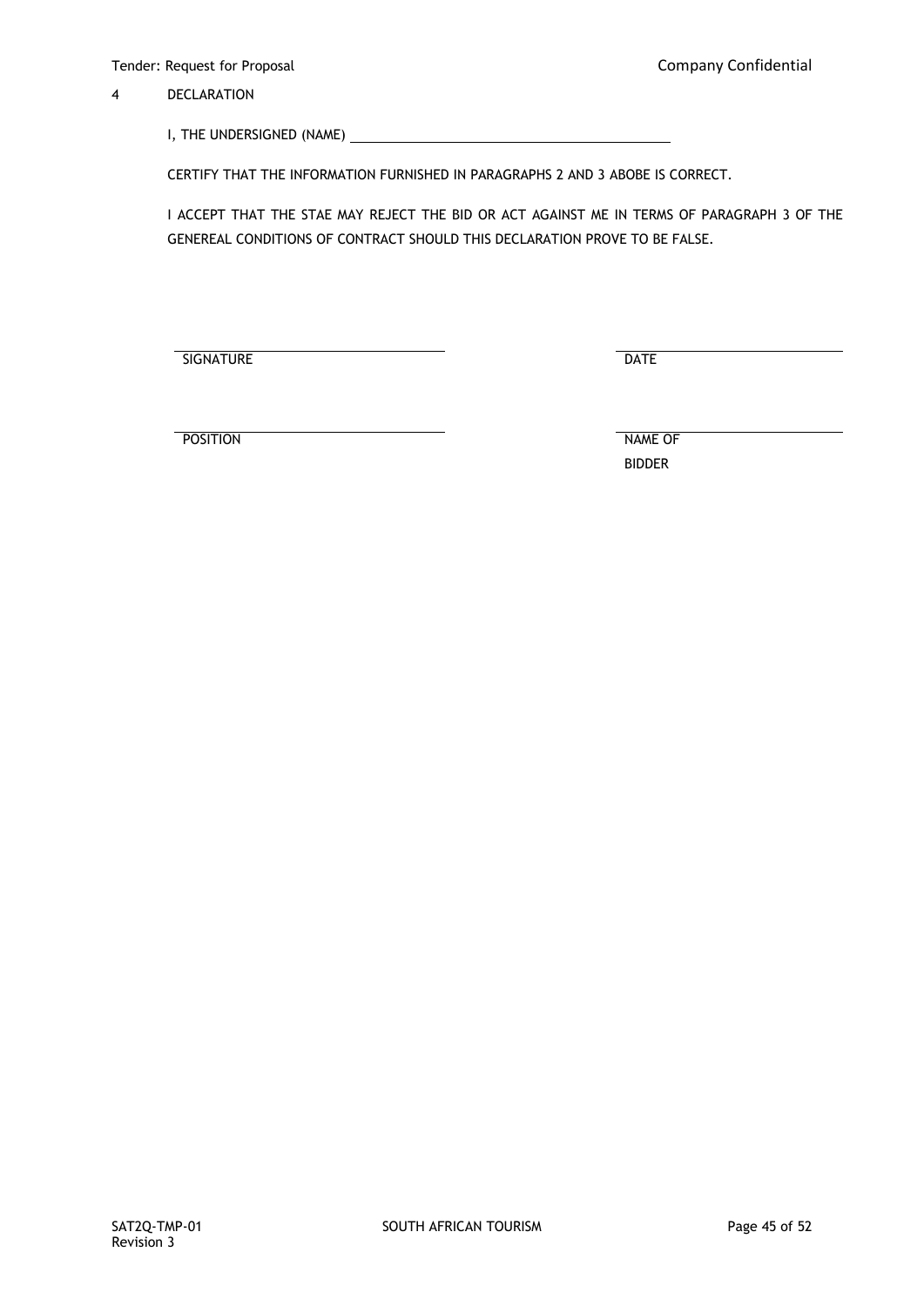4 DECLARATION

I, THE UNDERSIGNED (NAME) ____________________________________________

CERTIFY THAT THE INFORMATION FURNISHED IN PARAGRAPHS 2 AND 3 ABOBE IS CORRECT.

I ACCEPT THAT THE STAE MAY REJECT THE BID OR ACT AGAINST ME IN TERMS OF PARAGRAPH 3 OF THE GENEREAL CONDITIONS OF CONTRACT SHOULD THIS DECLARATION PROVE TO BE FALSE.

| | |
|---|---|
| ______________________________ | ______________________________ |
| SIGNATURE | DATE |
| ______________________________ | ______________________________ |
| POSITION | NAME OF BIDDER |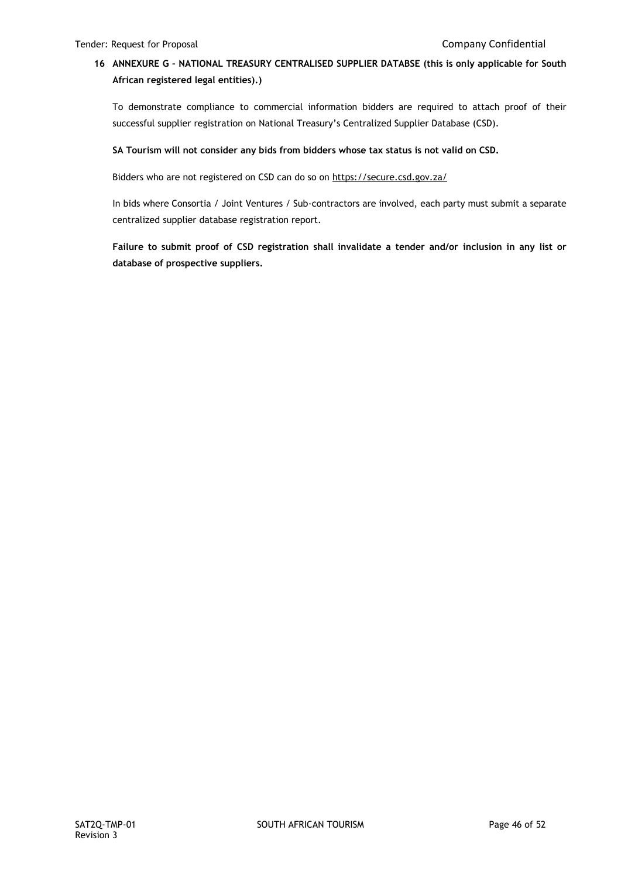## 16 ANNEXURE G – NATIONAL TREASURY CENTRALISED SUPPLIER DATABSE (this is only applicable for South African registered legal entities).)

To demonstrate compliance to commercial information bidders are required to attach proof of their successful supplier registration on National Treasury's Centralized Supplier Database (CSD).

**SA Tourism will not consider any bids from bidders whose tax status is not valid on CSD.**

Bidders who are not registered on CSD can do so on https://secure.csd.gov.za/

In bids where Consortia / Joint Ventures / Sub-contractors are involved, each party must submit a separate centralized supplier database registration report.

**Failure to submit proof of CSD registration shall invalidate a tender and/or inclusion in any list or database of prospective suppliers.**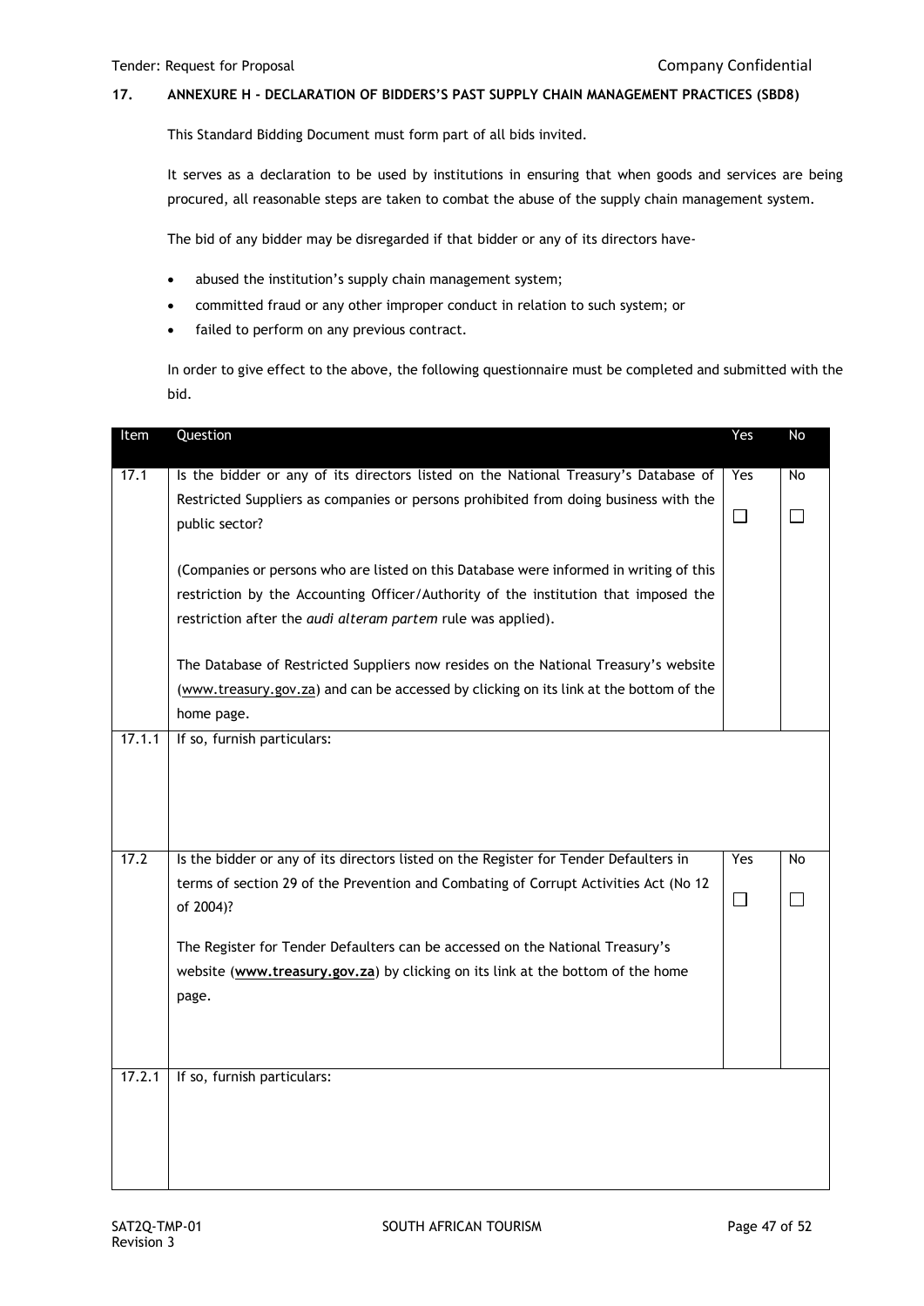## 17. ANNEXURE H – DECLARATION OF BIDDERS'S PAST SUPPLY CHAIN MANAGEMENT PRACTICES (SBD8)

This Standard Bidding Document must form part of all bids invited.

It serves as a declaration to be used by institutions in ensuring that when goods and services are being procured, all reasonable steps are taken to combat the abuse of the supply chain management system.

The bid of any bidder may be disregarded if that bidder or any of its directors have-

- abused the institution's supply chain management system;
- committed fraud or any other improper conduct in relation to such system; or
- failed to perform on any previous contract.

In order to give effect to the above, the following questionnaire must be completed and submitted with the bid.

| Item | Question | Yes | No |
|---|---|---|---|
| 17.1 | Is the bidder or any of its directors listed on the National Treasury's Database of Restricted Suppliers as companies or persons prohibited from doing business with the public sector?<br><br>(Companies or persons who are listed on this Database were informed in writing of this restriction by the Accounting Officer/Authority of the institution that imposed the restriction after the *audi alteram partem* rule was applied).<br><br>The Database of Restricted Suppliers now resides on the National Treasury's website (www.treasury.gov.za) and can be accessed by clicking on its link at the bottom of the home page. | Yes ☐ | No ☐ |
| 17.1.1 | If so, furnish particulars: | | |
| 17.2 | Is the bidder or any of its directors listed on the Register for Tender Defaulters in terms of section 29 of the Prevention and Combating of Corrupt Activities Act (No 12 of 2004)?<br><br>The Register for Tender Defaulters can be accessed on the National Treasury's website (**www.treasury.gov.za**) by clicking on its link at the bottom of the home page. | Yes ☐ | No ☐ |
| 17.2.1 | If so, furnish particulars: | | |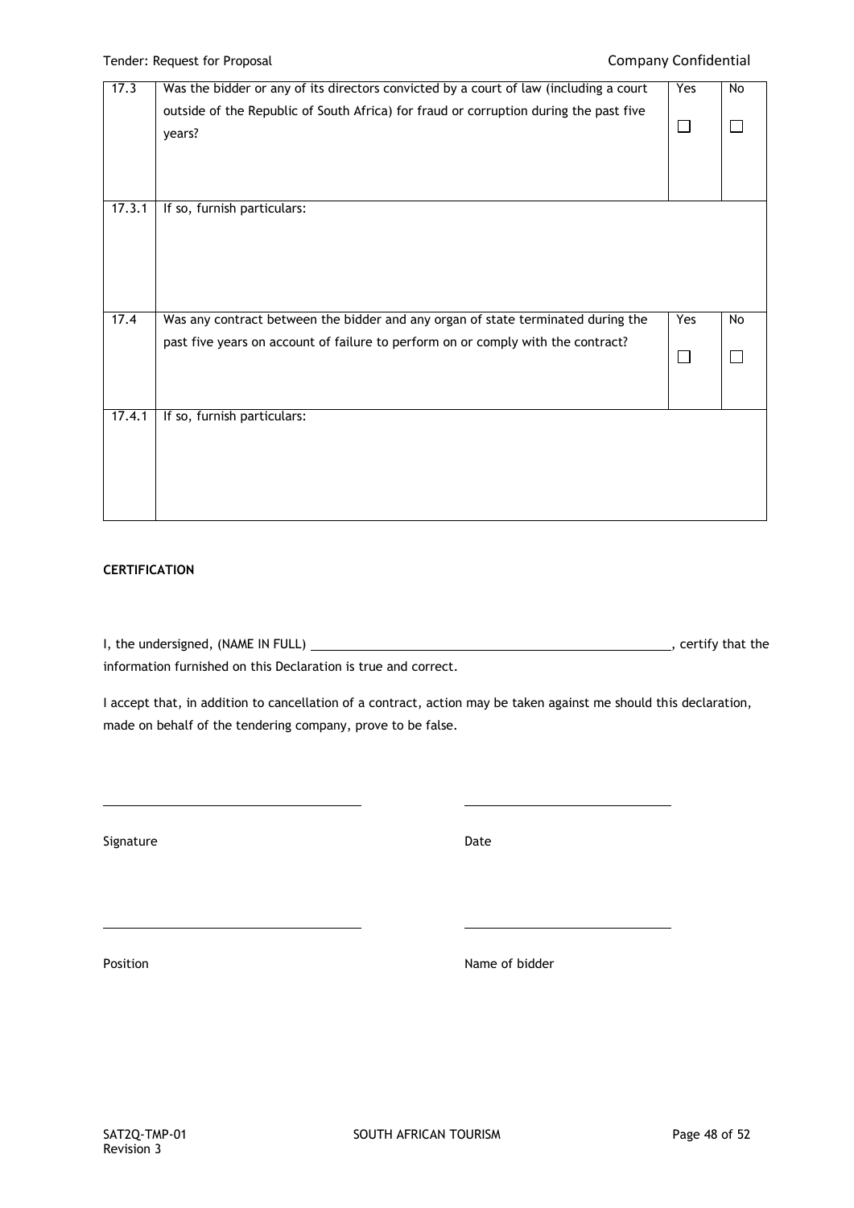| | | | |
|---|---|---|---|
| 17.3 | Was the bidder or any of its directors convicted by a court of law (including a court outside of the Republic of South Africa) for fraud or corruption during the past five years? | Yes ☐ | No ☐ |
| 17.3.1 | If so, furnish particulars: | | |
| 17.4 | Was any contract between the bidder and any organ of state terminated during the past five years on account of failure to perform on or comply with the contract? | Yes ☐ | No ☐ |
| 17.4.1 | If so, furnish particulars: | | |

**CERTIFICATION**

I, the undersigned, (NAME IN FULL) ______________________________________________, certify that the information furnished on this Declaration is true and correct.

I accept that, in addition to cancellation of a contract, action may be taken against me should this declaration, made on behalf of the tendering company, prove to be false.

______________________________ ______________________________

Signature Date

______________________________ ______________________________

Position Name of bidder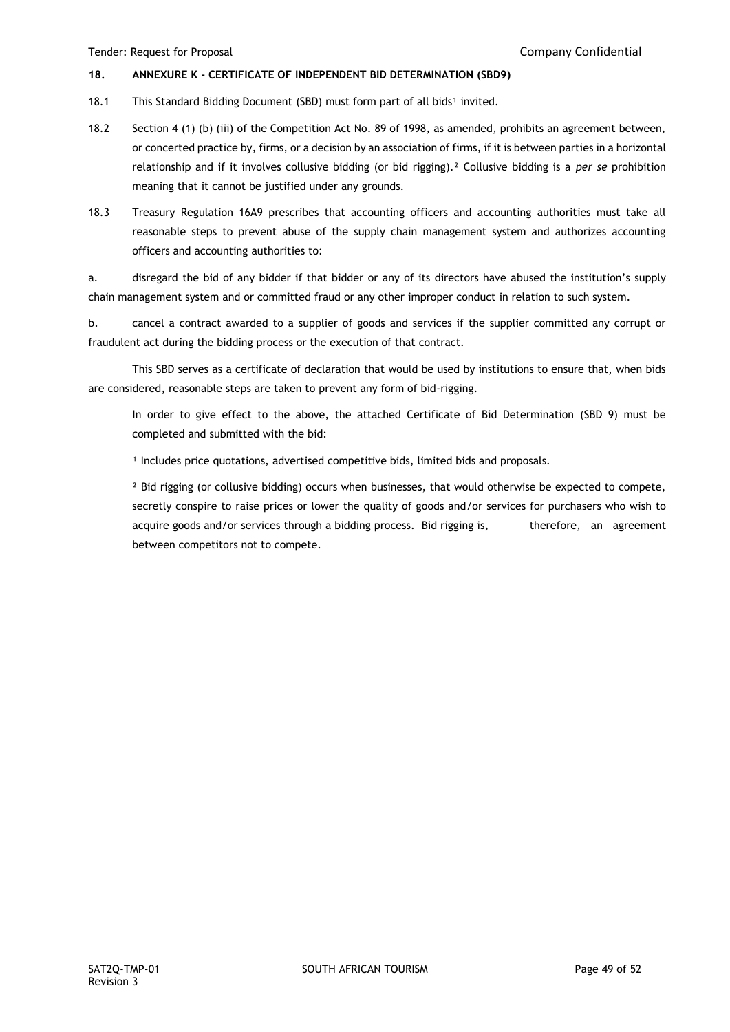## 18. ANNEXURE K - CERTIFICATE OF INDEPENDENT BID DETERMINATION (SBD9)

18.1 This Standard Bidding Document (SBD) must form part of all bids[1] invited.

18.2 Section 4 (1) (b) (iii) of the Competition Act No. 89 of 1998, as amended, prohibits an agreement between, or concerted practice by, firms, or a decision by an association of firms, if it is between parties in a horizontal relationship and if it involves collusive bidding (or bid rigging).[2] Collusive bidding is a *per se* prohibition meaning that it cannot be justified under any grounds.

18.3 Treasury Regulation 16A9 prescribes that accounting officers and accounting authorities must take all reasonable steps to prevent abuse of the supply chain management system and authorizes accounting officers and accounting authorities to:

a. disregard the bid of any bidder if that bidder or any of its directors have abused the institution's supply chain management system and or committed fraud or any other improper conduct in relation to such system.

b. cancel a contract awarded to a supplier of goods and services if the supplier committed any corrupt or fraudulent act during the bidding process or the execution of that contract.

This SBD serves as a certificate of declaration that would be used by institutions to ensure that, when bids are considered, reasonable steps are taken to prevent any form of bid-rigging.

In order to give effect to the above, the attached Certificate of Bid Determination (SBD 9) must be completed and submitted with the bid:

[1] Includes price quotations, advertised competitive bids, limited bids and proposals.

[2] Bid rigging (or collusive bidding) occurs when businesses, that would otherwise be expected to compete, secretly conspire to raise prices or lower the quality of goods and/or services for purchasers who wish to acquire goods and/or services through a bidding process. Bid rigging is, therefore, an agreement between competitors not to compete.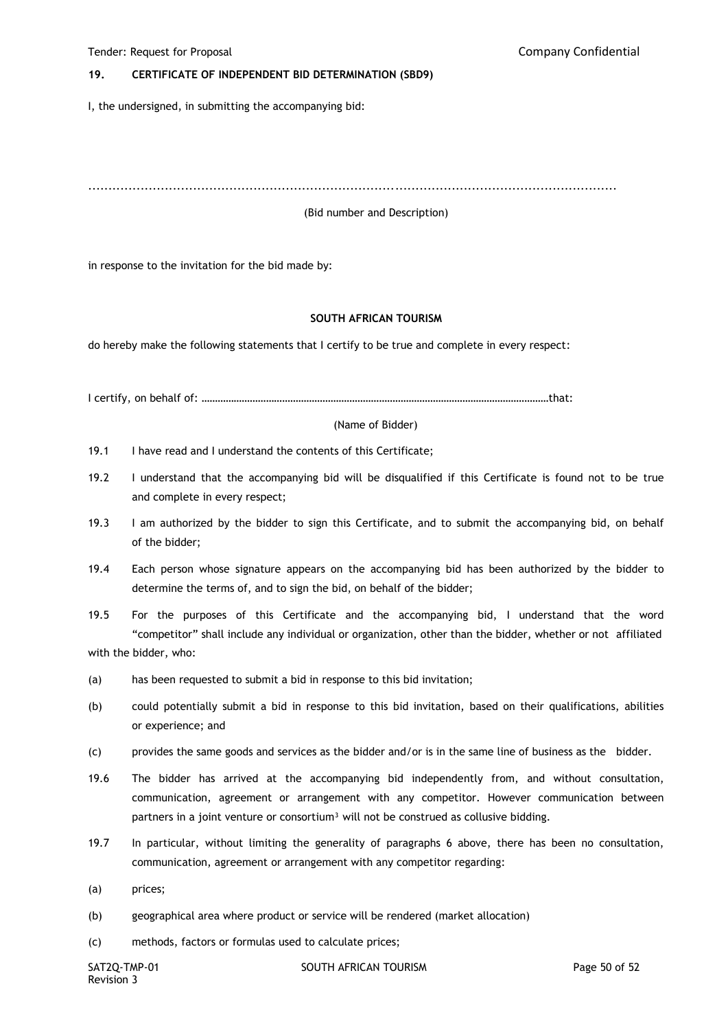## 19. CERTIFICATE OF INDEPENDENT BID DETERMINATION (SBD9)

I, the undersigned, in submitting the accompanying bid:

.......................................................................................................................................

(Bid number and Description)

in response to the invitation for the bid made by:

**SOUTH AFRICAN TOURISM**

do hereby make the following statements that I certify to be true and complete in every respect:

I certify, on behalf of: ……………………………………………………………………………………………………………………that:

(Name of Bidder)

19.1 I have read and I understand the contents of this Certificate;

19.2 I understand that the accompanying bid will be disqualified if this Certificate is found not to be true and complete in every respect;

19.3 I am authorized by the bidder to sign this Certificate, and to submit the accompanying bid, on behalf of the bidder;

19.4 Each person whose signature appears on the accompanying bid has been authorized by the bidder to determine the terms of, and to sign the bid, on behalf of the bidder;

19.5 For the purposes of this Certificate and the accompanying bid, I understand that the word "competitor" shall include any individual or organization, other than the bidder, whether or not affiliated with the bidder, who:

(a) has been requested to submit a bid in response to this bid invitation;

(b) could potentially submit a bid in response to this bid invitation, based on their qualifications, abilities or experience; and

(c) provides the same goods and services as the bidder and/or is in the same line of business as the bidder.

19.6 The bidder has arrived at the accompanying bid independently from, and without consultation, communication, agreement or arrangement with any competitor. However communication between partners in a joint venture or consortium[3] will not be construed as collusive bidding.

19.7 In particular, without limiting the generality of paragraphs 6 above, there has been no consultation, communication, agreement or arrangement with any competitor regarding:

(a) prices;

(b) geographical area where product or service will be rendered (market allocation)

(c) methods, factors or formulas used to calculate prices;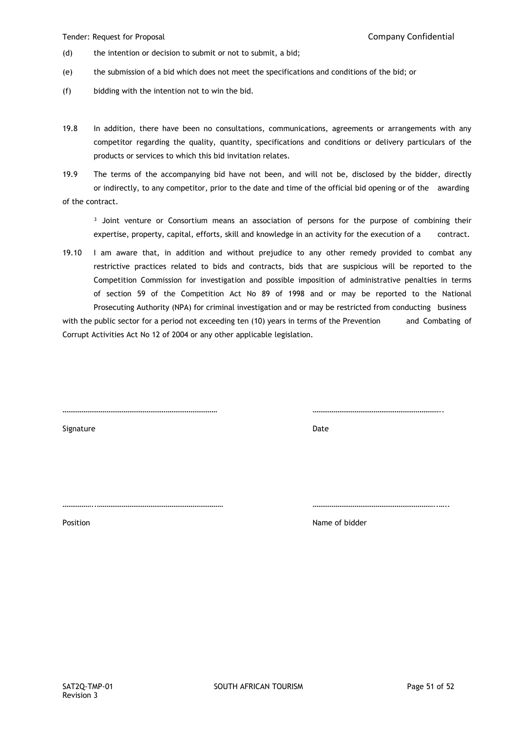(d) the intention or decision to submit or not to submit, a bid;

(e) the submission of a bid which does not meet the specifications and conditions of the bid; or

(f) bidding with the intention not to win the bid.

19.8 In addition, there have been no consultations, communications, agreements or arrangements with any competitor regarding the quality, quantity, specifications and conditions or delivery particulars of the products or services to which this bid invitation relates.

19.9 The terms of the accompanying bid have not been, and will not be, disclosed by the bidder, directly or indirectly, to any competitor, prior to the date and time of the official bid opening or of the awarding of the contract.

[3] Joint venture or Consortium means an association of persons for the purpose of combining their expertise, property, capital, efforts, skill and knowledge in an activity for the execution of a contract.

19.10 I am aware that, in addition and without prejudice to any other remedy provided to combat any restrictive practices related to bids and contracts, bids that are suspicious will be reported to the Competition Commission for investigation and possible imposition of administrative penalties in terms of section 59 of the Competition Act No 89 of 1998 and or may be reported to the National Prosecuting Authority (NPA) for criminal investigation and or may be restricted from conducting business with the public sector for a period not exceeding ten (10) years in terms of the Prevention and Combating of Corrupt Activities Act No 12 of 2004 or any other applicable legislation.

……………………………………………………………………… …………………………………………………………..

Signature Date

……………..………………………………………………………… ……………………………………………………….…..

Position Name of bidder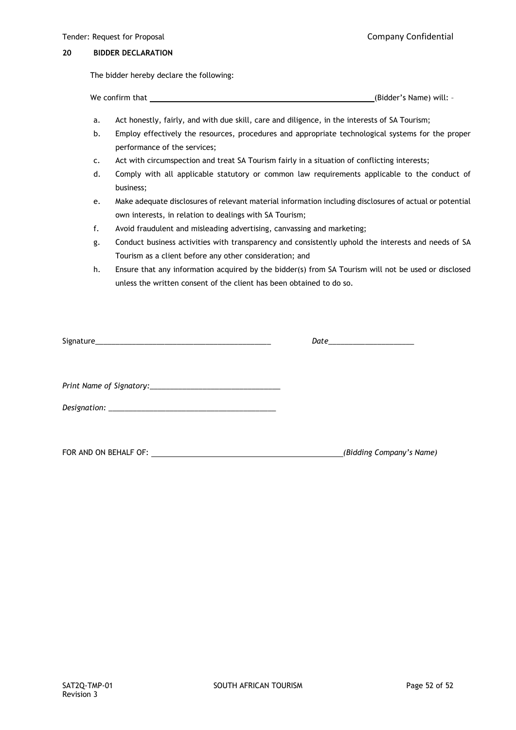## 20 BIDDER DECLARATION

The bidder hereby declare the following:

We confirm that ______________________________________________________(Bidder's Name) will: -

a. Act honestly, fairly, and with due skill, care and diligence, in the interests of SA Tourism;
b. Employ effectively the resources, procedures and appropriate technological systems for the proper performance of the services;
c. Act with circumspection and treat SA Tourism fairly in a situation of conflicting interests;
d. Comply with all applicable statutory or common law requirements applicable to the conduct of business;
e. Make adequate disclosures of relevant material information including disclosures of actual or potential own interests, in relation to dealings with SA Tourism;
f. Avoid fraudulent and misleading advertising, canvassing and marketing;
g. Conduct business activities with transparency and consistently uphold the interests and needs of SA Tourism as a client before any other consideration; and
h. Ensure that any information acquired by the bidder(s) from SA Tourism will not be used or disclosed unless the written consent of the client has been obtained to do so.

Signature____________________________________________ *Date*_____________________

*Print Name of Signatory:*________________________________

*Designation:* _________________________________________

FOR AND ON BEHALF OF: _______________________________________________*(Bidding Company's Name)*